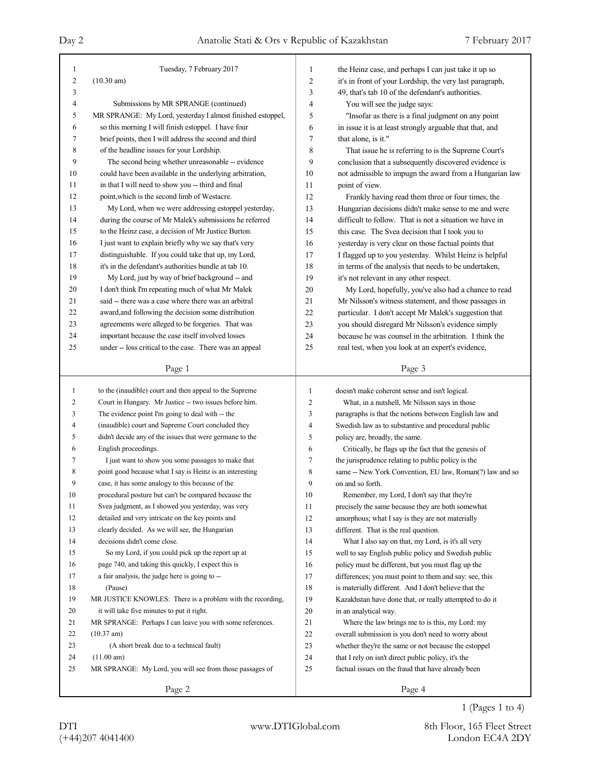Tuesday, 7 February 2017

(10.30 am)

Submissions by MR SPRANGE (continued)

MR SPRANGE: My Lord, yesterday I almost finished estoppel, so this morning I will finish estoppel. I have four brief points, then I will address the second and third of the headline issues for your Lordship.

The second being whether unreasonable -- evidence could have been available in the underlying arbitration, in that I will need to show you -- third and final point,which is the second limb of Westacre.

My Lord, when we were addressing estoppel yesterday, during the course of Mr Malek's submissions he referred to the Heinz case, a decision of Mr Justice Burton. I just want to explain briefly why we say that's very distinguishable. If you could take that up, my Lord, it's in the defendant's authorities bundle at tab 10.

My Lord, just by way of brief background -- and I don't think I'm repeating much of what Mr Malek said -- there was a case where there was an arbitral award,and following the decision some distribution agreements were alleged to be forgeries. That was important because the case itself involved losses under -- loss critical to the case. There was an appeal to the (inaudible) court and then appeal to the Supreme Court in Hungary. Mr Justice -- two issues before him. The evidence point I'm going to deal with -- the (inaudible) court and Supreme Court concluded they didn't decide any of the issues that were germane to the English proceedings.

I just want to show you some passages to make that point good because what I say is Heinz is an interesting case, it has some analogy to this because of the procedural posture but can't be compared because the Svea judgment, as I showed you yesterday, was very detailed and very intricate on the key points and clearly decided. As we will see, the Hungarian decisions didn't come close.

So my Lord, if you could pick up the report up at page 740, and taking this quickly, I expect this is a fair analysis, the judge here is going to --

(Pause)

MR JUSTICE KNOWLES: There is a problem with the recording, it will take five minutes to put it right.

MR SPRANGE: Perhaps I can leave you with some references.

(10.37 am)

(A short break due to a technical fault)

(11.00 am)

MR SPRANGE: My Lord, you will see from those passages of the Heinz case, and perhaps I can just take it up so it's in front of your Lordship, the very last paragraph, 49, that's tab 10 of the defendant's authorities.

You will see the judge says:

"Insofar as there is a final judgment on any point in issue it is at least strongly arguable that that, and that alone, is it."

That issue he is referring to is the Supreme Court's conclusion that a subsequently discovered evidence is not admissible to impugn the award from a Hungarian law point of view.

Frankly having read them three or four times, the Hungarian decisions didn't make sense to me and were difficult to follow. That is not a situation we have in this case. The Svea decision that I took you to yesterday is very clear on those factual points that I flagged up to you yesterday. Whilst Heinz is helpful in terms of the analysis that needs to be undertaken, it's not relevant in any other respect.

My Lord, hopefully, you've also had a chance to read Mr Nilsson's witness statement, and those passages in particular. I don't accept Mr Malek's suggestion that you should disregard Mr Nilsson's evidence simply because he was counsel in the arbitration. I think the real test, when you look at an expert's evidence, doesn't make coherent sense and isn't logical.

What, in a nutshell, Mr Nilsson says in those paragraphs is that the notions between English law and Swedish law as to substantive and procedural public policy are, broadly, the same.

Critically, he flags up the fact that the genesis of the jurisprudence relating to public policy is the same -- New York Convention, EU law, Roman(?) law and so on and so forth.

Remember, my Lord, I don't say that they're precisely the same because they are both somewhat amorphous; what I say is they are not materially different. That is the real question.

What I also say on that, my Lord, is it's all very well to say English public policy and Swedish public policy must be different, but you must flag up the differences; you must point to them and say: see, this is materially different. And I don't believe that the Kazakhstan have done that, or really attempted to do it in an analytical way.

Where the law brings me to is this, my Lord: my overall submission is you don't need to worry about whether they're the same or not because the estoppel that I rely on isn't direct public policy, it's the factual issues on the fraud that have already been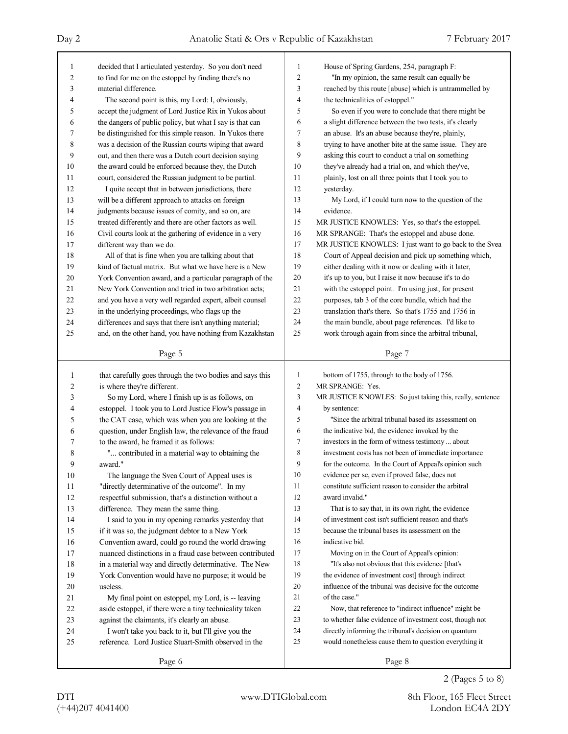decided that I articulated yesterday. So you don't need to find for me on the estoppel by finding there's no material difference.

The second point is this, my Lord: I, obviously, accept the judgment of Lord Justice Rix in Yukos about the dangers of public policy, but what I say is that can be distinguished for this simple reason. In Yukos there was a decision of the Russian courts wiping that award out, and then there was a Dutch court decision saying the award could be enforced because they, the Dutch court, considered the Russian judgment to be partial.

I quite accept that in between jurisdictions, there will be a different approach to attacks on foreign judgments because issues of comity, and so on, are treated differently and there are other factors as well. Civil courts look at the gathering of evidence in a very different way than we do.

All of that is fine when you are talking about that kind of factual matrix. But what we have here is a New York Convention award, and a particular paragraph of the New York Convention and tried in two arbitration acts; and you have a very well regarded expert, albeit counsel in the underlying proceedings, who flags up the differences and says that there isn't anything material; and, on the other hand, you have nothing from Kazakhstan that carefully goes through the two bodies and says this is where they're different.

So my Lord, where I finish up is as follows, on estoppel. I took you to Lord Justice Flow's passage in the CAT case, which was when you are looking at the question, under English law, the relevance of the fraud to the award, he framed it as follows:

"... contributed in a material way to obtaining the award."

The language the Svea Court of Appeal uses is "directly determinative of the outcome". In my respectful submission, that's a distinction without a difference. They mean the same thing.

I said to you in my opening remarks yesterday that if it was so, the judgment debtor to a New York Convention award, could go round the world drawing nuanced distinctions in a fraud case between contributed in a material way and directly determinative. The New York Convention would have no purpose; it would be useless.

My final point on estoppel, my Lord, is -- leaving aside estoppel, if there were a tiny technicality taken against the claimants, it's clearly an abuse.

I won't take you back to it, but I'll give you the reference. Lord Justice Stuart-Smith observed in the House of Spring Gardens, 254, paragraph F:

"In my opinion, the same result can equally be reached by this route [abuse] which is untrammelled by the technicalities of estoppel."

So even if you were to conclude that there might be a slight difference between the two tests, it's clearly an abuse. It's an abuse because they're, plainly, trying to have another bite at the same issue. They are asking this court to conduct a trial on something they've already had a trial on, and which they've, plainly, lost on all three points that I took you to yesterday.

My Lord, if I could turn now to the question of the evidence.

MR JUSTICE KNOWLES: Yes, so that's the estoppel.

MR SPRANGE: That's the estoppel and abuse done.

MR JUSTICE KNOWLES: I just want to go back to the Svea Court of Appeal decision and pick up something which, either dealing with it now or dealing with it later, it's up to you, but I raise it now because it's to do with the estoppel point. I'm using just, for present purposes, tab 3 of the core bundle, which had the translation that's there. So that's 1755 and 1756 in the main bundle, about page references. I'd like to work through again from since the arbitral tribunal, bottom of 1755, through to the body of 1756.

MR SPRANGE: Yes.

MR JUSTICE KNOWLES: So just taking this, really, sentence by sentence:

"Since the arbitral tribunal based its assessment on the indicative bid, the evidence invoked by the investors in the form of witness testimony ... about investment costs has not been of immediate importance for the outcome. In the Court of Appeal's opinion such evidence per se, even if proved false, does not constitute sufficient reason to consider the arbitral award invalid."

That is to say that, in its own right, the evidence of investment cost isn't sufficient reason and that's because the tribunal bases its assessment on the indicative bid.

Moving on in the Court of Appeal's opinion:

"It's also not obvious that this evidence [that's the evidence of investment cost] through indirect influence of the tribunal was decisive for the outcome of the case."

Now, that reference to "indirect influence" might be to whether false evidence of investment cost, though not directly informing the tribunal's decision on quantum would nonetheless cause them to question everything it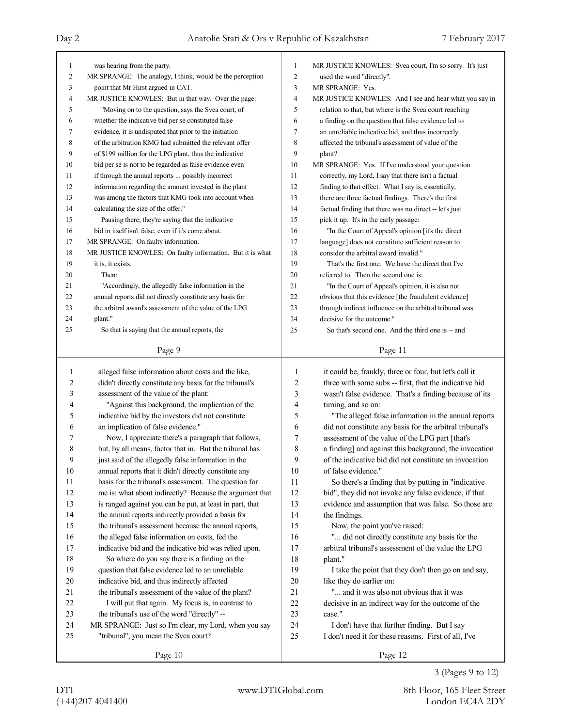was hearing from the party.

MR SPRANGE: The analogy, I think, would be the perception point that Mr Hirst argued in CAT.

MR JUSTICE KNOWLES: But in that way. Over the page:

"Moving on to the question, says the Svea court, of whether the indicative bid per se constituted false evidence, it is undisputed that prior to the initiation of the arbitration KMG had submitted the relevant offer of $199 million for the LPG plant, thus the indicative bid per se is not to be regarded as false evidence even if through the annual reports ... possibly incorrect information regarding the amount invested in the plant was among the factors that KMG took into account when calculating the size of the offer."

Pausing there, they're saying that the indicative bid in itself isn't false, even if it's come about.

MR SPRANGE: On faulty information.

MR JUSTICE KNOWLES: On faulty information. But it is what it is, it exists.

Then:

"Accordingly, the allegedly false information in the annual reports did not directly constitute any basis for the arbitral award's assessment of the value of the LPG plant."

So that is saying that the annual reports, the alleged false information about costs and the like, didn't directly constitute any basis for the tribunal's assessment of the value of the plant:

"Against this background, the implication of the indicative bid by the investors did not constitute an implication of false evidence."

Now, I appreciate there's a paragraph that follows, but, by all means, factor that in. But the tribunal has just said of the allegedly false information in the annual reports that it didn't directly constitute any basis for the tribunal's assessment. The question for me is: what about indirectly? Because the argument that is ranged against you can be put, at least in part, that the annual reports indirectly provided a basis for the tribunal's assessment because the annual reports, the alleged false information on costs, fed the indicative bid and the indicative bid was relied upon.

So where do you say there is a finding on the question that false evidence led to an unreliable indicative bid, and thus indirectly affected the tribunal's assessment of the value of the plant?

I will put that again. My focus is, in contrast to the tribunal's use of the word "directly" --

MR SPRANGE: Just so I'm clear, my Lord, when you say "tribunal", you mean the Svea court?

MR JUSTICE KNOWLES: Svea court, I'm so sorry. It's just used the word "directly".

MR SPRANGE: Yes.

MR JUSTICE KNOWLES: And I see and hear what you say in relation to that, but where is the Svea court reaching a finding on the question that false evidence led to an unreliable indicative bid, and thus incorrectly affected the tribunal's assessment of value of the plant?

MR SPRANGE: Yes. If I've understood your question correctly, my Lord, I say that there isn't a factual finding to that effect. What I say is, essentially, there are three factual findings. There's the first factual finding that there was no direct -- let's just pick it up. It's in the early passage:

"In the Court of Appeal's opinion [it's the direct language] does not constitute sufficient reason to consider the arbitral award invalid."

That's the first one. We have the direct that I've referred to. Then the second one is:

"In the Court of Appeal's opinion, it is also not obvious that this evidence [the fraudulent evidence] through indirect influence on the arbitral tribunal was decisive for the outcome."

So that's second one. And the third one is -- and it could be, frankly, three or four, but let's call it three with some subs -- first, that the indicative bid wasn't false evidence. That's a finding because of its timing, and so on:

"The alleged false information in the annual reports did not constitute any basis for the arbitral tribunal's assessment of the value of the LPG part [that's a finding] and against this background, the invocation of the indicative bid did not constitute an invocation of false evidence."

So there's a finding that by putting in "indicative bid", they did not invoke any false evidence, if that evidence and assumption that was false. So those are the findings.

Now, the point you've raised:

"... did not directly constitute any basis for the arbitral tribunal's assessment of the value the LPG plant."

I take the point that they don't then go on and say, like they do earlier on:

"... and it was also not obvious that it was decisive in an indirect way for the outcome of the case."

I don't have that further finding. But I say I don't need it for these reasons. First of all, I've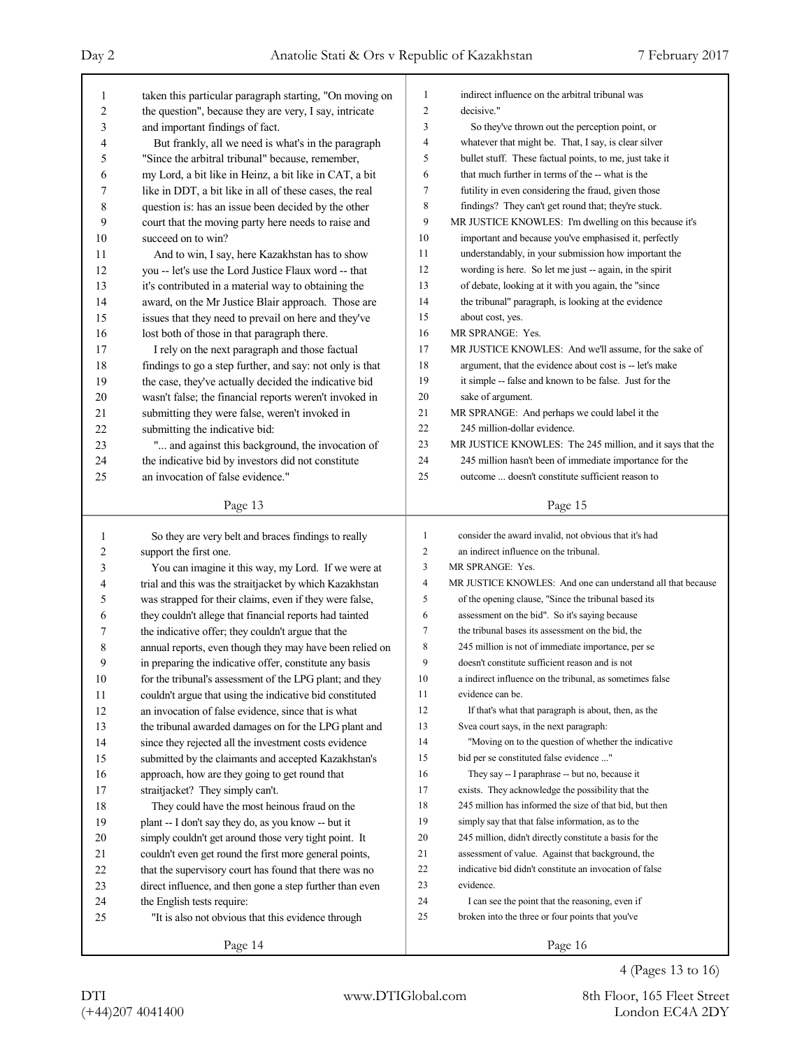taken this particular paragraph starting, "On moving on the question", because they are very, I say, intricate and important findings of fact.

But frankly, all we need is what's in the paragraph "Since the arbitral tribunal" because, remember, my Lord, a bit like in Heinz, a bit like in CAT, a bit like in DDT, a bit like in all of these cases, the real question is: has an issue been decided by the other court that the moving party here needs to raise and succeed on to win?

And to win, I say, here Kazakhstan has to show you -- let's use the Lord Justice Flaux word -- that it's contributed in a material way to obtaining the award, on the Mr Justice Blair approach. Those are issues that they need to prevail on here and they've lost both of those in that paragraph there.

I rely on the next paragraph and those factual findings to go a step further, and say: not only is that the case, they've actually decided the indicative bid wasn't false; the financial reports weren't invoked in submitting they were false, weren't invoked in submitting the indicative bid:

"... and against this background, the invocation of the indicative bid by investors did not constitute an invocation of false evidence."

So they are very belt and braces findings to really support the first one.

You can imagine it this way, my Lord. If we were at trial and this was the straitjacket by which Kazakhstan was strapped for their claims, even if they were false, they couldn't allege that financial reports had tainted the indicative offer; they couldn't argue that the annual reports, even though they may have been relied on in preparing the indicative offer, constitute any basis for the tribunal's assessment of the LPG plant; and they couldn't argue that using the indicative bid constituted an invocation of false evidence, since that is what the tribunal awarded damages on for the LPG plant and since they rejected all the investment costs evidence submitted by the claimants and accepted Kazakhstan's approach, how are they going to get round that straitjacket? They simply can't.

They could have the most heinous fraud on the plant -- I don't say they do, as you know -- but it simply couldn't get around those very tight point. It couldn't even get round the first more general points, that the supervisory court has found that there was no direct influence, and then gone a step further than even the English tests require:

"It is also not obvious that this evidence through indirect influence on the arbitral tribunal was decisive."

So they've thrown out the perception point, or whatever that might be. That, I say, is clear silver bullet stuff. These factual points, to me, just take it that much further in terms of the -- what is the futility in even considering the fraud, given those findings? They can't get round that; they're stuck.

MR JUSTICE KNOWLES: I'm dwelling on this because it's important and because you've emphasised it, perfectly understandably, in your submission how important the wording is here. So let me just -- again, in the spirit of debate, looking at it with you again, the "since the tribunal" paragraph, is looking at the evidence about cost, yes.

MR SPRANGE: Yes.

MR JUSTICE KNOWLES: And we'll assume, for the sake of argument, that the evidence about cost is -- let's make it simple -- false and known to be false. Just for the sake of argument.

MR SPRANGE: And perhaps we could label it the 245 million-dollar evidence.

MR JUSTICE KNOWLES: The 245 million, and it says that the 245 million hasn't been of immediate importance for the outcome ... doesn't constitute sufficient reason to consider the award invalid, not obvious that it's had an indirect influence on the tribunal.

MR SPRANGE: Yes.

MR JUSTICE KNOWLES: And one can understand all that because of the opening clause, "Since the tribunal based its assessment on the bid". So it's saying because the tribunal bases its assessment on the bid, the 245 million is not of immediate importance, per se doesn't constitute sufficient reason and is not a indirect influence on the tribunal, as sometimes false evidence can be.

If that's what that paragraph is about, then, as the Svea court says, in the next paragraph:

"Moving on to the question of whether the indicative bid per se constituted false evidence ..."

They say -- I paraphrase -- but no, because it exists. They acknowledge the possibility that the 245 million has informed the size of that bid, but then simply say that that false information, as to the 245 million, didn't directly constitute a basis for the assessment of value. Against that background, the indicative bid didn't constitute an invocation of false evidence.

I can see the point that the reasoning, even if broken into the three or four points that you've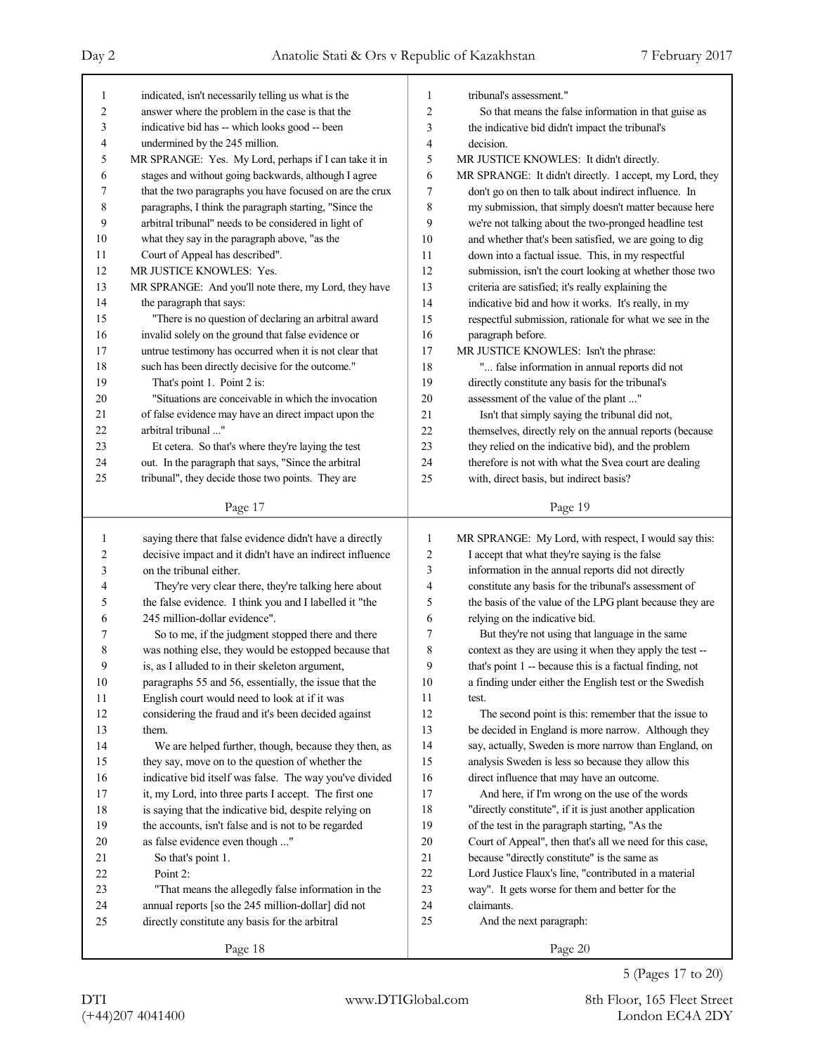indicated, isn't necessarily telling us what is the answer where the problem in the case is that the indicative bid has -- which looks good -- been undermined by the 245 million.

MR SPRANGE: Yes. My Lord, perhaps if I can take it in stages and without going backwards, although I agree that the two paragraphs you have focused on are the crux paragraphs, I think the paragraph starting, "Since the arbitral tribunal" needs to be considered in light of what they say in the paragraph above, "as the Court of Appeal has described".

MR JUSTICE KNOWLES: Yes.

MR SPRANGE: And you'll note there, my Lord, they have the paragraph that says:

"There is no question of declaring an arbitral award invalid solely on the ground that false evidence or untrue testimony has occurred when it is not clear that such has been directly decisive for the outcome."

That's point 1. Point 2 is:

"Situations are conceivable in which the invocation of false evidence may have an direct impact upon the arbitral tribunal ..."

Et cetera. So that's where they're laying the test out. In the paragraph that says, "Since the arbitral tribunal", they decide those two points. They are saying there that false evidence didn't have a directly decisive impact and it didn't have an indirect influence on the tribunal either.

They're very clear there, they're talking here about the false evidence. I think you and I labelled it "the 245 million-dollar evidence".

So to me, if the judgment stopped there and there was nothing else, they would be estopped because that is, as I alluded to in their skeleton argument, paragraphs 55 and 56, essentially, the issue that the English court would need to look at if it was considering the fraud and it's been decided against them.

We are helped further, though, because they then, as they say, move on to the question of whether the indicative bid itself was false. The way you've divided it, my Lord, into three parts I accept. The first one is saying that the indicative bid, despite relying on the accounts, isn't false and is not to be regarded as false evidence even though ..."

So that's point 1.

Point 2:

"That means the allegedly false information in the annual reports [so the 245 million-dollar] did not directly constitute any basis for the arbitral tribunal's assessment."

So that means the false information in that guise as the indicative bid didn't impact the tribunal's decision.

MR JUSTICE KNOWLES: It didn't directly.

MR SPRANGE: It didn't directly. I accept, my Lord, they don't go on then to talk about indirect influence. In my submission, that simply doesn't matter because here we're not talking about the two-pronged headline test and whether that's been satisfied, we are going to dig down into a factual issue. This, in my respectful submission, isn't the court looking at whether those two criteria are satisfied; it's really explaining the indicative bid and how it works. It's really, in my respectful submission, rationale for what we see in the paragraph before.

MR JUSTICE KNOWLES: Isn't the phrase:

"... false information in annual reports did not directly constitute any basis for the tribunal's assessment of the value of the plant ..."

Isn't that simply saying the tribunal did not, themselves, directly rely on the annual reports (because they relied on the indicative bid), and the problem therefore is not with what the Svea court are dealing with, direct basis, but indirect basis?

MR SPRANGE: My Lord, with respect, I would say this: I accept that what they're saying is the false information in the annual reports did not directly constitute any basis for the tribunal's assessment of the basis of the value of the LPG plant because they are relying on the indicative bid.

But they're not using that language in the same context as they are using it when they apply the test -- that's point 1 -- because this is a factual finding, not a finding under either the English test or the Swedish test.

The second point is this: remember that the issue to be decided in England is more narrow. Although they say, actually, Sweden is more narrow than England, on analysis Sweden is less so because they allow this direct influence that may have an outcome.

And here, if I'm wrong on the use of the words "directly constitute", if it is just another application of the test in the paragraph starting, "As the Court of Appeal", then that's all we need for this case, because "directly constitute" is the same as Lord Justice Flaux's line, "contributed in a material way". It gets worse for them and better for the claimants.

And the next paragraph: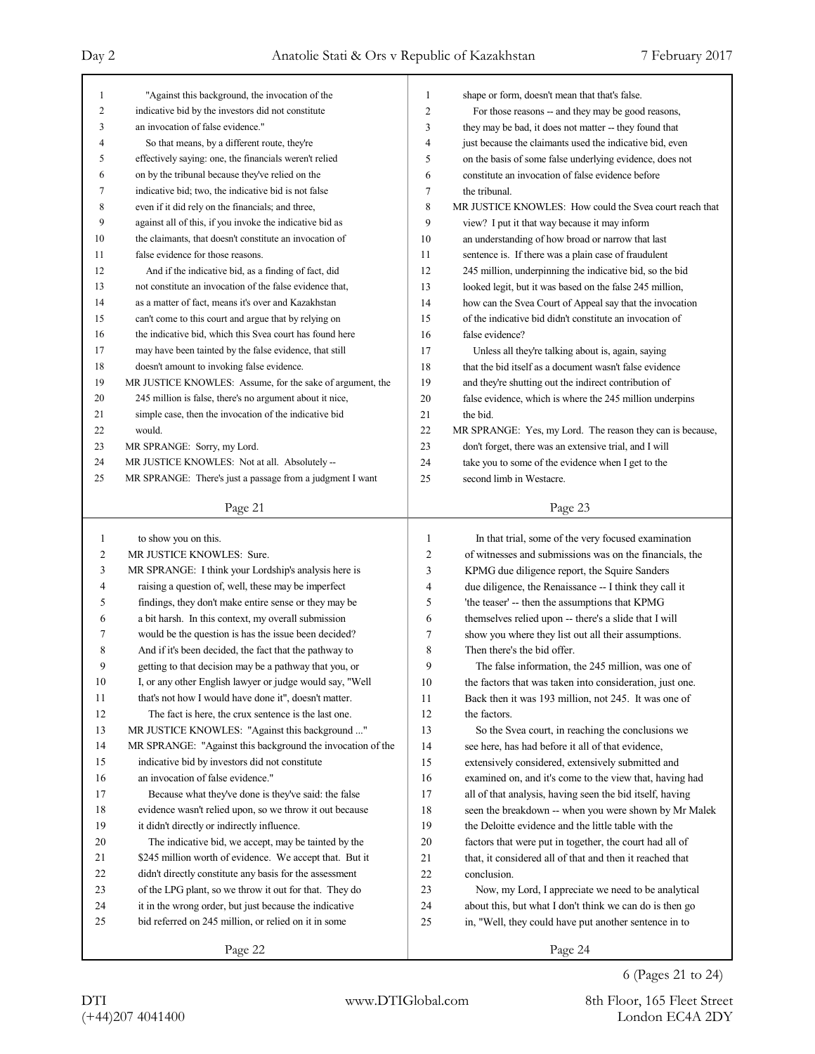"Against this background, the invocation of the indicative bid by the investors did not constitute an invocation of false evidence."

So that means, by a different route, they're effectively saying: one, the financials weren't relied on by the tribunal because they've relied on the indicative bid; two, the indicative bid is not false even if it did rely on the financials; and three, against all of this, if you invoke the indicative bid as the claimants, that doesn't constitute an invocation of false evidence for those reasons.

And if the indicative bid, as a finding of fact, did not constitute an invocation of the false evidence that, as a matter of fact, means it's over and Kazakhstan can't come to this court and argue that by relying on the indicative bid, which this Svea court has found here may have been tainted by the false evidence, that still doesn't amount to invoking false evidence.

MR JUSTICE KNOWLES: Assume, for the sake of argument, the 245 million is false, there's no argument about it nice, simple case, then the invocation of the indicative bid would.

MR SPRANGE: Sorry, my Lord.

MR JUSTICE KNOWLES: Not at all. Absolutely --

MR SPRANGE: There's just a passage from a judgment I want to show you on this.

MR JUSTICE KNOWLES: Sure.

MR SPRANGE: I think your Lordship's analysis here is raising a question of, well, these may be imperfect findings, they don't make entire sense or they may be a bit harsh. In this context, my overall submission would be the question is has the issue been decided? And if it's been decided, the fact that the pathway to getting to that decision may be a pathway that you, or I, or any other English lawyer or judge would say, "Well that's not how I would have done it", doesn't matter.

The fact is here, the crux sentence is the last one.

MR JUSTICE KNOWLES: "Against this background ..."

MR SPRANGE: "Against this background the invocation of the indicative bid by investors did not constitute an invocation of false evidence."

Because what they've done is they've said: the false evidence wasn't relied upon, so we throw it out because it didn't directly or indirectly influence.

The indicative bid, we accept, may be tainted by the $245 million worth of evidence. We accept that. But it didn't directly constitute any basis for the assessment of the LPG plant, so we throw it out for that. They do it in the wrong order, but just because the indicative bid referred on 245 million, or relied on it in some shape or form, doesn't mean that that's false.

For those reasons -- and they may be good reasons, they may be bad, it does not matter -- they found that just because the claimants used the indicative bid, even on the basis of some false underlying evidence, does not constitute an invocation of false evidence before the tribunal.

MR JUSTICE KNOWLES: How could the Svea court reach that view? I put it that way because it may inform an understanding of how broad or narrow that last sentence is. If there was a plain case of fraudulent 245 million, underpinning the indicative bid, so the bid looked legit, but it was based on the false 245 million, how can the Svea Court of Appeal say that the invocation of the indicative bid didn't constitute an invocation of false evidence?

Unless all they're talking about is, again, saying that the bid itself as a document wasn't false evidence and they're shutting out the indirect contribution of false evidence, which is where the 245 million underpins the bid.

MR SPRANGE: Yes, my Lord. The reason they can is because, don't forget, there was an extensive trial, and I will take you to some of the evidence when I get to the second limb in Westacre.

In that trial, some of the very focused examination of witnesses and submissions was on the financials, the KPMG due diligence report, the Squire Sanders due diligence, the Renaissance -- I think they call it 'the teaser' -- then the assumptions that KPMG themselves relied upon -- there's a slide that I will show you where they list out all their assumptions. Then there's the bid offer.

The false information, the 245 million, was one of the factors that was taken into consideration, just one. Back then it was 193 million, not 245. It was one of the factors.

So the Svea court, in reaching the conclusions we see here, has had before it all of that evidence, extensively considered, extensively submitted and examined on, and it's come to the view that, having had all of that analysis, having seen the bid itself, having seen the breakdown -- when you were shown by Mr Malek the Deloitte evidence and the little table with the factors that were put in together, the court had all of that, it considered all of that and then it reached that conclusion.

Now, my Lord, I appreciate we need to be analytical about this, but what I don't think we can do is then go in, "Well, they could have put another sentence in to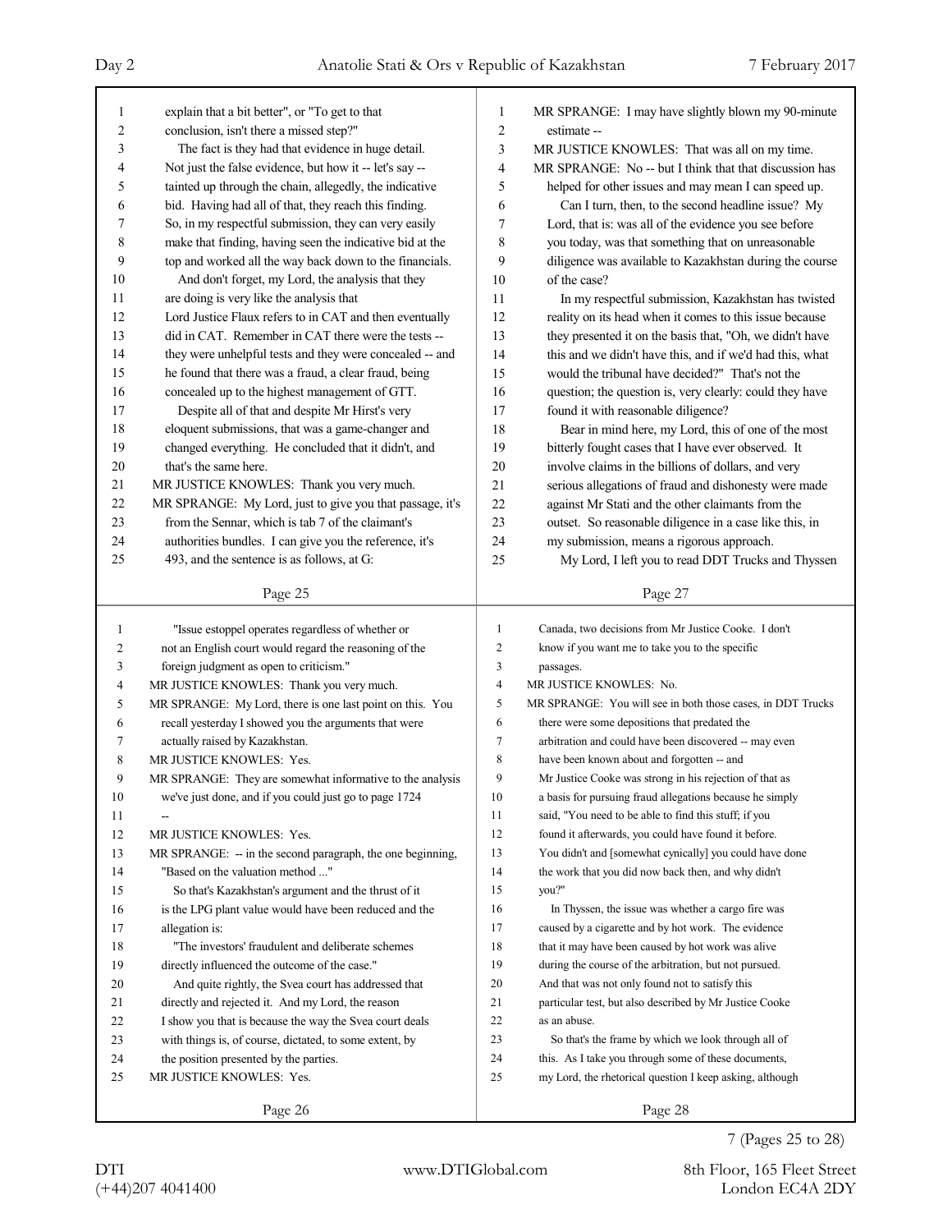explain that a bit better", or "To get to that conclusion, isn't there a missed step?"

The fact is they had that evidence in huge detail. Not just the false evidence, but how it -- let's say -- tainted up through the chain, allegedly, the indicative bid. Having had all of that, they reach this finding. So, in my respectful submission, they can very easily make that finding, having seen the indicative bid at the top and worked all the way back down to the financials.

And don't forget, my Lord, the analysis that they are doing is very like the analysis that Lord Justice Flaux refers to in CAT and then eventually did in CAT. Remember in CAT there were the tests -- they were unhelpful tests and they were concealed -- and he found that there was a fraud, a clear fraud, being concealed up to the highest management of GTT.

Despite all of that and despite Mr Hirst's very eloquent submissions, that was a game-changer and changed everything. He concluded that it didn't, and that's the same here.

MR JUSTICE KNOWLES: Thank you very much.

MR SPRANGE: My Lord, just to give you that passage, it's from the Sennar, which is tab 7 of the claimant's authorities bundles. I can give you the reference, it's 493, and the sentence is as follows, at G:

"Issue estoppel operates regardless of whether or not an English court would regard the reasoning of the foreign judgment as open to criticism."

MR JUSTICE KNOWLES: Thank you very much.

MR SPRANGE: My Lord, there is one last point on this. You recall yesterday I showed you the arguments that were actually raised by Kazakhstan.

MR JUSTICE KNOWLES: Yes.

MR SPRANGE: They are somewhat informative to the analysis we've just done, and if you could just go to page 1724 --

MR JUSTICE KNOWLES: Yes.

MR SPRANGE: -- in the second paragraph, the one beginning, "Based on the valuation method ..."

So that's Kazakhstan's argument and the thrust of it is the LPG plant value would have been reduced and the allegation is:

"The investors' fraudulent and deliberate schemes directly influenced the outcome of the case."

And quite rightly, the Svea court has addressed that directly and rejected it. And my Lord, the reason I show you that is because the way the Svea court deals with things is, of course, dictated, to some extent, by the position presented by the parties.

MR JUSTICE KNOWLES: Yes.

MR SPRANGE: I may have slightly blown my 90-minute estimate --

MR JUSTICE KNOWLES: That was all on my time.

MR SPRANGE: No -- but I think that that discussion has helped for other issues and may mean I can speed up.

Can I turn, then, to the second headline issue? My Lord, that is: was all of the evidence you see before you today, was that something that on unreasonable diligence was available to Kazakhstan during the course of the case?

In my respectful submission, Kazakhstan has twisted reality on its head when it comes to this issue because they presented it on the basis that, "Oh, we didn't have this and we didn't have this, and if we'd had this, what would the tribunal have decided?" That's not the question; the question is, very clearly: could they have found it with reasonable diligence?

Bear in mind here, my Lord, this of one of the most bitterly fought cases that I have ever observed. It involve claims in the billions of dollars, and very serious allegations of fraud and dishonesty were made against Mr Stati and the other claimants from the outset. So reasonable diligence in a case like this, in my submission, means a rigorous approach.

My Lord, I left you to read DDT Trucks and Thyssen Canada, two decisions from Mr Justice Cooke. I don't know if you want me to take you to the specific passages.

MR JUSTICE KNOWLES: No.

MR SPRANGE: You will see in both those cases, in DDT Trucks there were some depositions that predated the arbitration and could have been discovered -- may even have been known about and forgotten -- and Mr Justice Cooke was strong in his rejection of that as a basis for pursuing fraud allegations because he simply said, "You need to be able to find this stuff; if you found it afterwards, you could have found it before. You didn't and [somewhat cynically] you could have done the work that you did now back then, and why didn't you?"

In Thyssen, the issue was whether a cargo fire was caused by a cigarette and by hot work. The evidence that it may have been caused by hot work was alive during the course of the arbitration, but not pursued. And that was not only found not to satisfy this particular test, but also described by Mr Justice Cooke as an abuse.

So that's the frame by which we look through all of this. As I take you through some of these documents, my Lord, the rhetorical question I keep asking, although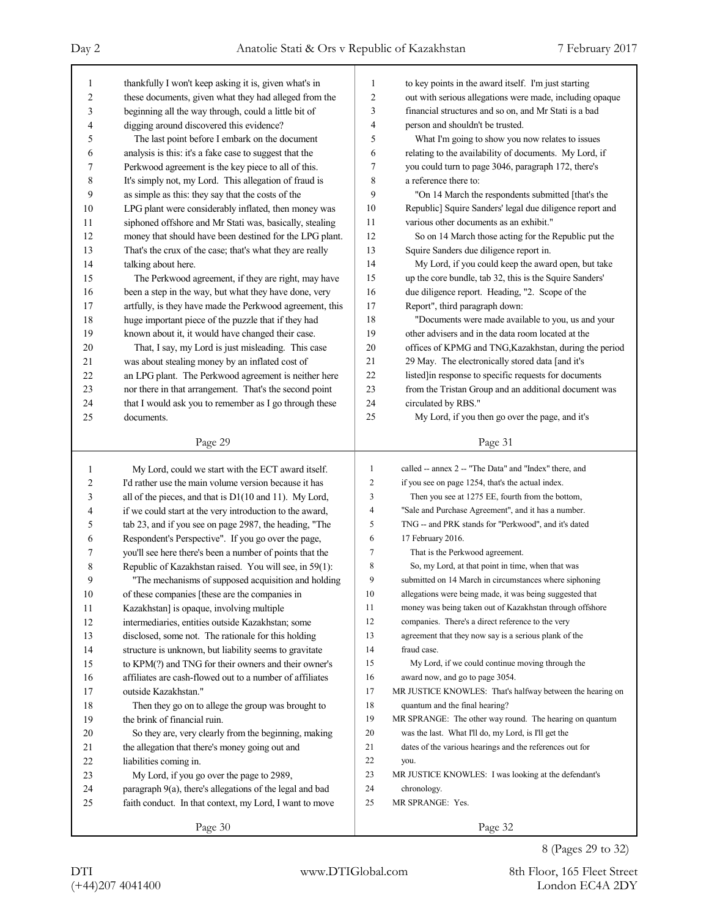thankfully I won't keep asking it is, given what's in these documents, given what they had alleged from the beginning all the way through, could a little bit of digging around discovered this evidence?

The last point before I embark on the document analysis is this: it's a fake case to suggest that the Perkwood agreement is the key piece to all of this. It's simply not, my Lord. This allegation of fraud is as simple as this: they say that the costs of the LPG plant were considerably inflated, then money was siphoned offshore and Mr Stati was, basically, stealing money that should have been destined for the LPG plant. That's the crux of the case; that's what they are really talking about here.

The Perkwood agreement, if they are right, may have been a step in the way, but what they have done, very artfully, is they have made the Perkwood agreement, this huge important piece of the puzzle that if they had known about it, it would have changed their case.

That, I say, my Lord is just misleading. This case was about stealing money by an inflated cost of an LPG plant. The Perkwood agreement is neither here nor there in that arrangement. That's the second point that I would ask you to remember as I go through these documents.

My Lord, could we start with the ECT award itself. I'd rather use the main volume version because it has all of the pieces, and that is D1(10 and 11). My Lord, if we could start at the very introduction to the award, tab 23, and if you see on page 2987, the heading, "The Respondent's Perspective". If you go over the page, you'll see here there's been a number of points that the Republic of Kazakhstan raised. You will see, in 59(1):

"The mechanisms of supposed acquisition and holding of these companies [these are the companies in Kazakhstan] is opaque, involving multiple intermediaries, entities outside Kazakhstan; some disclosed, some not. The rationale for this holding structure is unknown, but liability seems to gravitate to KPM(?) and TNG for their owners and their owner's affiliates are cash-flowed out to a number of affiliates outside Kazakhstan."

Then they go on to allege the group was brought to the brink of financial ruin.

So they are, very clearly from the beginning, making the allegation that there's money going out and liabilities coming in.

My Lord, if you go over the page to 2989, paragraph 9(a), there's allegations of the legal and bad faith conduct. In that context, my Lord, I want to move to key points in the award itself. I'm just starting out with serious allegations were made, including opaque financial structures and so on, and Mr Stati is a bad person and shouldn't be trusted.

What I'm going to show you now relates to issues relating to the availability of documents. My Lord, if you could turn to page 3046, paragraph 172, there's a reference there to:

"On 14 March the respondents submitted [that's the Republic] Squire Sanders' legal due diligence report and various other documents as an exhibit."

So on 14 March those acting for the Republic put the Squire Sanders due diligence report in.

My Lord, if you could keep the award open, but take up the core bundle, tab 32, this is the Squire Sanders' due diligence report. Heading, "2. Scope of the Report", third paragraph down:

"Documents were made available to you, us and your other advisers and in the data room located at the offices of KPMG and TNG,Kazakhstan, during the period 29 May. The electronically stored data [and it's listed]in response to specific requests for documents from the Tristan Group and an additional document was circulated by RBS."

My Lord, if you then go over the page, and it's called -- annex 2 -- "The Data" and "Index" there, and if you see on page 1254, that's the actual index.

Then you see at 1275 EE, fourth from the bottom, "Sale and Purchase Agreement", and it has a number. TNG -- and PRK stands for "Perkwood", and it's dated 17 February 2016.

That is the Perkwood agreement.

So, my Lord, at that point in time, when that was submitted on 14 March in circumstances where siphoning allegations were being made, it was being suggested that money was being taken out of Kazakhstan through offshore companies. There's a direct reference to the very agreement that they now say is a serious plank of the fraud case.

My Lord, if we could continue moving through the award now, and go to page 3054.

MR JUSTICE KNOWLES: That's halfway between the hearing on quantum and the final hearing?

MR SPRANGE: The other way round. The hearing on quantum was the last. What I'll do, my Lord, is I'll get the dates of the various hearings and the references out for you.

MR JUSTICE KNOWLES: I was looking at the defendant's chronology.

MR SPRANGE: Yes.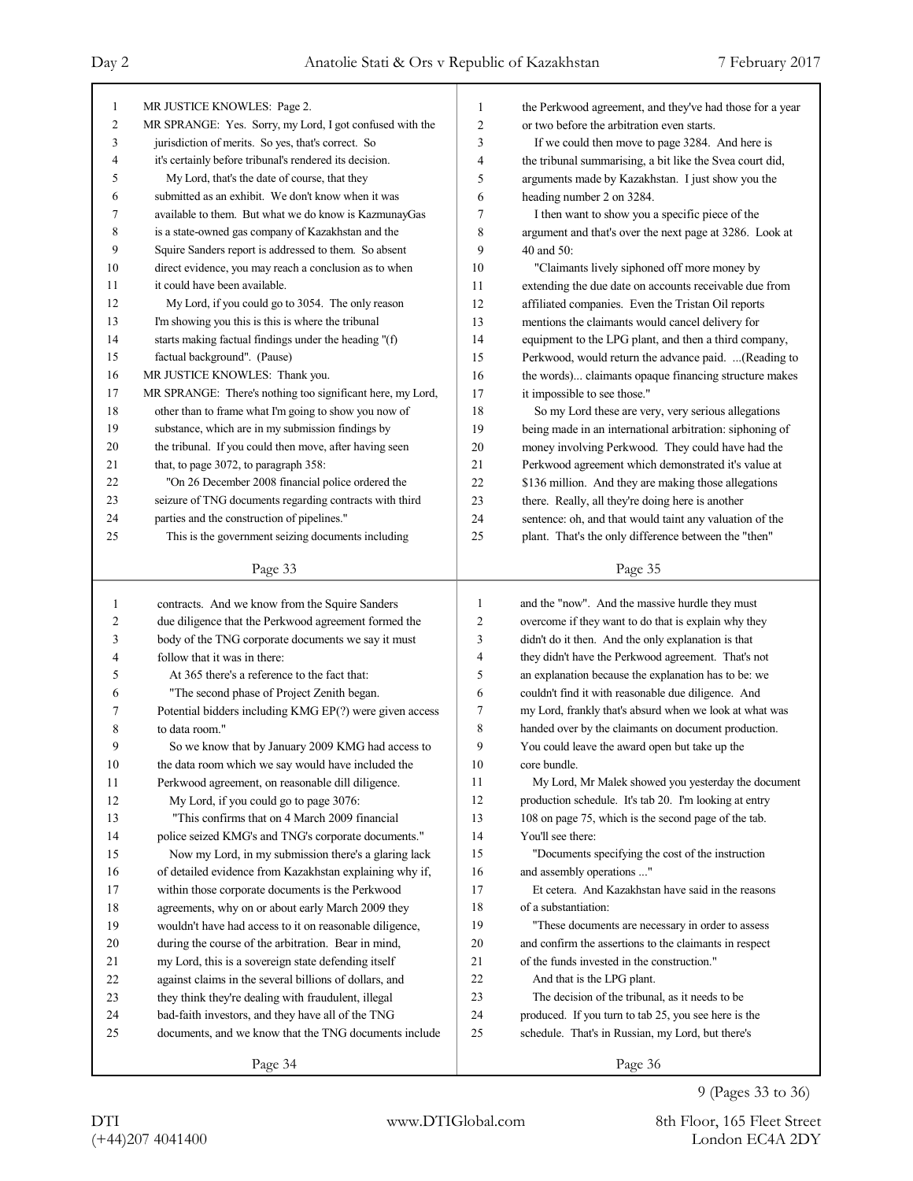MR JUSTICE KNOWLES: Page 2.

MR SPRANGE: Yes. Sorry, my Lord, I got confused with the jurisdiction of merits. So yes, that's correct. So it's certainly before tribunal's rendered its decision.

My Lord, that's the date of course, that they submitted as an exhibit. We don't know when it was available to them. But what we do know is KazmunayGas is a state-owned gas company of Kazakhstan and the Squire Sanders report is addressed to them. So absent direct evidence, you may reach a conclusion as to when it could have been available.

My Lord, if you could go to 3054. The only reason I'm showing you this is this is where the tribunal starts making factual findings under the heading "(f) factual background". (Pause)

MR JUSTICE KNOWLES: Thank you.

MR SPRANGE: There's nothing too significant here, my Lord, other than to frame what I'm going to show you now of substance, which are in my submission findings by the tribunal. If you could then move, after having seen that, to page 3072, to paragraph 358:

"On 26 December 2008 financial police ordered the seizure of TNG documents regarding contracts with third parties and the construction of pipelines."

This is the government seizing documents including contracts. And we know from the Squire Sanders due diligence that the Perkwood agreement formed the body of the TNG corporate documents we say it must follow that it was in there:

At 365 there's a reference to the fact that:

"The second phase of Project Zenith began. Potential bidders including KMG EP(?) were given access to data room."

So we know that by January 2009 KMG had access to the data room which we say would have included the Perkwood agreement, on reasonable dill diligence.

My Lord, if you could go to page 3076:

"This confirms that on 4 March 2009 financial police seized KMG's and TNG's corporate documents."

Now my Lord, in my submission there's a glaring lack of detailed evidence from Kazakhstan explaining why if, within those corporate documents is the Perkwood agreements, why on or about early March 2009 they wouldn't have had access to it on reasonable diligence, during the course of the arbitration. Bear in mind, my Lord, this is a sovereign state defending itself against claims in the several billions of dollars, and they think they're dealing with fraudulent, illegal bad-faith investors, and they have all of the TNG documents, and we know that the TNG documents include the Perkwood agreement, and they've had those for a year or two before the arbitration even starts.

If we could then move to page 3284. And here is the tribunal summarising, a bit like the Svea court did, arguments made by Kazakhstan. I just show you the heading number 2 on 3284.

I then want to show you a specific piece of the argument and that's over the next page at 3286. Look at 40 and 50:

"Claimants lively siphoned off more money by extending the due date on accounts receivable due from affiliated companies. Even the Tristan Oil reports mentions the claimants would cancel delivery for equipment to the LPG plant, and then a third company, Perkwood, would return the advance paid. ...(Reading to the words)... claimants opaque financing structure makes it impossible to see those."

So my Lord these are very, very serious allegations being made in an international arbitration: siphoning of money involving Perkwood. They could have had the Perkwood agreement which demonstrated it's value at $136 million. And they are making those allegations there. Really, all they're doing here is another sentence: oh, and that would taint any valuation of the plant. That's the only difference between the "then" and the "now". And the massive hurdle they must overcome if they want to do that is explain why they didn't do it then. And the only explanation is that they didn't have the Perkwood agreement. That's not an explanation because the explanation has to be: we couldn't find it with reasonable due diligence. And my Lord, frankly that's absurd when we look at what was handed over by the claimants on document production. You could leave the award open but take up the core bundle.

My Lord, Mr Malek showed you yesterday the document production schedule. It's tab 20. I'm looking at entry 108 on page 75, which is the second page of the tab. You'll see there:

"Documents specifying the cost of the instruction and assembly operations ..."

Et cetera. And Kazakhstan have said in the reasons of a substantiation:

"These documents are necessary in order to assess and confirm the assertions to the claimants in respect of the funds invested in the construction."

And that is the LPG plant.

The decision of the tribunal, as it needs to be produced. If you turn to tab 25, you see here is the schedule. That's in Russian, my Lord, but there's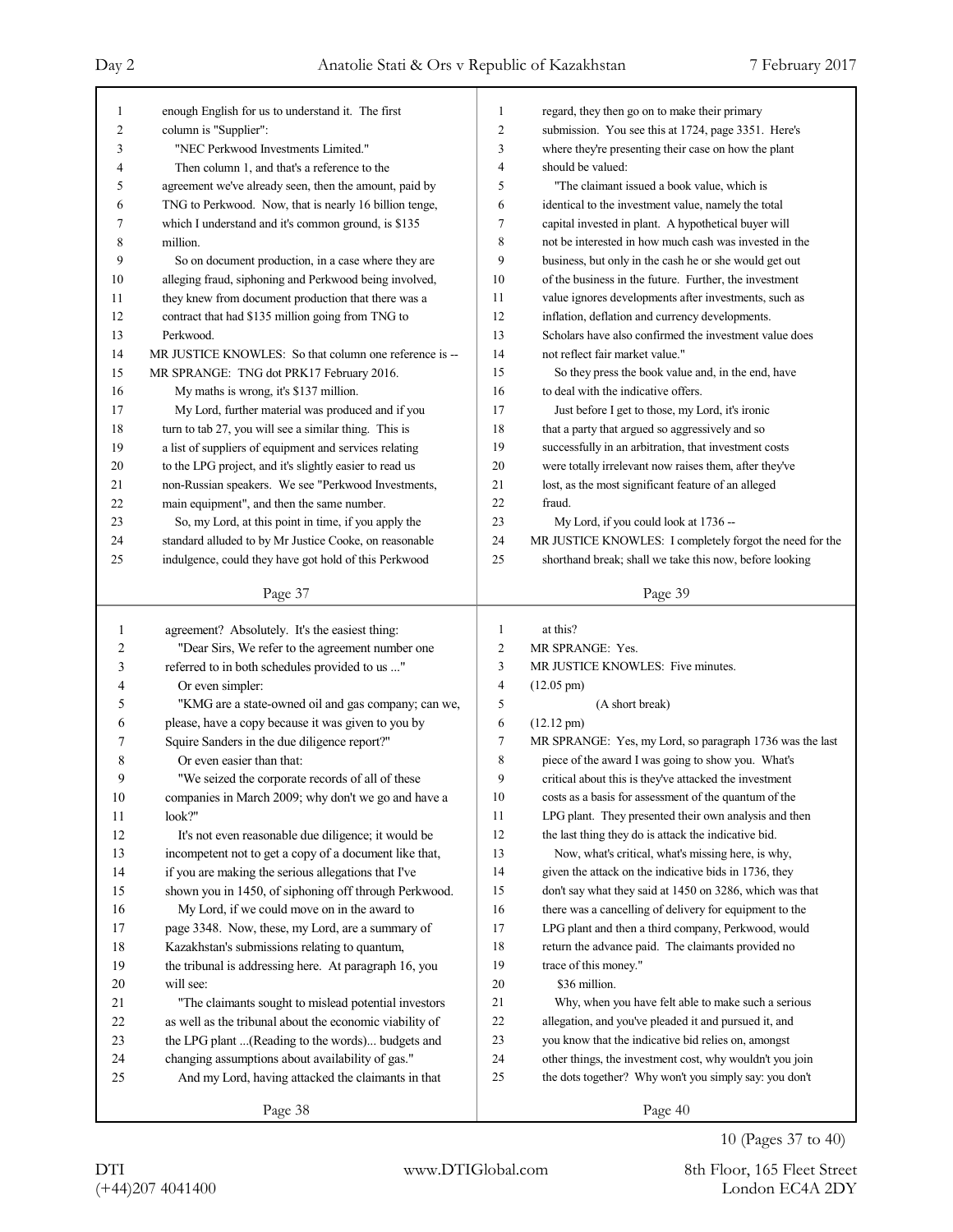enough English for us to understand it. The first column is "Supplier":

"NEC Perkwood Investments Limited."

Then column 1, and that's a reference to the agreement we've already seen, then the amount, paid by TNG to Perkwood. Now, that is nearly 16 billion tenge, which I understand and it's common ground, is $135 million.

So on document production, in a case where they are alleging fraud, siphoning and Perkwood being involved, they knew from document production that there was a contract that had $135 million going from TNG to Perkwood.

MR JUSTICE KNOWLES: So that column one reference is --

MR SPRANGE: TNG dot PRK17 February 2016.

My maths is wrong, it's $137 million.

My Lord, further material was produced and if you turn to tab 27, you will see a similar thing. This is a list of suppliers of equipment and services relating to the LPG project, and it's slightly easier to read us non-Russian speakers. We see "Perkwood Investments, main equipment", and then the same number.

So, my Lord, at this point in time, if you apply the standard alluded to by Mr Justice Cooke, on reasonable indulgence, could they have got hold of this Perkwood agreement? Absolutely. It's the easiest thing:

"Dear Sirs, We refer to the agreement number one referred to in both schedules provided to us ..."

Or even simpler:

"KMG are a state-owned oil and gas company; can we, please, have a copy because it was given to you by Squire Sanders in the due diligence report?"

Or even easier than that:

"We seized the corporate records of all of these companies in March 2009; why don't we go and have a look?"

It's not even reasonable due diligence; it would be incompetent not to get a copy of a document like that, if you are making the serious allegations that I've shown you in 1450, of siphoning off through Perkwood.

My Lord, if we could move on in the award to page 3348. Now, these, my Lord, are a summary of Kazakhstan's submissions relating to quantum, the tribunal is addressing here. At paragraph 16, you will see:

"The claimants sought to mislead potential investors as well as the tribunal about the economic viability of the LPG plant ...(Reading to the words)... budgets and changing assumptions about availability of gas."

And my Lord, having attacked the claimants in that regard, they then go on to make their primary submission. You see this at 1724, page 3351. Here's where they're presenting their case on how the plant should be valued:

"The claimant issued a book value, which is identical to the investment value, namely the total capital invested in plant. A hypothetical buyer will not be interested in how much cash was invested in the business, but only in the cash he or she would get out of the business in the future. Further, the investment value ignores developments after investments, such as inflation, deflation and currency developments. Scholars have also confirmed the investment value does not reflect fair market value."

So they press the book value and, in the end, have to deal with the indicative offers.

Just before I get to those, my Lord, it's ironic that a party that argued so aggressively and so successfully in an arbitration, that investment costs were totally irrelevant now raises them, after they've lost, as the most significant feature of an alleged fraud.

My Lord, if you could look at 1736 --

MR JUSTICE KNOWLES: I completely forgot the need for the shorthand break; shall we take this now, before looking at this?

MR SPRANGE: Yes.

MR JUSTICE KNOWLES: Five minutes.

(12.05 pm)

(A short break)

(12.12 pm)

MR SPRANGE: Yes, my Lord, so paragraph 1736 was the last piece of the award I was going to show you. What's critical about this is they've attacked the investment costs as a basis for assessment of the quantum of the LPG plant. They presented their own analysis and then the last thing they do is attack the indicative bid.

Now, what's critical, what's missing here, is why, given the attack on the indicative bids in 1736, they don't say what they said at 1450 on 3286, which was that there was a cancelling of delivery for equipment to the LPG plant and then a third company, Perkwood, would return the advance paid. The claimants provided no trace of this money."

$36 million.

Why, when you have felt able to make such a serious allegation, and you've pleaded it and pursued it, and you know that the indicative bid relies on, amongst other things, the investment cost, why wouldn't you join the dots together? Why won't you simply say: you don't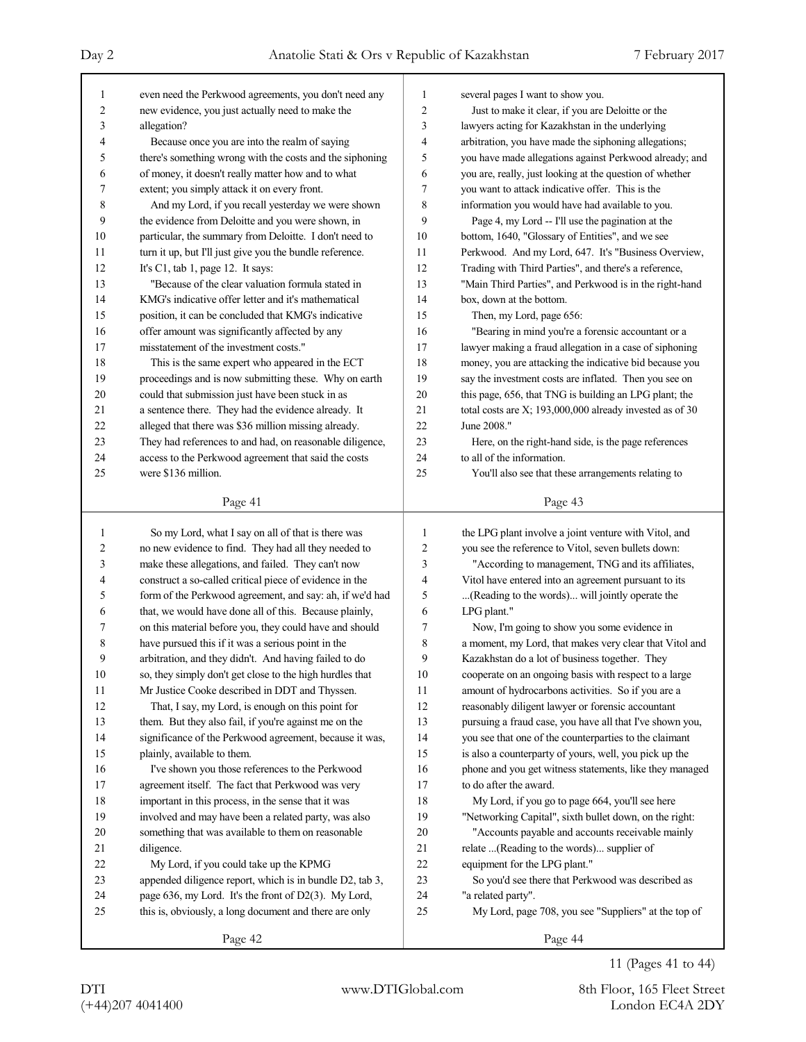even need the Perkwood agreements, you don't need any new evidence, you just actually need to make the allegation?

Because once you are into the realm of saying there's something wrong with the costs and the siphoning of money, it doesn't really matter how and to what extent; you simply attack it on every front.

And my Lord, if you recall yesterday we were shown the evidence from Deloitte and you were shown, in particular, the summary from Deloitte. I don't need to turn it up, but I'll just give you the bundle reference. It's C1, tab 1, page 12. It says:

"Because of the clear valuation formula stated in KMG's indicative offer letter and it's mathematical position, it can be concluded that KMG's indicative offer amount was significantly affected by any misstatement of the investment costs."

This is the same expert who appeared in the ECT proceedings and is now submitting these. Why on earth could that submission just have been stuck in as a sentence there. They had the evidence already. It alleged that there was $36 million missing already. They had references to and had, on reasonable diligence, access to the Perkwood agreement that said the costs were $136 million.

So my Lord, what I say on all of that is there was no new evidence to find. They had all they needed to make these allegations, and failed. They can't now construct a so-called critical piece of evidence in the form of the Perkwood agreement, and say: ah, if we'd had that, we would have done all of this. Because plainly, on this material before you, they could have and should have pursued this if it was a serious point in the arbitration, and they didn't. And having failed to do so, they simply don't get close to the high hurdles that Mr Justice Cooke described in DDT and Thyssen.

That, I say, my Lord, is enough on this point for them. But they also fail, if you're against me on the significance of the Perkwood agreement, because it was, plainly, available to them.

I've shown you those references to the Perkwood agreement itself. The fact that Perkwood was very important in this process, in the sense that it was involved and may have been a related party, was also something that was available to them on reasonable diligence.

My Lord, if you could take up the KPMG appended diligence report, which is in bundle D2, tab 3, page 636, my Lord. It's the front of D2(3). My Lord, this is, obviously, a long document and there are only several pages I want to show you.

Just to make it clear, if you are Deloitte or the lawyers acting for Kazakhstan in the underlying arbitration, you have made the siphoning allegations; you have made allegations against Perkwood already; and you are, really, just looking at the question of whether you want to attack indicative offer. This is the information you would have had available to you.

Page 4, my Lord -- I'll use the pagination at the bottom, 1640, "Glossary of Entities", and we see Perkwood. And my Lord, 647. It's "Business Overview, Trading with Third Parties", and there's a reference, "Main Third Parties", and Perkwood is in the right-hand box, down at the bottom.

Then, my Lord, page 656:

"Bearing in mind you're a forensic accountant or a lawyer making a fraud allegation in a case of siphoning money, you are attacking the indicative bid because you say the investment costs are inflated. Then you see on this page, 656, that TNG is building an LPG plant; the total costs are X; 193,000,000 already invested as of 30 June 2008."

Here, on the right-hand side, is the page references to all of the information.

You'll also see that these arrangements relating to the LPG plant involve a joint venture with Vitol, and you see the reference to Vitol, seven bullets down:

"According to management, TNG and its affiliates, Vitol have entered into an agreement pursuant to its ...(Reading to the words)... will jointly operate the LPG plant."

Now, I'm going to show you some evidence in a moment, my Lord, that makes very clear that Vitol and Kazakhstan do a lot of business together. They cooperate on an ongoing basis with respect to a large amount of hydrocarbons activities. So if you are a reasonably diligent lawyer or forensic accountant pursuing a fraud case, you have all that I've shown you, you see that one of the counterparties to the claimant is also a counterparty of yours, well, you pick up the phone and you get witness statements, like they managed to do after the award.

My Lord, if you go to page 664, you'll see here "Networking Capital", sixth bullet down, on the right:

"Accounts payable and accounts receivable mainly relate ...(Reading to the words)... supplier of equipment for the LPG plant."

So you'd see there that Perkwood was described as "a related party".

My Lord, page 708, you see "Suppliers" at the top of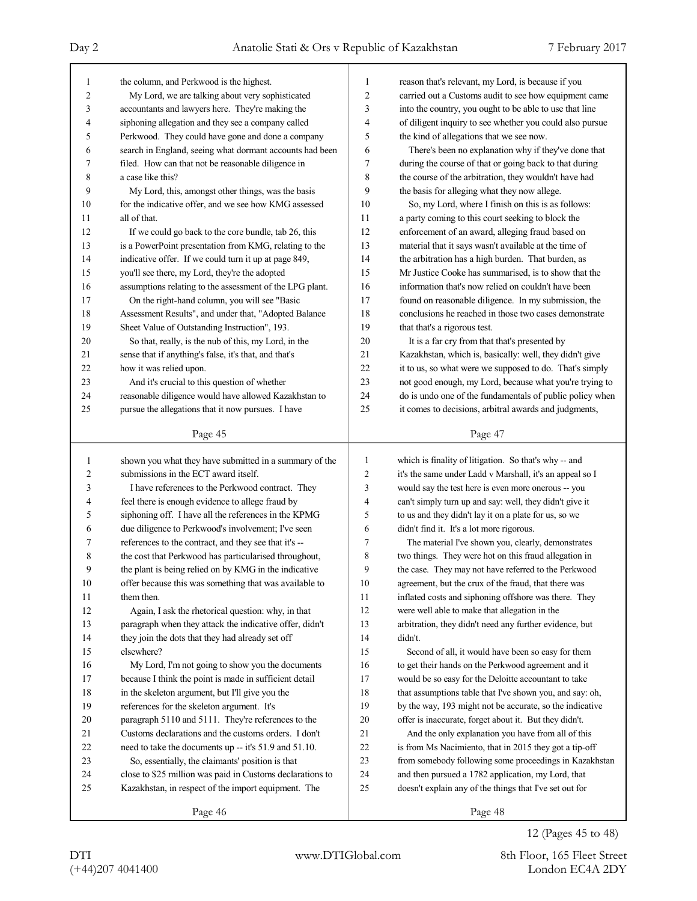the column, and Perkwood is the highest.

My Lord, we are talking about very sophisticated accountants and lawyers here. They're making the siphoning allegation and they see a company called Perkwood. They could have gone and done a company search in England, seeing what dormant accounts had been filed. How can that not be reasonable diligence in a case like this?

My Lord, this, amongst other things, was the basis for the indicative offer, and we see how KMG assessed all of that.

If we could go back to the core bundle, tab 26, this is a PowerPoint presentation from KMG, relating to the indicative offer. If we could turn it up at page 849, you'll see there, my Lord, they're the adopted assumptions relating to the assessment of the LPG plant.

On the right-hand column, you will see "Basic Assessment Results", and under that, "Adopted Balance Sheet Value of Outstanding Instruction", 193.

So that, really, is the nub of this, my Lord, in the sense that if anything's false, it's that, and that's how it was relied upon.

And it's crucial to this question of whether reasonable diligence would have allowed Kazakhstan to pursue the allegations that it now pursues. I have shown you what they have submitted in a summary of the submissions in the ECT award itself.

I have references to the Perkwood contract. They feel there is enough evidence to allege fraud by siphoning off. I have all the references in the KPMG due diligence to Perkwood's involvement; I've seen references to the contract, and they see that it's -- the cost that Perkwood has particularised throughout, the plant is being relied on by KMG in the indicative offer because this was something that was available to them then.

Again, I ask the rhetorical question: why, in that paragraph when they attack the indicative offer, didn't they join the dots that they had already set off elsewhere?

My Lord, I'm not going to show you the documents because I think the point is made in sufficient detail in the skeleton argument, but I'll give you the references for the skeleton argument. It's paragraph 5110 and 5111. They're references to the Customs declarations and the customs orders. I don't need to take the documents up -- it's 51.9 and 51.10.

So, essentially, the claimants' position is that close to $25 million was paid in Customs declarations to Kazakhstan, in respect of the import equipment. The reason that's relevant, my Lord, is because if you carried out a Customs audit to see how equipment came into the country, you ought to be able to use that line of diligent inquiry to see whether you could also pursue the kind of allegations that we see now.

There's been no explanation why if they've done that during the course of that or going back to that during the course of the arbitration, they wouldn't have had the basis for alleging what they now allege.

So, my Lord, where I finish on this is as follows: a party coming to this court seeking to block the enforcement of an award, alleging fraud based on material that it says wasn't available at the time of the arbitration has a high burden. That burden, as Mr Justice Cooke has summarised, is to show that the information that's now relied on couldn't have been found on reasonable diligence. In my submission, the conclusions he reached in those two cases demonstrate that that's a rigorous test.

It is a far cry from that that's presented by Kazakhstan, which is, basically: well, they didn't give it to us, so what were we supposed to do. That's simply not good enough, my Lord, because what you're trying to do is undo one of the fundamentals of public policy when it comes to decisions, arbitral awards and judgments, which is finality of litigation. So that's why -- and it's the same under Ladd v Marshall, it's an appeal so I would say the test here is even more onerous -- you can't simply turn up and say: well, they didn't give it to us and they didn't lay it on a plate for us, so we didn't find it. It's a lot more rigorous.

The material I've shown you, clearly, demonstrates two things. They were hot on this fraud allegation in the case. They may not have referred to the Perkwood agreement, but the crux of the fraud, that there was inflated costs and siphoning offshore was there. They were well able to make that allegation in the arbitration, they didn't need any further evidence, but didn't.

Second of all, it would have been so easy for them to get their hands on the Perkwood agreement and it would be so easy for the Deloitte accountant to take that assumptions table that I've shown you, and say: oh, by the way, 193 might not be accurate, so the indicative offer is inaccurate, forget about it. But they didn't.

And the only explanation you have from all of this is from Ms Nacimiento, that in 2015 they got a tip-off from somebody following some proceedings in Kazakhstan and then pursued a 1782 application, my Lord, that doesn't explain any of the things that I've set out for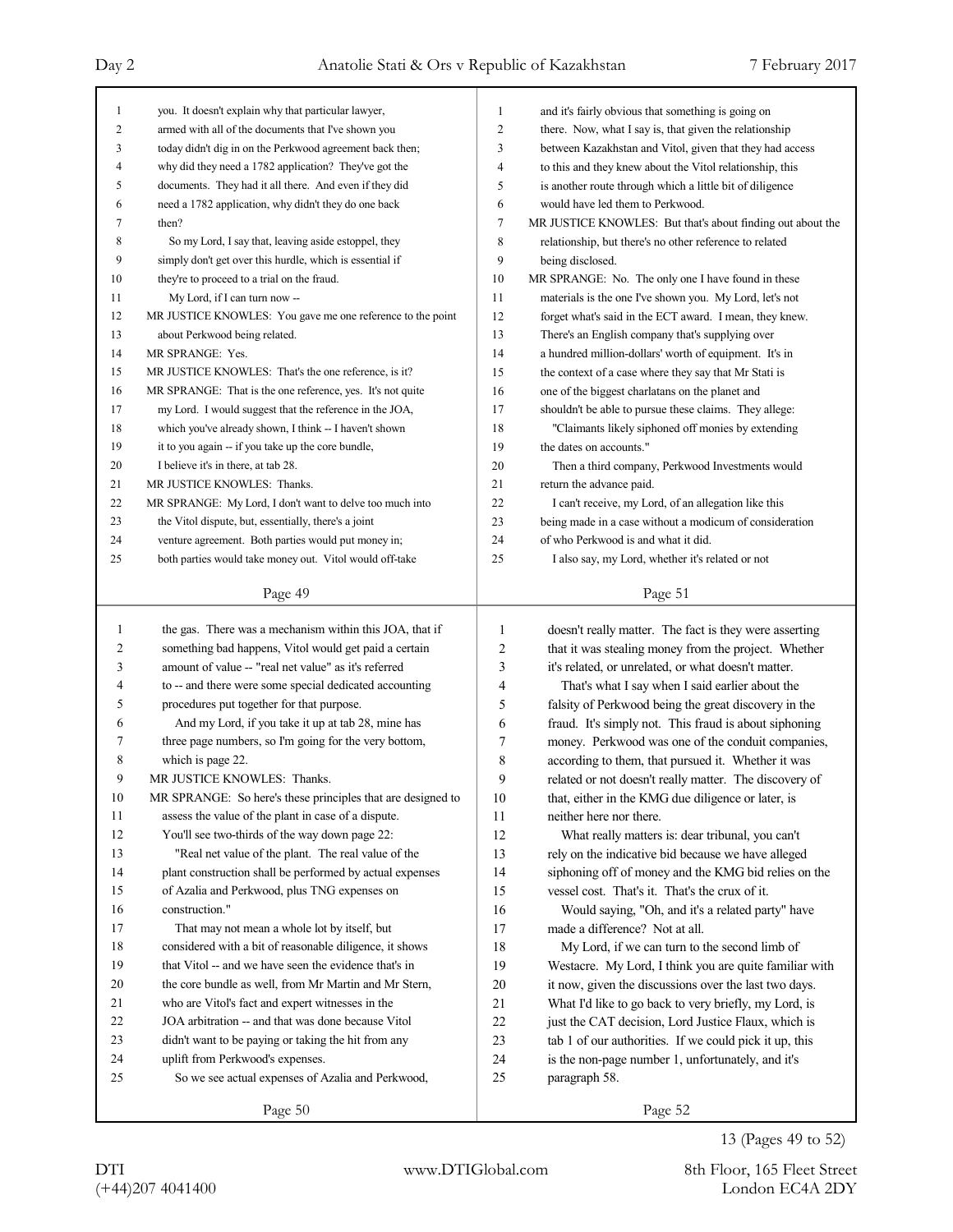you. It doesn't explain why that particular lawyer, armed with all of the documents that I've shown you today didn't dig in on the Perkwood agreement back then; why did they need a 1782 application? They've got the documents. They had it all there. And even if they did need a 1782 application, why didn't they do one back then?

So my Lord, I say that, leaving aside estoppel, they simply don't get over this hurdle, which is essential if they're to proceed to a trial on the fraud.

My Lord, if I can turn now --

MR JUSTICE KNOWLES: You gave me one reference to the point about Perkwood being related.

MR SPRANGE: Yes.

MR JUSTICE KNOWLES: That's the one reference, is it?

MR SPRANGE: That is the one reference, yes. It's not quite my Lord. I would suggest that the reference in the JOA, which you've already shown, I think -- I haven't shown it to you again -- if you take up the core bundle, I believe it's in there, at tab 28.

MR JUSTICE KNOWLES: Thanks.

MR SPRANGE: My Lord, I don't want to delve too much into the Vitol dispute, but, essentially, there's a joint venture agreement. Both parties would put money in; both parties would take money out. Vitol would off-take the gas. There was a mechanism within this JOA, that if something bad happens, Vitol would get paid a certain amount of value -- "real net value" as it's referred to -- and there were some special dedicated accounting procedures put together for that purpose.

And my Lord, if you take it up at tab 28, mine has three page numbers, so I'm going for the very bottom, which is page 22.

MR JUSTICE KNOWLES: Thanks.

MR SPRANGE: So here's these principles that are designed to assess the value of the plant in case of a dispute. You'll see two-thirds of the way down page 22:

"Real net value of the plant. The real value of the plant construction shall be performed by actual expenses of Azalia and Perkwood, plus TNG expenses on construction."

That may not mean a whole lot by itself, but considered with a bit of reasonable diligence, it shows that Vitol -- and we have seen the evidence that's in the core bundle as well, from Mr Martin and Mr Stern, who are Vitol's fact and expert witnesses in the JOA arbitration -- and that was done because Vitol didn't want to be paying or taking the hit from any uplift from Perkwood's expenses.

So we see actual expenses of Azalia and Perkwood, and it's fairly obvious that something is going on there. Now, what I say is, that given the relationship between Kazakhstan and Vitol, given that they had access to this and they knew about the Vitol relationship, this is another route through which a little bit of diligence would have led them to Perkwood.

MR JUSTICE KNOWLES: But that's about finding out about the relationship, but there's no other reference to related being disclosed.

MR SPRANGE: No. The only one I have found in these materials is the one I've shown you. My Lord, let's not forget what's said in the ECT award. I mean, they knew. There's an English company that's supplying over a hundred million-dollars' worth of equipment. It's in the context of a case where they say that Mr Stati is one of the biggest charlatans on the planet and shouldn't be able to pursue these claims. They allege:

"Claimants likely siphoned off monies by extending the dates on accounts."

Then a third company, Perkwood Investments would return the advance paid.

I can't receive, my Lord, of an allegation like this being made in a case without a modicum of consideration of who Perkwood is and what it did.

I also say, my Lord, whether it's related or not doesn't really matter. The fact is they were asserting that it was stealing money from the project. Whether it's related, or unrelated, or what doesn't matter.

That's what I say when I said earlier about the falsity of Perkwood being the great discovery in the fraud. It's simply not. This fraud is about siphoning money. Perkwood was one of the conduit companies, according to them, that pursued it. Whether it was related or not doesn't really matter. The discovery of that, either in the KMG due diligence or later, is neither here nor there.

What really matters is: dear tribunal, you can't rely on the indicative bid because we have alleged siphoning off of money and the KMG bid relies on the vessel cost. That's it. That's the crux of it.

Would saying, "Oh, and it's a related party" have made a difference? Not at all.

My Lord, if we can turn to the second limb of Westacre. My Lord, I think you are quite familiar with it now, given the discussions over the last two days. What I'd like to go back to very briefly, my Lord, is just the CAT decision, Lord Justice Flaux, which is tab 1 of our authorities. If we could pick it up, this is the non-page number 1, unfortunately, and it's paragraph 58.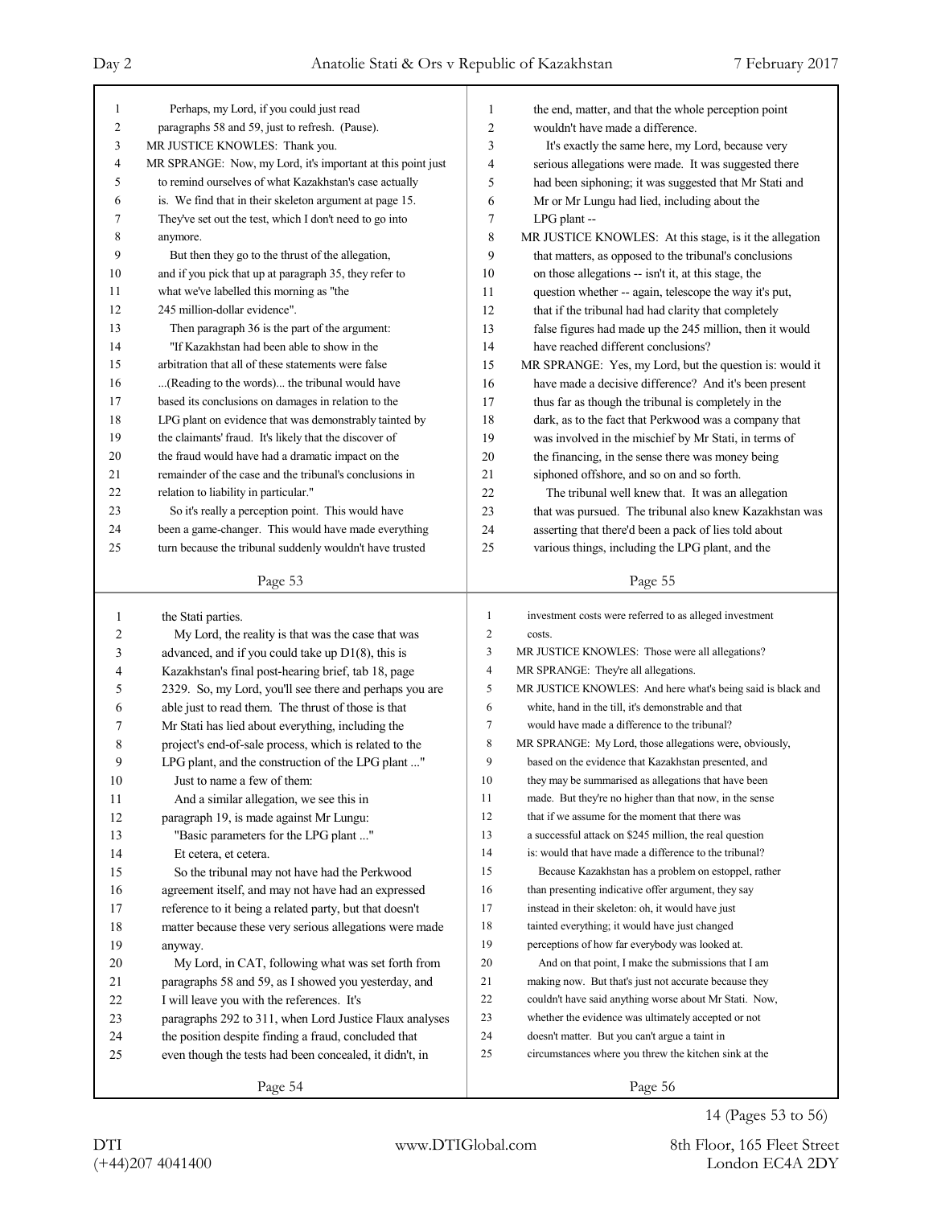Perhaps, my Lord, if you could just read paragraphs 58 and 59, just to refresh. (Pause).

MR JUSTICE KNOWLES: Thank you.

MR SPRANGE: Now, my Lord, it's important at this point just to remind ourselves of what Kazakhstan's case actually is. We find that in their skeleton argument at page 15. They've set out the test, which I don't need to go into anymore.

But then they go to the thrust of the allegation, and if you pick that up at paragraph 35, they refer to what we've labelled this morning as "the 245 million-dollar evidence".

Then paragraph 36 is the part of the argument:

"If Kazakhstan had been able to show in the arbitration that all of these statements were false ...(Reading to the words)... the tribunal would have based its conclusions on damages in relation to the LPG plant on evidence that was demonstrably tainted by the claimants' fraud. It's likely that the discover of the fraud would have had a dramatic impact on the remainder of the case and the tribunal's conclusions in relation to liability in particular."

So it's really a perception point. This would have been a game-changer. This would have made everything turn because the tribunal suddenly wouldn't have trusted the Stati parties.

My Lord, the reality is that was the case that was advanced, and if you could take up D1(8), this is Kazakhstan's final post-hearing brief, tab 18, page 2329. So, my Lord, you'll see there and perhaps you are able just to read them. The thrust of those is that Mr Stati has lied about everything, including the project's end-of-sale process, which is related to the LPG plant, and the construction of the LPG plant ..."

Just to name a few of them:

And a similar allegation, we see this in paragraph 19, is made against Mr Lungu:

"Basic parameters for the LPG plant ..."

Et cetera, et cetera.

So the tribunal may not have had the Perkwood agreement itself, and may not have had an expressed reference to it being a related party, but that doesn't matter because these very serious allegations were made anyway.

My Lord, in CAT, following what was set forth from paragraphs 58 and 59, as I showed you yesterday, and I will leave you with the references. It's paragraphs 292 to 311, when Lord Justice Flaux analyses the position despite finding a fraud, concluded that even though the tests had been concealed, it didn't, in the end, matter, and that the whole perception point wouldn't have made a difference.

It's exactly the same here, my Lord, because very serious allegations were made. It was suggested there had been siphoning; it was suggested that Mr Stati and Mr or Mr Lungu had lied, including about the LPG plant --

MR JUSTICE KNOWLES: At this stage, is it the allegation that matters, as opposed to the tribunal's conclusions on those allegations -- isn't it, at this stage, the question whether -- again, telescope the way it's put, that if the tribunal had had clarity that completely false figures had made up the 245 million, then it would have reached different conclusions?

MR SPRANGE: Yes, my Lord, but the question is: would it have made a decisive difference? And it's been present thus far as though the tribunal is completely in the dark, as to the fact that Perkwood was a company that was involved in the mischief by Mr Stati, in terms of the financing, in the sense there was money being siphoned offshore, and so on and so forth.

The tribunal well knew that. It was an allegation that was pursued. The tribunal also knew Kazakhstan was asserting that there'd been a pack of lies told about various things, including the LPG plant, and the investment costs were referred to as alleged investment costs.

MR JUSTICE KNOWLES: Those were all allegations?

MR SPRANGE: They're all allegations.

MR JUSTICE KNOWLES: And here what's being said is black and white, hand in the till, it's demonstrable and that would have made a difference to the tribunal?

MR SPRANGE: My Lord, those allegations were, obviously, based on the evidence that Kazakhstan presented, and they may be summarised as allegations that have been made. But they're no higher than that now, in the sense that if we assume for the moment that there was a successful attack on $245 million, the real question is: would that have made a difference to the tribunal?

Because Kazakhstan has a problem on estoppel, rather than presenting indicative offer argument, they say instead in their skeleton: oh, it would have just tainted everything; it would have just changed perceptions of how far everybody was looked at.

And on that point, I make the submissions that I am making now. But that's just not accurate because they couldn't have said anything worse about Mr Stati. Now, whether the evidence was ultimately accepted or not doesn't matter. But you can't argue a taint in circumstances where you threw the kitchen sink at the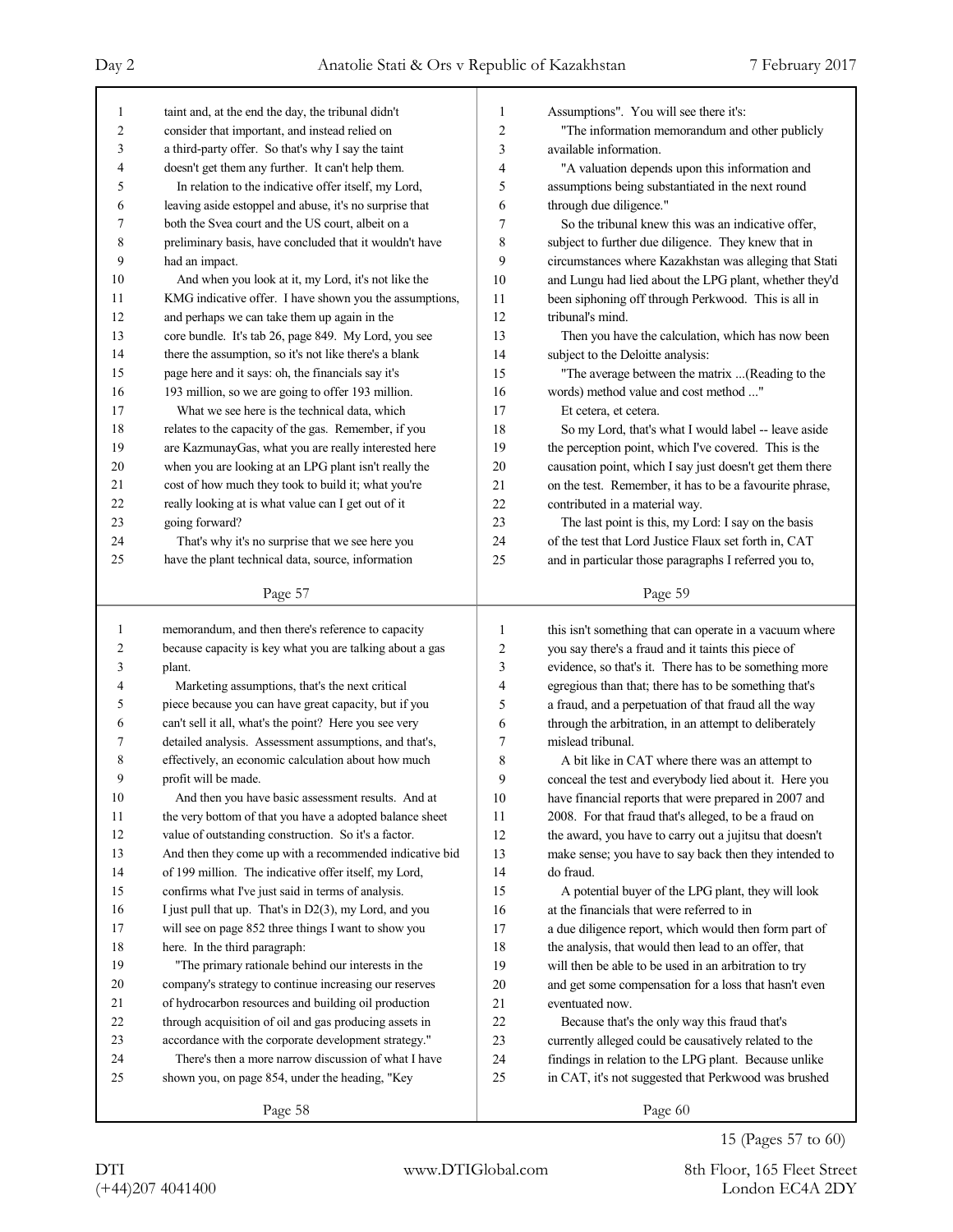taint and, at the end the day, the tribunal didn't consider that important, and instead relied on a third-party offer. So that's why I say the taint doesn't get them any further. It can't help them.

In relation to the indicative offer itself, my Lord, leaving aside estoppel and abuse, it's no surprise that both the Svea court and the US court, albeit on a preliminary basis, have concluded that it wouldn't have had an impact.

And when you look at it, my Lord, it's not like the KMG indicative offer. I have shown you the assumptions, and perhaps we can take them up again in the core bundle. It's tab 26, page 849. My Lord, you see there the assumption, so it's not like there's a blank page here and it says: oh, the financials say it's 193 million, so we are going to offer 193 million.

What we see here is the technical data, which relates to the capacity of the gas. Remember, if you are KazmunayGas, what you are really interested here when you are looking at an LPG plant isn't really the cost of how much they took to build it; what you're really looking at is what value can I get out of it going forward?

That's why it's no surprise that we see here you have the plant technical data, source, information memorandum, and then there's reference to capacity because capacity is key what you are talking about a gas plant.

Marketing assumptions, that's the next critical piece because you can have great capacity, but if you can't sell it all, what's the point? Here you see very detailed analysis. Assessment assumptions, and that's, effectively, an economic calculation about how much profit will be made.

And then you have basic assessment results. And at the very bottom of that you have a adopted balance sheet value of outstanding construction. So it's a factor. And then they come up with a recommended indicative bid of 199 million. The indicative offer itself, my Lord, confirms what I've just said in terms of analysis. I just pull that up. That's in D2(3), my Lord, and you will see on page 852 three things I want to show you here. In the third paragraph:

"The primary rationale behind our interests in the company's strategy to continue increasing our reserves of hydrocarbon resources and building oil production through acquisition of oil and gas producing assets in accordance with the corporate development strategy."

There's then a more narrow discussion of what I have shown you, on page 854, under the heading, "Key Assumptions". You will see there it's:

"The information memorandum and other publicly available information.

"A valuation depends upon this information and assumptions being substantiated in the next round through due diligence."

So the tribunal knew this was an indicative offer, subject to further due diligence. They knew that in circumstances where Kazakhstan was alleging that Stati and Lungu had lied about the LPG plant, whether they'd been siphoning off through Perkwood. This is all in tribunal's mind.

Then you have the calculation, which has now been subject to the Deloitte analysis:

"The average between the matrix ...(Reading to the words) method value and cost method ..."

Et cetera, et cetera.

So my Lord, that's what I would label -- leave aside the perception point, which I've covered. This is the causation point, which I say just doesn't get them there on the test. Remember, it has to be a favourite phrase, contributed in a material way.

The last point is this, my Lord: I say on the basis of the test that Lord Justice Flaux set forth in, CAT and in particular those paragraphs I referred you to, this isn't something that can operate in a vacuum where you say there's a fraud and it taints this piece of evidence, so that's it. There has to be something more egregious than that; there has to be something that's a fraud, and a perpetuation of that fraud all the way through the arbitration, in an attempt to deliberately mislead tribunal.

A bit like in CAT where there was an attempt to conceal the test and everybody lied about it. Here you have financial reports that were prepared in 2007 and 2008. For that fraud that's alleged, to be a fraud on the award, you have to carry out a jujitsu that doesn't make sense; you have to say back then they intended to do fraud.

A potential buyer of the LPG plant, they will look at the financials that were referred to in a due diligence report, which would then form part of the analysis, that would then lead to an offer, that will then be able to be used in an arbitration to try and get some compensation for a loss that hasn't even eventuated now.

Because that's the only way this fraud that's currently alleged could be causatively related to the findings in relation to the LPG plant. Because unlike in CAT, it's not suggested that Perkwood was brushed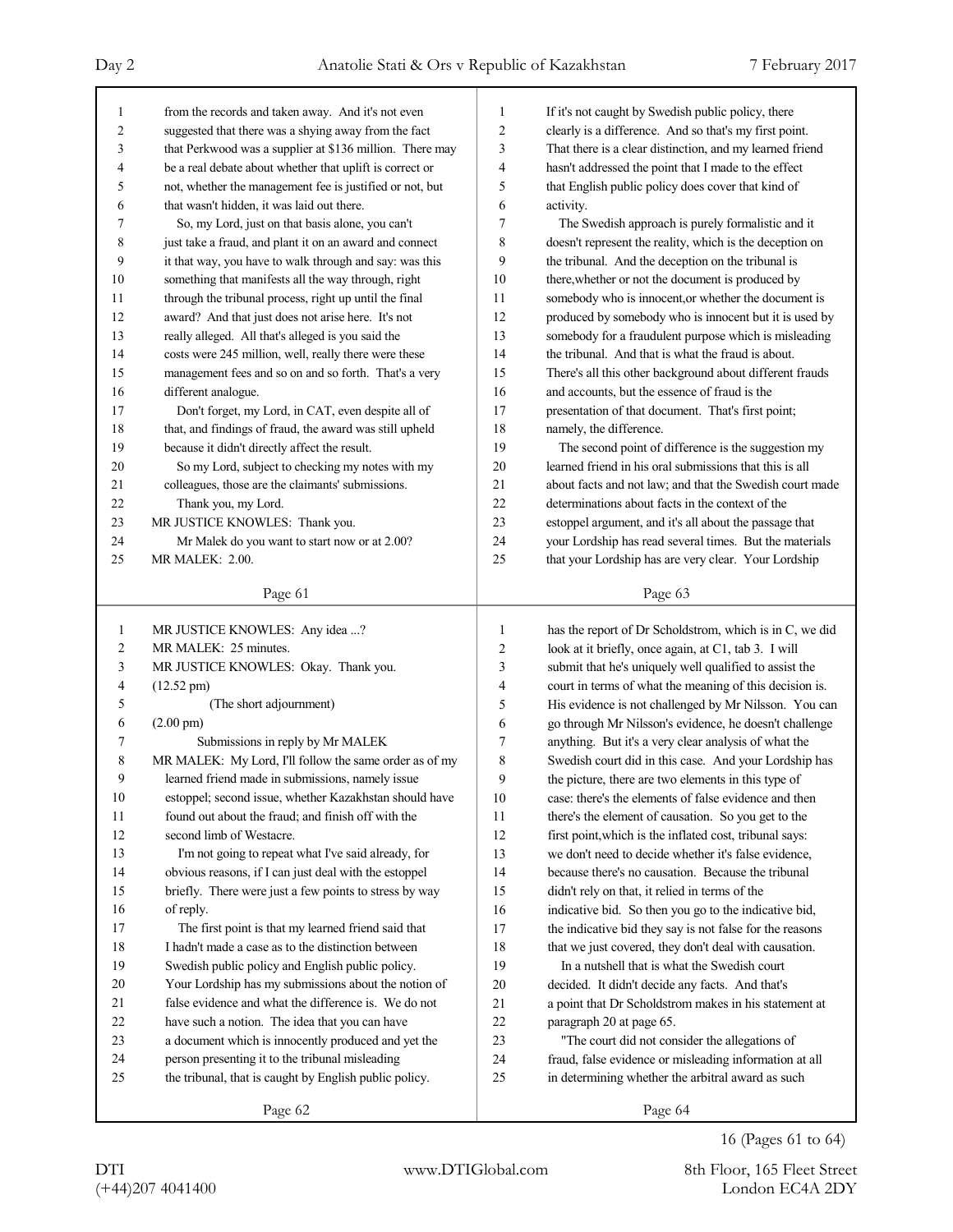from the records and taken away. And it's not even suggested that there was a shying away from the fact that Perkwood was a supplier at $136 million. There may be a real debate about whether that uplift is correct or not, whether the management fee is justified or not, but that wasn't hidden, it was laid out there.

So, my Lord, just on that basis alone, you can't just take a fraud, and plant it on an award and connect it that way, you have to walk through and say: was this something that manifests all the way through, right through the tribunal process, right up until the final award? And that just does not arise here. It's not really alleged. All that's alleged is you said the costs were 245 million, well, really there were these management fees and so on and so forth. That's a very different analogue.

Don't forget, my Lord, in CAT, even despite all of that, and findings of fraud, the award was still upheld because it didn't directly affect the result.

So my Lord, subject to checking my notes with my colleagues, those are the claimants' submissions.

Thank you, my Lord.

MR JUSTICE KNOWLES: Thank you.

Mr Malek do you want to start now or at 2.00?

MR MALEK: 2.00.

MR JUSTICE KNOWLES: Any idea ...?

MR MALEK: 25 minutes.

MR JUSTICE KNOWLES: Okay. Thank you.

(12.52 pm)

(The short adjournment)

(2.00 pm)

Submissions in reply by Mr MALEK

MR MALEK: My Lord, I'll follow the same order as of my learned friend made in submissions, namely issue estoppel; second issue, whether Kazakhstan should have found out about the fraud; and finish off with the second limb of Westacre.

I'm not going to repeat what I've said already, for obvious reasons, if I can just deal with the estoppel briefly. There were just a few points to stress by way of reply.

The first point is that my learned friend said that I hadn't made a case as to the distinction between Swedish public policy and English public policy. Your Lordship has my submissions about the notion of false evidence and what the difference is. We do not have such a notion. The idea that you can have a document which is innocently produced and yet the person presenting it to the tribunal misleading the tribunal, that is caught by English public policy. If it's not caught by Swedish public policy, there clearly is a difference. And so that's my first point. That there is a clear distinction, and my learned friend hasn't addressed the point that I made to the effect that English public policy does cover that kind of activity.

The Swedish approach is purely formalistic and it doesn't represent the reality, which is the deception on the tribunal. And the deception on the tribunal is there,whether or not the document is produced by somebody who is innocent,or whether the document is produced by somebody who is innocent but it is used by somebody for a fraudulent purpose which is misleading the tribunal. And that is what the fraud is about. There's all this other background about different frauds and accounts, but the essence of fraud is the presentation of that document. That's first point; namely, the difference.

The second point of difference is the suggestion my learned friend in his oral submissions that this is all about facts and not law; and that the Swedish court made determinations about facts in the context of the estoppel argument, and it's all about the passage that your Lordship has read several times. But the materials that your Lordship has are very clear. Your Lordship has the report of Dr Scholdstrom, which is in C, we did look at it briefly, once again, at C1, tab 3. I will submit that he's uniquely well qualified to assist the court in terms of what the meaning of this decision is. His evidence is not challenged by Mr Nilsson. You can go through Mr Nilsson's evidence, he doesn't challenge anything. But it's a very clear analysis of what the Swedish court did in this case. And your Lordship has the picture, there are two elements in this type of case: there's the elements of false evidence and then there's the element of causation. So you get to the first point,which is the inflated cost, tribunal says: we don't need to decide whether it's false evidence, because there's no causation. Because the tribunal didn't rely on that, it relied in terms of the indicative bid. So then you go to the indicative bid, the indicative bid they say is not false for the reasons that we just covered, they don't deal with causation.

In a nutshell that is what the Swedish court decided. It didn't decide any facts. And that's a point that Dr Scholdstrom makes in his statement at paragraph 20 at page 65.

"The court did not consider the allegations of fraud, false evidence or misleading information at all in determining whether the arbitral award as such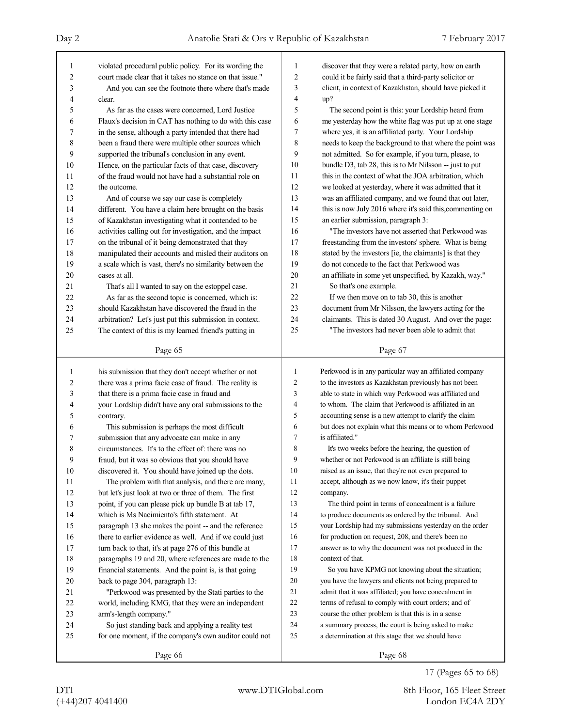violated procedural public policy. For its wording the court made clear that it takes no stance on that issue."

And you can see the footnote there where that's made clear.

As far as the cases were concerned, Lord Justice Flaux's decision in CAT has nothing to do with this case in the sense, although a party intended that there had been a fraud there were multiple other sources which supported the tribunal's conclusion in any event. Hence, on the particular facts of that case, discovery of the fraud would not have had a substantial role on the outcome.

And of course we say our case is completely different. You have a claim here brought on the basis of Kazakhstan investigating what it contended to be activities calling out for investigation, and the impact on the tribunal of it being demonstrated that they manipulated their accounts and misled their auditors on a scale which is vast, there's no similarity between the cases at all.

That's all I wanted to say on the estoppel case.

As far as the second topic is concerned, which is: should Kazakhstan have discovered the fraud in the arbitration? Let's just put this submission in context. The context of this is my learned friend's putting in his submission that they don't accept whether or not there was a prima facie case of fraud. The reality is that there is a prima facie case in fraud and your Lordship didn't have any oral submissions to the contrary.

This submission is perhaps the most difficult submission that any advocate can make in any circumstances. It's to the effect of: there was no fraud, but it was so obvious that you should have discovered it. You should have joined up the dots.

The problem with that analysis, and there are many, but let's just look at two or three of them. The first point, if you can please pick up bundle B at tab 17, which is Ms Nacimiento's fifth statement. At paragraph 13 she makes the point -- and the reference there to earlier evidence as well. And if we could just turn back to that, it's at page 276 of this bundle at paragraphs 19 and 20, where references are made to the financial statements. And the point is, is that going back to page 304, paragraph 13:

"Perkwood was presented by the Stati parties to the world, including KMG, that they were an independent arm's-length company."

So just standing back and applying a reality test for one moment, if the company's own auditor could not discover that they were a related party, how on earth could it be fairly said that a third-party solicitor or client, in context of Kazakhstan, should have picked it up?

The second point is this: your Lordship heard from me yesterday how the white flag was put up at one stage where yes, it is an affiliated party. Your Lordship needs to keep the background to that where the point was not admitted. So for example, if you turn, please, to bundle D3, tab 28, this is to Mr Nilsson -- just to put this in the context of what the JOA arbitration, which we looked at yesterday, where it was admitted that it was an affiliated company, and we found that out later, this is now July 2016 where it's said this,commenting on an earlier submission, paragraph 3:

"The investors have not asserted that Perkwood was freestanding from the investors' sphere. What is being stated by the investors [ie, the claimants] is that they do not concede to the fact that Perkwood was an affiliate in some yet unspecified, by Kazakh, way."

So that's one example.

If we then move on to tab 30, this is another document from Mr Nilsson, the lawyers acting for the claimants. This is dated 30 August. And over the page:

"The investors had never been able to admit that Perkwood is in any particular way an affiliated company to the investors as Kazakhstan previously has not been able to state in which way Perkwood was affiliated and to whom. The claim that Perkwood is affiliated in an accounting sense is a new attempt to clarify the claim but does not explain what this means or to whom Perkwood is affiliated."

It's two weeks before the hearing, the question of whether or not Perkwood is an affiliate is still being raised as an issue, that they're not even prepared to accept, although as we now know, it's their puppet company.

The third point in terms of concealment is a failure to produce documents as ordered by the tribunal. And your Lordship had my submissions yesterday on the order for production on request, 208, and there's been no answer as to why the document was not produced in the context of that.

So you have KPMG not knowing about the situation; you have the lawyers and clients not being prepared to admit that it was affiliated; you have concealment in terms of refusal to comply with court orders; and of course the other problem is that this is in a sense a summary process, the court is being asked to make a determination at this stage that we should have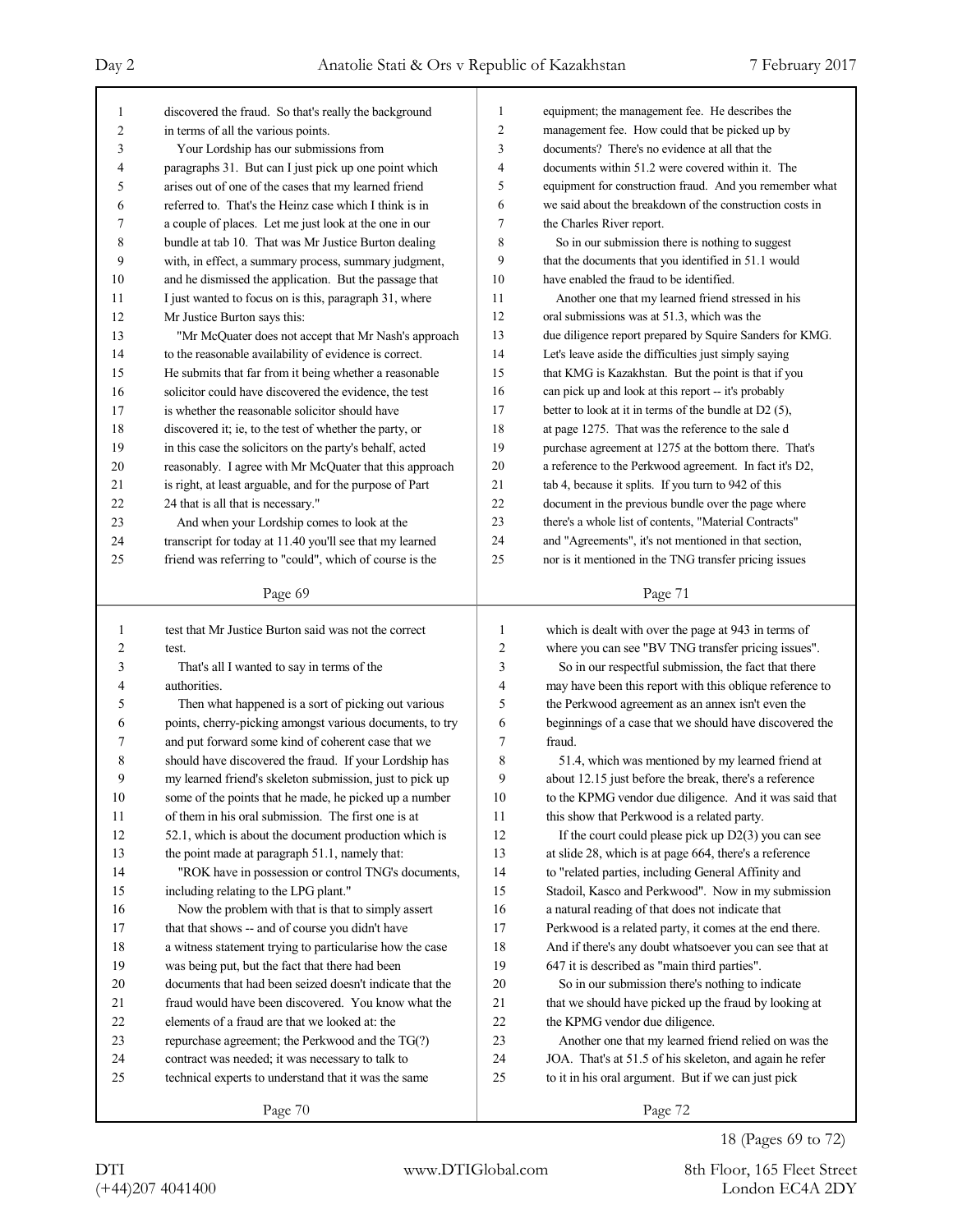discovered the fraud. So that's really the background in terms of all the various points.

Your Lordship has our submissions from paragraphs 31. But can I just pick up one point which arises out of one of the cases that my learned friend referred to. That's the Heinz case which I think is in a couple of places. Let me just look at the one in our bundle at tab 10. That was Mr Justice Burton dealing with, in effect, a summary process, summary judgment, and he dismissed the application. But the passage that I just wanted to focus on is this, paragraph 31, where Mr Justice Burton says this:

"Mr McQuater does not accept that Mr Nash's approach to the reasonable availability of evidence is correct. He submits that far from it being whether a reasonable solicitor could have discovered the evidence, the test is whether the reasonable solicitor should have discovered it; ie, to the test of whether the party, or in this case the solicitors on the party's behalf, acted reasonably. I agree with Mr McQuater that this approach is right, at least arguable, and for the purpose of Part 24 that is all that is necessary."

And when your Lordship comes to look at the transcript for today at 11.40 you'll see that my learned friend was referring to "could", which of course is the test that Mr Justice Burton said was not the correct test.

That's all I wanted to say in terms of the authorities.

Then what happened is a sort of picking out various points, cherry-picking amongst various documents, to try and put forward some kind of coherent case that we should have discovered the fraud. If your Lordship has my learned friend's skeleton submission, just to pick up some of the points that he made, he picked up a number of them in his oral submission. The first one is at 52.1, which is about the document production which is the point made at paragraph 51.1, namely that:

"ROK have in possession or control TNG's documents, including relating to the LPG plant."

Now the problem with that is that to simply assert that that shows -- and of course you didn't have a witness statement trying to particularise how the case was being put, but the fact that there had been documents that had been seized doesn't indicate that the fraud would have been discovered. You know what the elements of a fraud are that we looked at: the repurchase agreement; the Perkwood and the TG(?) contract was needed; it was necessary to talk to technical experts to understand that it was the same equipment; the management fee. He describes the management fee. How could that be picked up by documents? There's no evidence at all that the documents within 51.2 were covered within it. The equipment for construction fraud. And you remember what we said about the breakdown of the construction costs in the Charles River report.

So in our submission there is nothing to suggest that the documents that you identified in 51.1 would have enabled the fraud to be identified.

Another one that my learned friend stressed in his oral submissions was at 51.3, which was the due diligence report prepared by Squire Sanders for KMG. Let's leave aside the difficulties just simply saying that KMG is Kazakhstan. But the point is that if you can pick up and look at this report -- it's probably better to look at it in terms of the bundle at D2 (5), at page 1275. That was the reference to the sale d purchase agreement at 1275 at the bottom there. That's a reference to the Perkwood agreement. In fact it's D2, tab 4, because it splits. If you turn to 942 of this document in the previous bundle over the page where there's a whole list of contents, "Material Contracts" and "Agreements", it's not mentioned in that section, nor is it mentioned in the TNG transfer pricing issues which is dealt with over the page at 943 in terms of where you can see "BV TNG transfer pricing issues".

So in our respectful submission, the fact that there may have been this report with this oblique reference to the Perkwood agreement as an annex isn't even the beginnings of a case that we should have discovered the fraud.

51.4, which was mentioned by my learned friend at about 12.15 just before the break, there's a reference to the KPMG vendor due diligence. And it was said that this show that Perkwood is a related party.

If the court could please pick up D2(3) you can see at slide 28, which is at page 664, there's a reference to "related parties, including General Affinity and Stadoil, Kasco and Perkwood". Now in my submission a natural reading of that does not indicate that Perkwood is a related party, it comes at the end there. And if there's any doubt whatsoever you can see that at 647 it is described as "main third parties".

So in our submission there's nothing to indicate that we should have picked up the fraud by looking at the KPMG vendor due diligence.

Another one that my learned friend relied on was the JOA. That's at 51.5 of his skeleton, and again he refer to it in his oral argument. But if we can just pick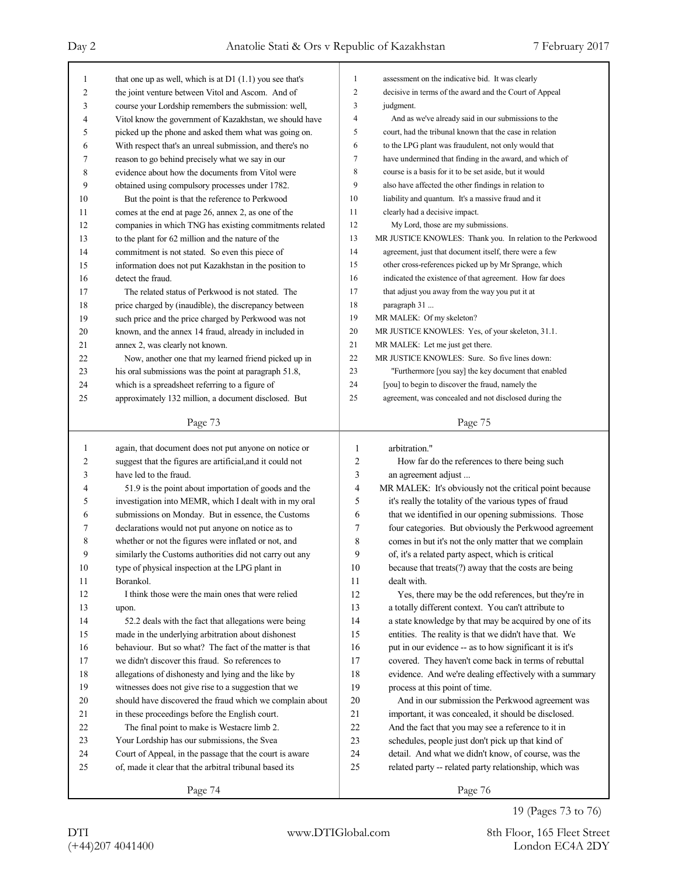that one up as well, which is at D1 (1.1) you see that's the joint venture between Vitol and Ascom. And of course your Lordship remembers the submission: well, Vitol know the government of Kazakhstan, we should have picked up the phone and asked them what was going on. With respect that's an unreal submission, and there's no reason to go behind precisely what we say in our evidence about how the documents from Vitol were obtained using compulsory processes under 1782.

But the point is that the reference to Perkwood comes at the end at page 26, annex 2, as one of the companies in which TNG has existing commitments related to the plant for 62 million and the nature of the commitment is not stated. So even this piece of information does not put Kazakhstan in the position to detect the fraud.

The related status of Perkwood is not stated. The price charged by (inaudible), the discrepancy between such price and the price charged by Perkwood was not known, and the annex 14 fraud, already in included in annex 2, was clearly not known.

Now, another one that my learned friend picked up in his oral submissions was the point at paragraph 51.8, which is a spreadsheet referring to a figure of approximately 132 million, a document disclosed. But again, that document does not put anyone on notice or suggest that the figures are artificial,and it could not have led to the fraud.

51.9 is the point about importation of goods and the investigation into MEMR, which I dealt with in my oral submissions on Monday. But in essence, the Customs declarations would not put anyone on notice as to whether or not the figures were inflated or not, and similarly the Customs authorities did not carry out any type of physical inspection at the LPG plant in Borankol.

I think those were the main ones that were relied upon.

52.2 deals with the fact that allegations were being made in the underlying arbitration about dishonest behaviour. But so what? The fact of the matter is that we didn't discover this fraud. So references to allegations of dishonesty and lying and the like by witnesses does not give rise to a suggestion that we should have discovered the fraud which we complain about in these proceedings before the English court.

The final point to make is Westacre limb 2. Your Lordship has our submissions, the Svea Court of Appeal, in the passage that the court is aware of, made it clear that the arbitral tribunal based its assessment on the indicative bid. It was clearly decisive in terms of the award and the Court of Appeal judgment.

And as we've already said in our submissions to the court, had the tribunal known that the case in relation to the LPG plant was fraudulent, not only would that have undermined that finding in the award, and which of course is a basis for it to be set aside, but it would also have affected the other findings in relation to liability and quantum. It's a massive fraud and it clearly had a decisive impact.

My Lord, those are my submissions.

MR JUSTICE KNOWLES: Thank you. In relation to the Perkwood agreement, just that document itself, there were a few other cross-references picked up by Mr Sprange, which indicated the existence of that agreement. How far does that adjust you away from the way you put it at paragraph 31 ...

MR MALEK: Of my skeleton?

MR JUSTICE KNOWLES: Yes, of your skeleton, 31.1.

MR MALEK: Let me just get there.

MR JUSTICE KNOWLES: Sure. So five lines down:

"Furthermore [you say] the key document that enabled [you] to begin to discover the fraud, namely the agreement, was concealed and not disclosed during the arbitration."

How far do the references to there being such an agreement adjust ...

MR MALEK: It's obviously not the critical point because it's really the totality of the various types of fraud that we identified in our opening submissions. Those four categories. But obviously the Perkwood agreement comes in but it's not the only matter that we complain of, it's a related party aspect, which is critical because that treats(?) away that the costs are being dealt with.

Yes, there may be the odd references, but they're in a totally different context. You can't attribute to a state knowledge by that may be acquired by one of its entities. The reality is that we didn't have that. We put in our evidence -- as to how significant it is it's covered. They haven't come back in terms of rebuttal evidence. And we're dealing effectively with a summary process at this point of time.

And in our submission the Perkwood agreement was important, it was concealed, it should be disclosed. And the fact that you may see a reference to it in schedules, people just don't pick up that kind of detail. And what we didn't know, of course, was the related party -- related party relationship, which was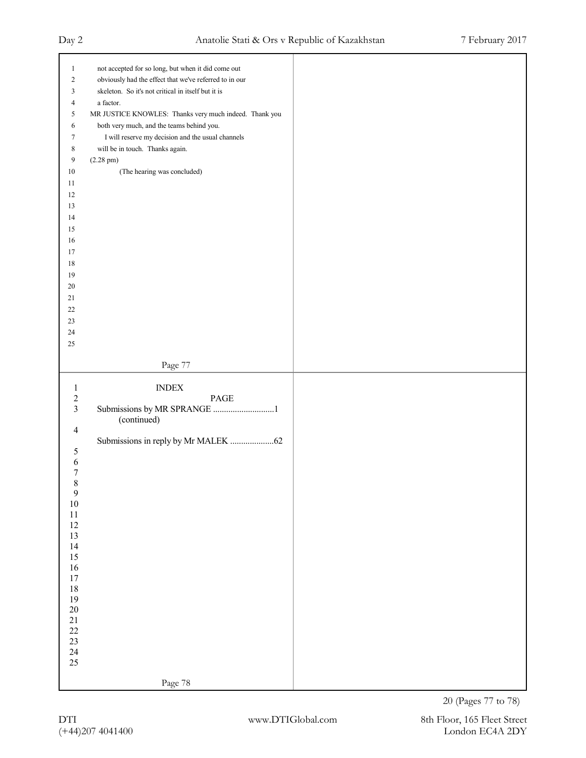not accepted for so long, but when it did come out obviously had the effect that we've referred to in our skeleton. So it's not critical in itself but it is a factor.

MR JUSTICE KNOWLES: Thanks very much indeed. Thank you both very much, and the teams behind you.

I will reserve my decision and the usual channels will be in touch. Thanks again.

(2.28 pm)

(The hearing was concluded)

## INDEX

| | PAGE |
|---|---|
| Submissions by MR SPRANGE (continued) | 1 |
| Submissions in reply by Mr MALEK | 62 |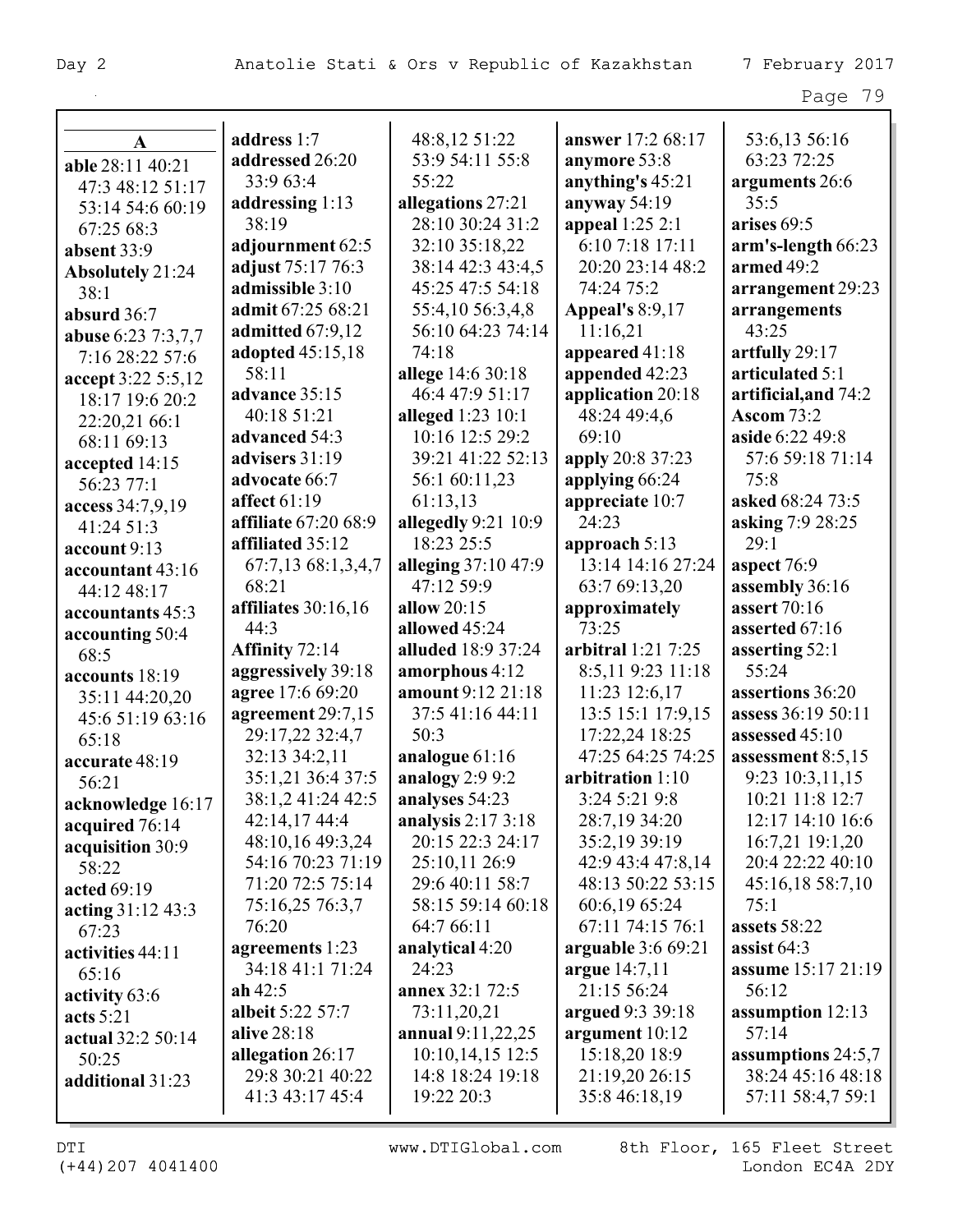## A

**able** 28:11 40:21 47:3 48:12 51:17 53:14 54:6 60:19 67:25 68:3
**absent** 33:9
**Absolutely** 21:24 38:1
**absurd** 36:7
**abuse** 6:23 7:3,7,7 7:16 28:22 57:6
**accept** 3:22 5:5,12 18:17 19:6 20:2 22:20,21 66:1 68:11 69:13
**accepted** 14:15 56:23 77:1
**access** 34:7,9,19 41:24 51:3
**account** 9:13
**accountant** 43:16 44:12 48:17
**accountants** 45:3
**accounting** 50:4 68:5
**accounts** 18:19 35:11 44:20,20 45:6 51:19 63:16 65:18
**accurate** 48:19 56:21
**acknowledge** 16:17
**acquired** 76:14
**acquisition** 30:9 58:22
**acted** 69:19
**acting** 31:12 43:3 67:23
**activities** 44:11 65:16
**activity** 63:6
**acts** 5:21
**actual** 32:2 50:14 50:25
**additional** 31:23
**address** 1:7
**addressed** 26:20 33:9 63:4
**addressing** 1:13 38:19
**adjournment** 62:5
**adjust** 75:17 76:3
**admissible** 3:10
**admit** 67:25 68:21
**admitted** 67:9,12
**adopted** 45:15,18 58:11
**advance** 35:15 40:18 51:21
**advanced** 54:3
**advisers** 31:19
**advocate** 66:7
**affect** 61:19
**affiliate** 67:20 68:9
**affiliated** 35:12 67:7,13 68:1,3,4,7 68:21
**affiliates** 30:16,16 44:3
**Affinity** 72:14
**aggressively** 39:18
**agree** 17:6 69:20
**agreement** 29:7,15 29:17,22 32:4,7 32:13 34:2,11 35:1,21 36:4 37:5 38:1,2 41:24 42:5 42:14,17 44:4 48:10,16 49:3,24 54:16 70:23 71:19 71:20 72:5 75:14 75:16,25 76:3,7 76:20
**agreements** 1:23 34:18 41:1 71:24
**ah** 42:5
**albeit** 5:22 57:7
**alive** 28:18
**allegation** 26:17 29:8 30:21 40:22 41:3 43:17 45:4 48:8,12 51:22 53:9 54:11 55:8 55:22
**allegations** 27:21 28:10 30:24 31:2 32:10 35:18,22 38:14 42:3 43:4,5 45:25 47:5 54:18 55:4,10 56:3,4,8 56:10 64:23 74:14 74:18
**allege** 14:6 30:18 46:4 47:9 51:17
**alleged** 1:23 10:1 10:16 12:5 29:2 39:21 41:22 52:13 56:1 60:11,23 61:13,13
**allegedly** 9:21 10:9 18:23 25:5
**alleging** 37:10 47:9 47:12 59:9
**allow** 20:15
**allowed** 45:24
**alluded** 18:9 37:24
**amorphous** 4:12
**amount** 9:12 21:18 37:5 41:16 44:11 50:3
**analogue** 61:16
**analogy** 2:9 9:2
**analyses** 54:23
**analysis** 2:17 3:18 20:15 22:3 24:17 25:10,11 26:9 29:6 40:11 58:7 58:15 59:14 60:18 64:7 66:11
**analytical** 4:20 24:23
**annex** 32:1 72:5 73:11,20,21
**annual** 9:11,22,25 10:10,14,15 12:5 14:8 18:24 19:18 19:22 20:3
**answer** 17:2 68:17
**anymore** 53:8
**anything's** 45:21
**anyway** 54:19
**appeal** 1:25 2:1 6:10 7:18 17:11 20:20 23:14 48:2 74:24 75:2
**Appeal's** 8:9,17 11:16,21
**appeared** 41:18
**appended** 42:23
**application** 20:18 48:24 49:4,6 69:10
**apply** 20:8 37:23
**applying** 66:24
**appreciate** 10:7 24:23
**approach** 5:13 13:14 14:16 27:24 63:7 69:13,20
**approximately** 73:25
**arbitral** 1:21 7:25 8:5,11 9:23 11:18 11:23 12:6,17 13:5 15:1 17:9,15 17:22,24 18:25 47:25 64:25 74:25
**arbitration** 1:10 3:24 5:21 9:8 28:7,19 34:20 35:2,19 39:19 42:9 43:4 47:8,14 48:13 50:22 53:15 60:6,19 65:24 67:11 74:15 76:1
**arguable** 3:6 69:21
**argue** 14:7,11 21:15 56:24
**argued** 9:3 39:18
**argument** 10:12 15:18,20 18:9 21:19,20 26:15 35:8 46:18,19 53:6,13 56:16 63:23 72:25
**arguments** 26:6 35:5
**arises** 69:5
**arm's-length** 66:23
**armed** 49:2
**arrangement** 29:23
**arrangements** 43:25
**artfully** 29:17
**articulated** 5:1
**artificial,and** 74:2
**Ascom** 73:2
**aside** 6:22 49:8 57:6 59:18 71:14 75:8
**asked** 68:24 73:5
**asking** 7:9 28:25 29:1
**aspect** 76:9
**assembly** 36:16
**assert** 70:16
**asserted** 67:16
**asserting** 52:1 55:24
**assertions** 36:20
**assess** 36:19 50:11
**assessed** 45:10
**assessment** 8:5,15 9:23 10:3,11,15 10:21 11:8 12:7 12:17 14:10 16:6 16:7,21 19:1,20 20:4 22:22 40:10 45:16,18 58:7,10 75:1
**assets** 58:22
**assist** 64:3
**assume** 15:17 21:19 56:12
**assumption** 12:13 57:14
**assumptions** 24:5,7 38:24 45:16 48:18 57:11 58:4,7 59:1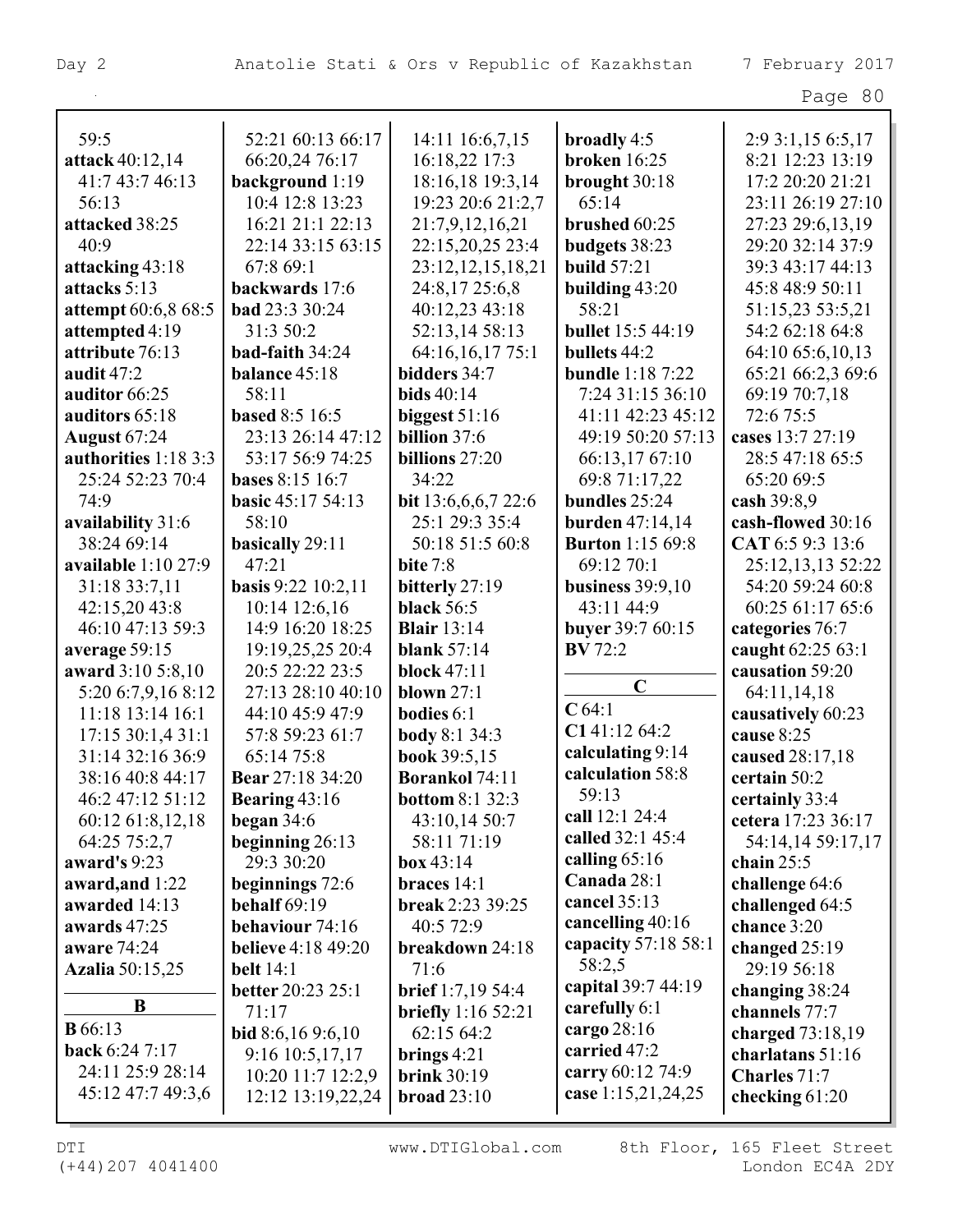59:5
**attack** 40:12,14 41:7 43:7 46:13 56:13
**attacked** 38:25 40:9
**attacking** 43:18
**attacks** 5:13
**attempt** 60:6,8 68:5
**attempted** 4:19
**attribute** 76:13
**audit** 47:2
**auditor** 66:25
**auditors** 65:18
**August** 67:24
**authorities** 1:18 3:3 25:24 52:23 70:4 74:9
**availability** 31:6 38:24 69:14
**available** 1:10 27:9 31:18 33:7,11 42:15,20 43:8 46:10 47:13 59:3
**average** 59:15
**award** 3:10 5:8,10 5:20 6:7,9,16 8:12 11:18 13:14 16:1 17:15 30:1,4 31:1 31:14 32:16 36:9 38:16 40:8 44:17 46:2 47:12 51:12 60:12 61:8,12,18 64:25 75:2,7
**award's** 9:23
**award,and** 1:22
**awarded** 14:13
**awards** 47:25
**aware** 74:24
**Azalia** 50:15,25

**B**

**B** 66:13
**back** 6:24 7:17 24:11 25:9 28:14 45:12 47:7 49:3,6 52:21 60:13 66:17 66:20,24 76:17
**background** 1:19 10:4 12:8 13:23 16:21 21:1 22:13 22:14 33:15 63:15 67:8 69:1
**backwards** 17:6
**bad** 23:3 30:24 31:3 50:2
**bad-faith** 34:24
**balance** 45:18 58:11
**based** 8:5 16:5 23:13 26:14 47:12 53:17 56:9 74:25
**bases** 8:15 16:7
**basic** 45:17 54:13 58:10
**basically** 29:11 47:21
**basis** 9:22 10:2,11 10:14 12:6,16 14:9 16:20 18:25 19:19,25,25 20:4 20:5 22:22 23:5 27:13 28:10 40:10 44:10 45:9 47:9 57:8 59:23 61:7 65:14 75:8
**Bear** 27:18 34:20
**Bearing** 43:16
**began** 34:6
**beginning** 26:13 29:3 30:20
**beginnings** 72:6
**behalf** 69:19
**behaviour** 74:16
**believe** 4:18 49:20
**belt** 14:1
**better** 20:23 25:1 71:17
**bid** 8:6,16 9:6,10 9:16 10:5,17,17 10:20 11:7 12:2,9 12:12 13:19,22,24 14:11 16:6,7,15 16:18,22 17:3 18:16,18 19:3,14 19:23 20:6 21:2,7 21:7,9,12,16,21 22:15,20,25 23:4 23:12,12,15,18,21 24:8,17 25:6,8 40:12,23 43:18 52:13,14 58:13 64:16,16,17 75:1
**bidders** 34:7
**bids** 40:14
**biggest** 51:16
**billion** 37:6
**billions** 27:20 34:22
**bit** 13:6,6,6,7 22:6 25:1 29:3 35:4 50:18 51:5 60:8
**bite** 7:8
**bitterly** 27:19
**black** 56:5
**Blair** 13:14
**blank** 57:14
**block** 47:11
**blown** 27:1
**bodies** 6:1
**body** 8:1 34:3
**book** 39:5,15
**Borankol** 74:11
**bottom** 8:1 32:3 43:10,14 50:7 58:11 71:19
**box** 43:14
**braces** 14:1
**break** 2:23 39:25 40:5 72:9
**breakdown** 24:18 71:6
**brief** 1:7,19 54:4
**briefly** 1:16 52:21 62:15 64:2
**brings** 4:21
**brink** 30:19
**broad** 23:10
**broadly** 4:5
**broken** 16:25
**brought** 30:18 65:14
**brushed** 60:25
**budgets** 38:23
**build** 57:21
**building** 43:20 58:21
**bullet** 15:5 44:19
**bullets** 44:2
**bundle** 1:18 7:22 7:24 31:15 36:10 41:11 42:23 45:12 49:19 50:20 57:13 66:13,17 67:10 69:8 71:17,22
**bundles** 25:24
**burden** 47:14,14
**Burton** 1:15 69:8 69:12 70:1
**business** 39:9,10 43:11 44:9
**buyer** 39:7 60:15
**BV** 72:2

**C**

**C** 64:1
**C1** 41:12 64:2
**calculating** 9:14
**calculation** 58:8 59:13
**call** 12:1 24:4
**called** 32:1 45:4
**calling** 65:16
**Canada** 28:1
**cancel** 35:13
**cancelling** 40:16
**capacity** 57:18 58:1 58:2,5
**capital** 39:7 44:19
**carefully** 6:1
**cargo** 28:16
**carried** 47:2
**carry** 60:12 74:9
**case** 1:15,21,24,25 2:9 3:1,15 6:5,17 8:21 12:23 13:19 17:2 20:20 21:21 23:11 26:19 27:10 27:23 29:6,13,19 29:20 32:14 37:9 39:3 43:17 44:13 45:8 48:9 50:11 51:15,23 53:5,21 54:2 62:18 64:8 64:10 65:6,10,13 65:21 66:2,3 69:6 69:19 70:7,18 72:6 75:5
**cases** 13:7 27:19 28:5 47:18 65:5 65:20 69:5
**cash** 39:8,9
**cash-flowed** 30:16
**CAT** 6:5 9:3 13:6 25:12,13,13 52:22 54:20 59:24 60:8 60:25 61:17 65:6
**categories** 76:7
**caught** 62:25 63:1
**causation** 59:20 64:11,14,18
**causatively** 60:23
**cause** 8:25
**caused** 28:17,18
**certain** 50:2
**certainly** 33:4
**cetera** 17:23 36:17 54:14,14 59:17,17
**chain** 25:5
**challenge** 64:6
**challenged** 64:5
**chance** 3:20
**changed** 25:19 29:19 56:18
**changing** 38:24
**channels** 77:7
**charged** 73:18,19
**charlatans** 51:16
**Charles** 71:7
**checking** 61:20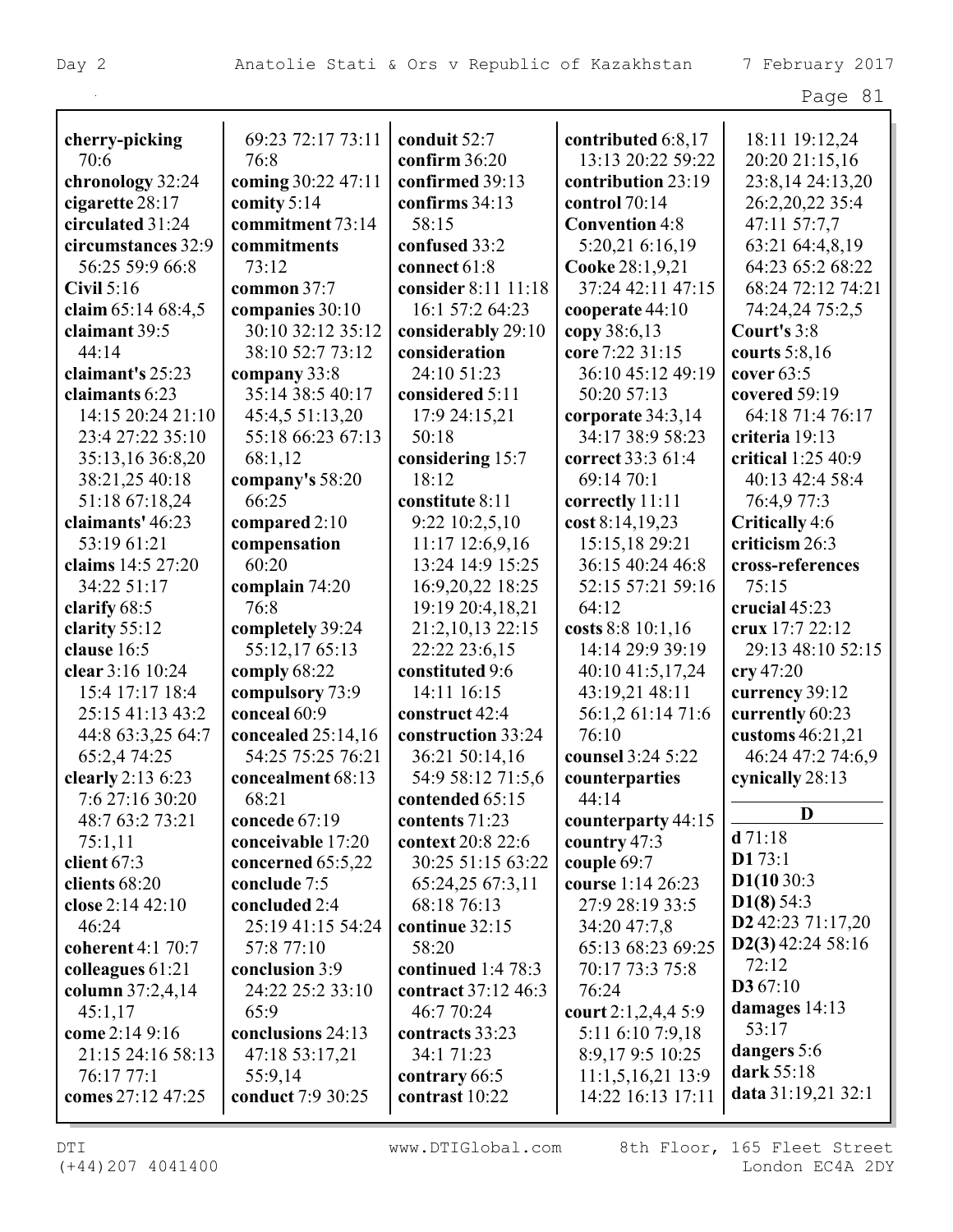**cherry-picking** 70:6
**chronology** 32:24
**cigarette** 28:17
**circulated** 31:24
**circumstances** 32:9 56:25 59:9 66:8
**Civil** 5:16
**claim** 65:14 68:4,5
**claimant** 39:5 44:14
**claimant's** 25:23
**claimants** 6:23 14:15 20:24 21:10 23:4 27:22 35:10 35:13,16 36:8,20 38:21,25 40:18 51:18 67:18,24
**claimants'** 46:23 53:19 61:21
**claims** 14:5 27:20 34:22 51:17
**clarify** 68:5
**clarity** 55:12
**clause** 16:5
**clear** 3:16 10:24 15:4 17:17 18:4 25:15 41:13 43:2 44:8 63:3,25 64:7 65:2,4 74:25
**clearly** 2:13 6:23 7:6 27:16 30:20 48:7 63:2 73:21 75:1,11
**client** 67:3
**clients** 68:20
**close** 2:14 42:10 46:24
**coherent** 4:1 70:7
**colleagues** 61:21
**column** 37:2,4,14 45:1,17
**come** 2:14 9:16 21:15 24:16 58:13 76:17 77:1
**comes** 27:12 47:25
69:23 72:17 73:11 76:8
**coming** 30:22 47:11
**comity** 5:14
**commitment** 73:14
**commitments** 73:12
**common** 37:7
**companies** 30:10 30:10 32:12 35:12 38:10 52:7 73:12
**company** 33:8 35:14 38:5 40:17 45:4,5 51:13,20 55:18 66:23 67:13 68:1,12
**company's** 58:20 66:25
**compared** 2:10
**compensation** 60:20
**complain** 74:20 76:8
**completely** 39:24 55:12,17 65:13
**comply** 68:22
**compulsory** 73:9
**conceal** 60:9
**concealed** 25:14,16 54:25 75:25 76:21
**concealment** 68:13 68:21
**concede** 67:19
**conceivable** 17:20
**concerned** 65:5,22
**conclude** 7:5
**concluded** 2:4 25:19 41:15 54:24 57:8 77:10
**conclusion** 3:9 24:22 25:2 33:10 65:9
**conclusions** 24:13 47:18 53:17,21 55:9,14
**conduct** 7:9 30:25
**conduit** 52:7
**confirm** 36:20
**confirmed** 39:13
**confirms** 34:13 58:15
**confused** 33:2
**connect** 61:8
**consider** 8:11 11:18 16:1 57:2 64:23
**considerably** 29:10
**consideration** 24:10 51:23
**considered** 5:11 17:9 24:15,21 50:18
**considering** 15:7 18:12
**constitute** 8:11 9:22 10:2,5,10 11:17 12:6,9,16 13:24 14:9 15:25 16:9,20,22 18:25 19:19 20:4,18,21 21:2,10,13 22:15 22:22 23:6,15
**constituted** 9:6 14:11 16:15
**construct** 42:4
**construction** 33:24 36:21 50:14,16 54:9 58:12 71:5,6
**contended** 65:15
**contents** 71:23
**context** 20:8 22:6 30:25 51:15 63:22 65:24,25 67:3,11 68:18 76:13
**continue** 32:15 58:20
**continued** 1:4 78:3
**contract** 37:12 46:3 46:7 70:24
**contracts** 33:23 34:1 71:23
**contrary** 66:5
**contrast** 10:22
**contributed** 6:8,17 13:13 20:22 59:22
**contribution** 23:19
**control** 70:14
**Convention** 4:8 5:20,21 6:16,19
**Cooke** 28:1,9,21 37:24 42:11 47:15
**cooperate** 44:10
**copy** 38:6,13
**core** 7:22 31:15 36:10 45:12 49:19 50:20 57:13
**corporate** 34:3,14 34:17 38:9 58:23
**correct** 33:3 61:4 69:14 70:1
**correctly** 11:11
**cost** 8:14,19,23 15:15,18 29:21 36:15 40:24 46:8 52:15 57:21 59:16 64:12
**costs** 8:8 10:1,16 14:14 29:9 39:19 40:10 41:5,17,24 43:19,21 48:11 56:1,2 61:14 71:6 76:10
**counsel** 3:24 5:22
**counterparties** 44:14
**counterparty** 44:15
**country** 47:3
**couple** 69:7
**course** 1:14 26:23 27:9 28:19 33:5 34:20 47:7,8 65:13 68:23 69:25 70:17 73:3 75:8 76:24
**court** 2:1,2,4,4 5:9 5:11 6:10 7:9,18 8:9,17 9:5 10:25 11:1,5,16,21 13:9 14:22 16:13 17:11
18:11 19:12,24 20:20 21:15,16 23:8,14 24:13,20 26:2,20,22 35:4 47:11 57:7,7 63:21 64:4,8,19 64:23 65:2 68:22 68:24 72:12 74:21 74:24,24 75:2,5
**Court's** 3:8
**courts** 5:8,16
**cover** 63:5
**covered** 59:19 64:18 71:4 76:17
**criteria** 19:13
**critical** 1:25 40:9 40:13 42:4 58:4 76:4,9 77:3
**Critically** 4:6
**criticism** 26:3
**cross-references** 75:15
**crucial** 45:23
**crux** 17:7 22:12 29:13 48:10 52:15
**cry** 47:20
**currency** 39:12
**currently** 60:23
**customs** 46:21,21 46:24 47:2 74:6,9
**cynically** 28:13

**D**

**d** 71:18
**D1** 73:1
**D1(10** 30:3
**D1(8)** 54:3
**D2** 42:23 71:17,20
**D2(3)** 42:24 58:16 72:12
**D3** 67:10
**damages** 14:13 53:17
**dangers** 5:6
**dark** 55:18
**data** 31:19,21 32:1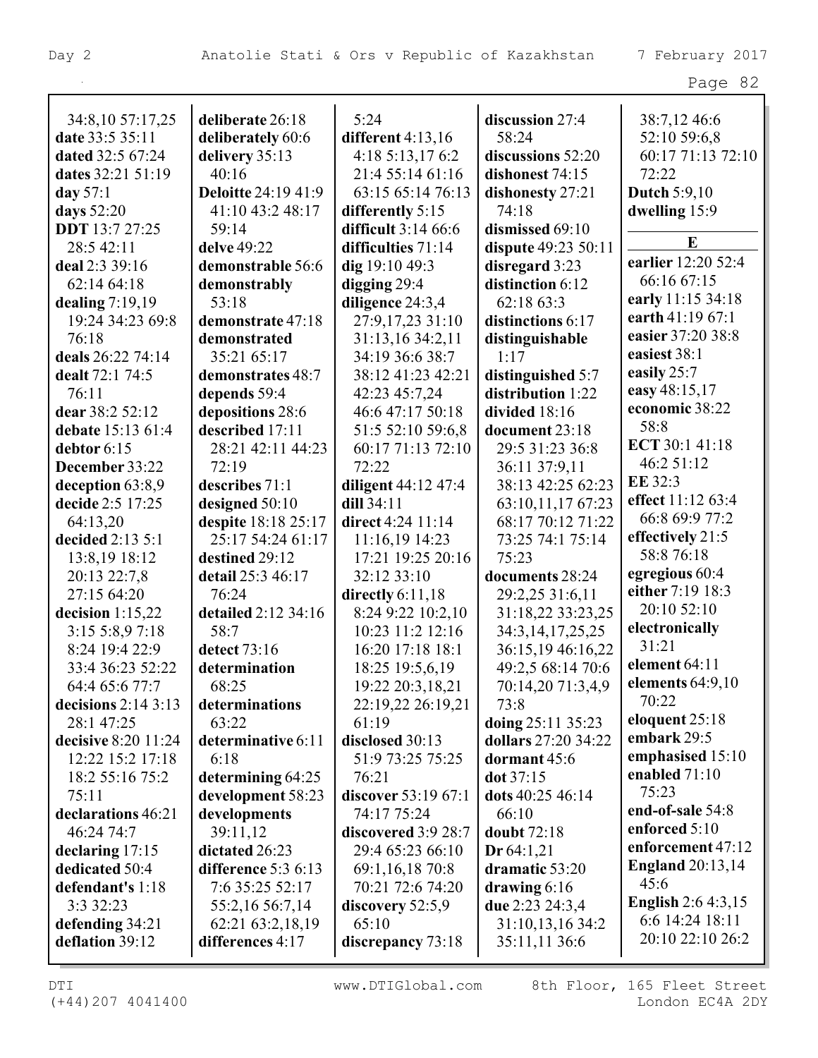34:8,10 57:17,25
**date** 33:5 35:11
**dated** 32:5 67:24
**dates** 32:21 51:19
**day** 57:1
**days** 52:20
**DDT** 13:7 27:25
28:5 42:11
**deal** 2:3 39:16
62:14 64:18
**dealing** 7:19,19
19:24 34:23 69:8
76:18
**deals** 26:22 74:14
**dealt** 72:1 74:5
76:11
**dear** 38:2 52:12
**debate** 15:13 61:4
**debtor** 6:15
**December** 33:22
**deception** 63:8,9
**decide** 2:5 17:25
64:13,20
**decided** 2:13 5:1
13:8,19 18:12
20:13 22:7,8
27:15 64:20
**decision** 1:15,22
3:15 5:8,9 7:18
8:24 19:4 22:9
33:4 36:23 52:22
64:4 65:6 77:7
**decisions** 2:14 3:13
28:1 47:25
**decisive** 8:20 11:24
12:22 15:2 17:18
18:2 55:16 75:2
75:11
**declarations** 46:21
46:24 74:7
**declaring** 17:15
**dedicated** 50:4
**defendant's** 1:18
3:3 32:23
**defending** 34:21
**deflation** 39:12
**deliberate** 26:18
**deliberately** 60:6
**delivery** 35:13
40:16
**Deloitte** 24:19 41:9
41:10 43:2 48:17
59:14
**delve** 49:22
**demonstrable** 56:6
**demonstrably**
53:18
**demonstrate** 47:18
**demonstrated**
35:21 65:17
**demonstrates** 48:7
**depends** 59:4
**depositions** 28:6
**described** 17:11
28:21 42:11 44:23
72:19
**describes** 71:1
**designed** 50:10
**despite** 18:18 25:17
25:17 54:24 61:17
**destined** 29:12
**detail** 25:3 46:17
76:24
**detailed** 2:12 34:16
58:7
**detect** 73:16
**determination**
68:25
**determinations**
63:22
**determinative** 6:11
6:18
**determining** 64:25
**development** 58:23
**developments**
39:11,12
**dictated** 26:23
**difference** 5:3 6:13
7:6 35:25 52:17
55:2,16 56:7,14
62:21 63:2,18,19
**differences** 4:17
5:24
**different** 4:13,16
4:18 5:13,17 6:2
21:4 55:14 61:16
63:15 65:14 76:13
**differently** 5:15
**difficult** 3:14 66:6
**difficulties** 71:14
**dig** 19:10 49:3
**digging** 29:4
**diligence** 24:3,4
27:9,17,23 31:10
31:13,16 34:2,11
34:19 36:6 38:7
38:12 41:23 42:21
42:23 45:7,24
46:6 47:17 50:18
51:5 52:10 59:6,8
60:17 71:13 72:10
72:22
**diligent** 44:12 47:4
**dill** 34:11
**direct** 4:24 11:14
11:16,19 14:23
17:21 19:25 20:16
32:12 33:10
**directly** 6:11,18
8:24 9:22 10:2,10
10:23 11:2 12:16
16:20 17:18 18:1
18:25 19:5,6,19
19:22 20:3,18,21
22:19,22 26:19,21
61:19
**disclosed** 30:13
51:9 73:25 75:25
76:21
**discover** 53:19 67:1
74:17 75:24
**discovered** 3:9 28:7
29:4 65:23 66:10
69:1,16,18 70:8
70:21 72:6 74:20
**discovery** 52:5,9
65:10
**discrepancy** 73:18
**discussion** 27:4
58:24
**discussions** 52:20
**dishonest** 74:15
**dishonesty** 27:21
74:18
**dismissed** 69:10
**dispute** 49:23 50:11
**disregard** 3:23
**distinction** 6:12
62:18 63:3
**distinctions** 6:17
**distinguishable**
1:17
**distinguished** 5:7
**distribution** 1:22
**divided** 18:16
**document** 23:18
29:5 31:23 36:8
36:11 37:9,11
38:13 42:25 62:23
63:10,11,17 67:23
68:17 70:12 71:22
73:25 74:1 75:14
75:23
**documents** 28:24
29:2,25 31:6,11
31:18,22 33:23,25
34:3,14,17,25,25
36:15,19 46:16,22
49:2,5 68:14 70:6
70:14,20 71:3,4,9
73:8
**doing** 25:11 35:23
**dollars** 27:20 34:22
**dormant** 45:6
**dot** 37:15
**dots** 40:25 46:14
66:10
**doubt** 72:18
**Dr** 64:1,21
**dramatic** 53:20
**drawing** 6:16
**due** 2:23 24:3,4
31:10,13,16 34:2
35:11,11 36:6
38:7,12 46:6
52:10 59:6,8
60:17 71:13 72:10
72:22
**Dutch** 5:9,10
**dwelling** 15:9

### E

**earlier** 12:20 52:4
66:16 67:15
**early** 11:15 34:18
**earth** 41:19 67:1
**easier** 37:20 38:8
**easiest** 38:1
**easily** 25:7
**easy** 48:15,17
**economic** 38:22
58:8
**ECT** 30:1 41:18
46:2 51:12
**EE** 32:3
**effect** 11:12 63:4
66:8 69:9 77:2
**effectively** 21:5
58:8 76:18
**egregious** 60:4
**either** 7:19 18:3
20:10 52:10
**electronically**
31:21
**element** 64:11
**elements** 64:9,10
70:22
**eloquent** 25:18
**embark** 29:5
**emphasised** 15:10
**enabled** 71:10
75:23
**end-of-sale** 54:8
**enforced** 5:10
**enforcement** 47:12
**England** 20:13,14
45:6
**English** 2:6 4:3,15
6:6 14:24 18:11
20:10 22:10 26:2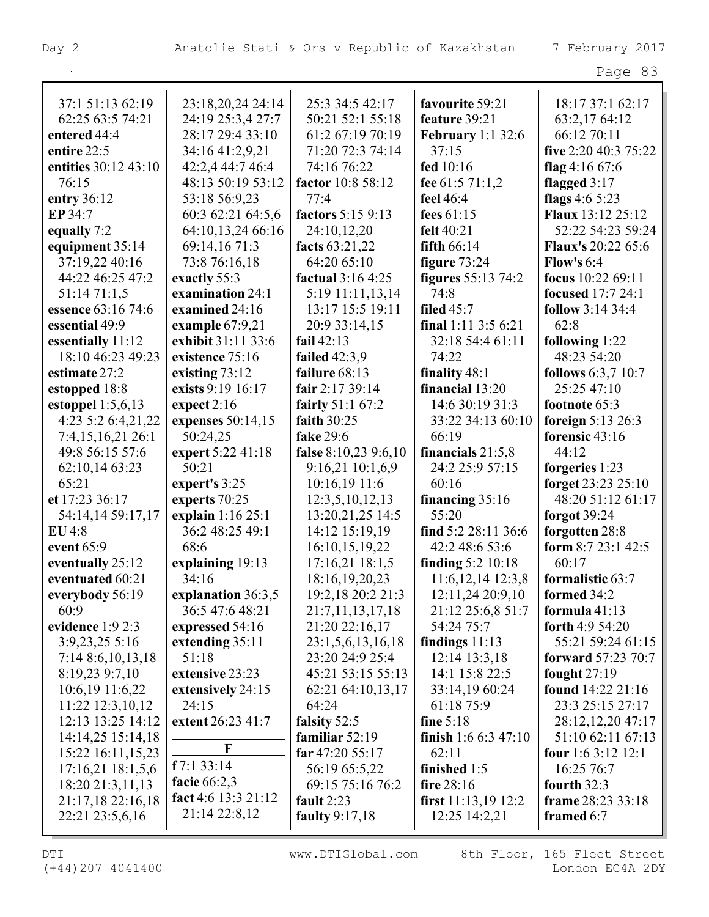37:1 51:13 62:19 62:25 63:5 74:21
**entered** 44:4
**entire** 22:5
**entities** 30:12 43:10 76:15
**entry** 36:12
**EP** 34:7
**equally** 7:2
**equipment** 35:14 37:19,22 40:16 44:22 46:25 47:2 51:14 71:1,5
**essence** 63:16 74:6
**essential** 49:9
**essentially** 11:12 18:10 46:23 49:23
**estimate** 27:2
**estopped** 18:8
**estoppel** 1:5,6,13 4:23 5:2 6:4,21,22 7:4,15,16,21 26:1 49:8 56:15 57:6 62:10,14 63:23 65:21
**et** 17:23 36:17 54:14,14 59:17,17
**EU** 4:8
**event** 65:9
**eventually** 25:12
**eventuated** 60:21
**everybody** 56:19 60:9
**evidence** 1:9 2:3 3:9,23,25 5:16 7:14 8:6,10,13,18 8:19,23 9:7,10 10:6,19 11:6,22 11:22 12:3,10,12 12:13 13:25 14:12 14:14,25 15:14,18 15:22 16:11,15,23 17:16,21 18:1,5,6 18:20 21:3,11,13 21:17,18 22:16,18 22:21 23:5,6,16 23:18,20,24 24:14 24:19 25:3,4 27:7 28:17 29:4 33:10 34:16 41:2,9,21 42:2,4 44:7 46:4 48:13 50:19 53:12 53:18 56:9,23 60:3 62:21 64:5,6 64:10,13,24 66:16 69:14,16 71:3 73:8 76:16,18
**exactly** 55:3
**examination** 24:1
**examined** 24:16
**example** 67:9,21
**exhibit** 31:11 33:6
**existence** 75:16
**existing** 73:12
**exists** 9:19 16:17
**expect** 2:16
**expenses** 50:14,15 50:24,25
**expert** 5:22 41:18 50:21
**expert's** 3:25
**experts** 70:25
**explain** 1:16 25:1 36:2 48:25 49:1 68:6
**explaining** 19:13 34:16
**explanation** 36:3,5 36:5 47:6 48:21
**expressed** 54:16
**extending** 35:11 51:18
**extensive** 23:23
**extensively** 24:15 24:15
**extent** 26:23 41:7

**F**

**f** 7:1 33:14
**facie** 66:2,3
**fact** 4:6 13:3 21:12 21:14 22:8,12 25:3 34:5 42:17 50:21 52:1 55:18 61:2 67:19 70:19 71:20 72:3 74:14 74:16 76:22
**factor** 10:8 58:12 77:4
**factors** 5:15 9:13 24:10,12,20
**facts** 63:21,22 64:20 65:10
**factual** 3:16 4:25 5:19 11:11,13,14 13:17 15:5 19:11 20:9 33:14,15
**fail** 42:13
**failed** 42:3,9
**failure** 68:13
**fair** 2:17 39:14
**fairly** 51:1 67:2
**faith** 30:25
**fake** 29:6
**false** 8:10,23 9:6,10 9:16,21 10:1,6,9 10:16,19 11:6 12:3,5,10,12,13 13:20,21,25 14:5 14:12 15:19,19 16:10,15,19,22 17:16,21 18:1,5 18:16,19,20,23 19:2,18 20:2 21:3 21:7,11,13,17,18 21:20 22:16,17 23:1,5,6,13,16,18 23:20 24:9 25:4 45:21 53:15 55:13 62:21 64:10,13,17 64:24
**falsity** 52:5
**familiar** 52:19
**far** 47:20 55:17 56:19 65:5,22 69:15 75:16 76:2
**fault** 2:23
**faulty** 9:17,18
**favourite** 59:21
**feature** 39:21
**February** 1:1 32:6 37:15
**fed** 10:16
**fee** 61:5 71:1,2
**feel** 46:4
**fees** 61:15
**felt** 40:21
**fifth** 66:14
**figure** 73:24
**figures** 55:13 74:2 74:8
**filed** 45:7
**final** 1:11 3:5 6:21 32:18 54:4 61:11 74:22
**finality** 48:1
**financial** 13:20 14:6 30:19 31:3 33:22 34:13 60:10 66:19
**financials** 21:5,8 24:2 25:9 57:15 60:16
**financing** 35:16 55:20
**find** 5:2 28:11 36:6 42:2 48:6 53:6
**finding** 5:2 10:18 11:6,12,14 12:3,8 12:11,24 20:9,10 21:12 25:6,8 51:7 54:24 75:7
**findings** 11:13 12:14 13:3,18 14:1 15:8 22:5 33:14,19 60:24 61:18 75:9
**fine** 5:18
**finish** 1:6 6:3 47:10 62:11
**finished** 1:5
**fire** 28:16
**first** 11:13,19 12:2 12:25 14:2,21 18:17 37:1 62:17 63:2,17 64:12 66:12 70:11
**five** 2:20 40:3 75:22
**flag** 4:16 67:6
**flagged** 3:17
**flags** 4:6 5:23
**Flaux** 13:12 25:12 52:22 54:23 59:24
**Flaux's** 20:22 65:6
**Flow's** 6:4
**focus** 10:22 69:11
**focused** 17:7 24:1
**follow** 3:14 34:4 62:8
**following** 1:22 48:23 54:20
**follows** 6:3,7 10:7 25:25 47:10
**footnote** 65:3
**foreign** 5:13 26:3
**forensic** 43:16 44:12
**forgeries** 1:23
**forget** 23:23 25:10 48:20 51:12 61:17
**forgot** 39:24
**forgotten** 28:8
**form** 8:7 23:1 42:5 60:17
**formalistic** 63:7
**formed** 34:2
**formula** 41:13
**forth** 4:9 54:20 55:21 59:24 61:15
**forward** 57:23 70:7
**fought** 27:19
**found** 14:22 21:16 23:3 25:15 27:17 28:12,12,20 47:17 51:10 62:11 67:13
**four** 1:6 3:12 12:1 16:25 76:7
**fourth** 32:3
**frame** 28:23 33:18
**framed** 6:7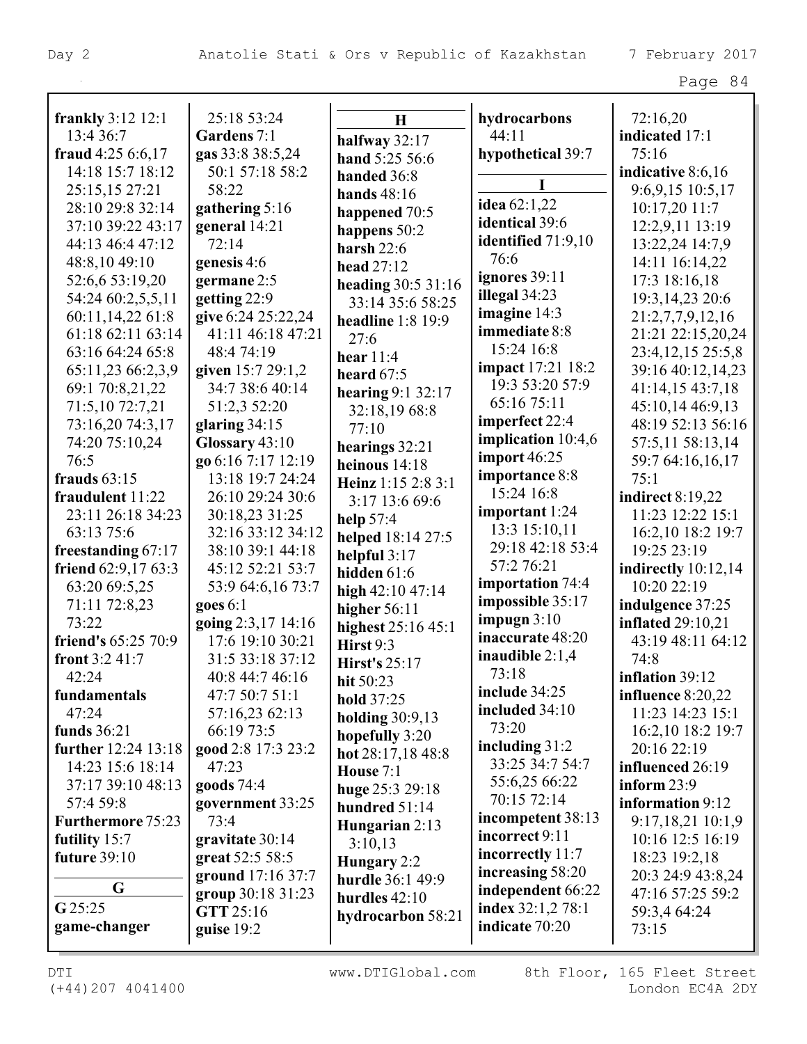**frankly** 3:12 12:1 13:4 36:7
**fraud** 4:25 6:6,17 14:18 15:7 18:12 25:15,15 27:21 28:10 29:8 32:14 37:10 39:22 43:17 44:13 46:4 47:12 48:8,10 49:10 52:6,6 53:19,20 54:24 60:2,5,5,11 60:11,14,22 61:8 61:18 62:11 63:14 63:16 64:24 65:8 65:11,23 66:2,3,9 69:1 70:8,21,22 71:5,10 72:7,21 73:16,20 74:3,17 74:20 75:10,24 76:5
**frauds** 63:15
**fraudulent** 11:22 23:11 26:18 34:23 63:13 75:6
**freestanding** 67:17
**friend** 62:9,17 63:3 63:20 69:5,25 71:11 72:8,23 73:22
**friend's** 65:25 70:9
**front** 3:2 41:7 42:24
**fundamentals** 47:24
**funds** 36:21
**further** 12:24 13:18 14:23 15:6 18:14 37:17 39:10 48:13 57:4 59:8
**Furthermore** 75:23
**futility** 15:7
**future** 39:10

**G**

**G** 25:25
**game-changer** 25:18 53:24
**Gardens** 7:1
**gas** 33:8 38:5,24 50:1 57:18 58:2 58:22
**gathering** 5:16
**general** 14:21 72:14
**genesis** 4:6
**germane** 2:5
**getting** 22:9
**give** 6:24 25:22,24 41:11 46:18 47:21 48:4 74:19
**given** 15:7 29:1,2 34:7 38:6 40:14 51:2,3 52:20
**glaring** 34:15
**Glossary** 43:10
**go** 6:16 7:17 12:19 13:18 19:7 24:24 26:10 29:24 30:6 30:18,23 31:25 32:16 33:12 34:12 38:10 39:1 44:18 45:12 52:21 53:7 53:9 64:6,16 73:7
**goes** 6:1
**going** 2:3,17 14:16 17:6 19:10 30:21 31:5 33:18 37:12 40:8 44:7 46:16 47:7 50:7 51:1 57:16,23 62:13 66:19 73:5
**good** 2:8 17:3 23:2 47:23
**goods** 74:4
**government** 33:25 73:4
**gravitate** 30:14
**great** 52:5 58:5
**ground** 17:16 37:7
**group** 30:18 31:23
**GTT** 25:16
**guise** 19:2

**H**

**halfway** 32:17
**hand** 5:25 56:6
**handed** 36:8
**hands** 48:16
**happened** 70:5
**happens** 50:2
**harsh** 22:6
**head** 27:12
**heading** 30:5 31:16 33:14 35:6 58:25
**headline** 1:8 19:9 27:6
**hear** 11:4
**heard** 67:5
**hearing** 9:1 32:17 32:18,19 68:8 77:10
**hearings** 32:21
**heinous** 14:18
**Heinz** 1:15 2:8 3:1 3:17 13:6 69:6
**help** 57:4
**helped** 18:14 27:5
**helpful** 3:17
**hidden** 61:6
**high** 42:10 47:14
**higher** 56:11
**highest** 25:16 45:1
**Hirst** 9:3
**Hirst's** 25:17
**hit** 50:23
**hold** 37:25
**holding** 30:9,13
**hopefully** 3:20
**hot** 28:17,18 48:8
**House** 7:1
**huge** 25:3 29:18
**hundred** 51:14
**Hungarian** 2:13 3:10,13
**Hungary** 2:2
**hurdle** 36:1 49:9
**hurdles** 42:10
**hydrocarbon** 58:21
**hydrocarbons** 44:11
**hypothetical** 39:7

**I**

**idea** 62:1,22
**identical** 39:6
**identified** 71:9,10 76:6
**ignores** 39:11
**illegal** 34:23
**imagine** 14:3
**immediate** 8:8 15:24 16:8
**impact** 17:21 18:2 19:3 53:20 57:9 65:16 75:11
**imperfect** 22:4
**implication** 10:4,6
**import** 46:25
**importance** 8:8 15:24 16:8
**important** 1:24 13:3 15:10,11 29:18 42:18 53:4 57:2 76:21
**importation** 74:4
**impossible** 35:17
**impugn** 3:10
**inaccurate** 48:20
**inaudible** 2:1,4 73:18
**include** 34:25
**included** 34:10 73:20
**including** 31:2 33:25 34:7 54:7 55:6,25 66:22 70:15 72:14
**incompetent** 38:13
**incorrect** 9:11
**incorrectly** 11:7
**increasing** 58:20
**independent** 66:22
**index** 32:1,2 78:1
**indicate** 70:20 72:16,20
**indicated** 17:1 75:16
**indicative** 8:6,16 9:6,9,15 10:5,17 10:17,20 11:7 12:2,9,11 13:19 13:22,24 14:7,9 14:11 16:14,22 17:3 18:16,18 19:3,14,23 20:6 21:2,7,7,9,12,16 21:21 22:15,20,24 23:4,12,15 25:5,8 39:16 40:12,14,23 41:14,15 43:7,18 45:10,14 46:9,13 48:19 52:13 56:16 57:5,11 58:13,14 59:7 64:16,16,17 75:1
**indirect** 8:19,22 11:23 12:22 15:1 16:2,10 18:2 19:7 19:25 23:19
**indirectly** 10:12,14 10:20 22:19
**indulgence** 37:25
**inflated** 29:10,21 43:19 48:11 64:12 74:8
**inflation** 39:12
**influence** 8:20,22 11:23 14:23 15:1 16:2,10 18:2 19:7 20:16 22:19
**influenced** 26:19
**inform** 23:9
**information** 9:12 9:17,18,21 10:1,9 10:16 12:5 16:19 18:23 19:2,18 20:3 24:9 43:8,24 47:16 57:25 59:2 59:3,4 64:24 73:15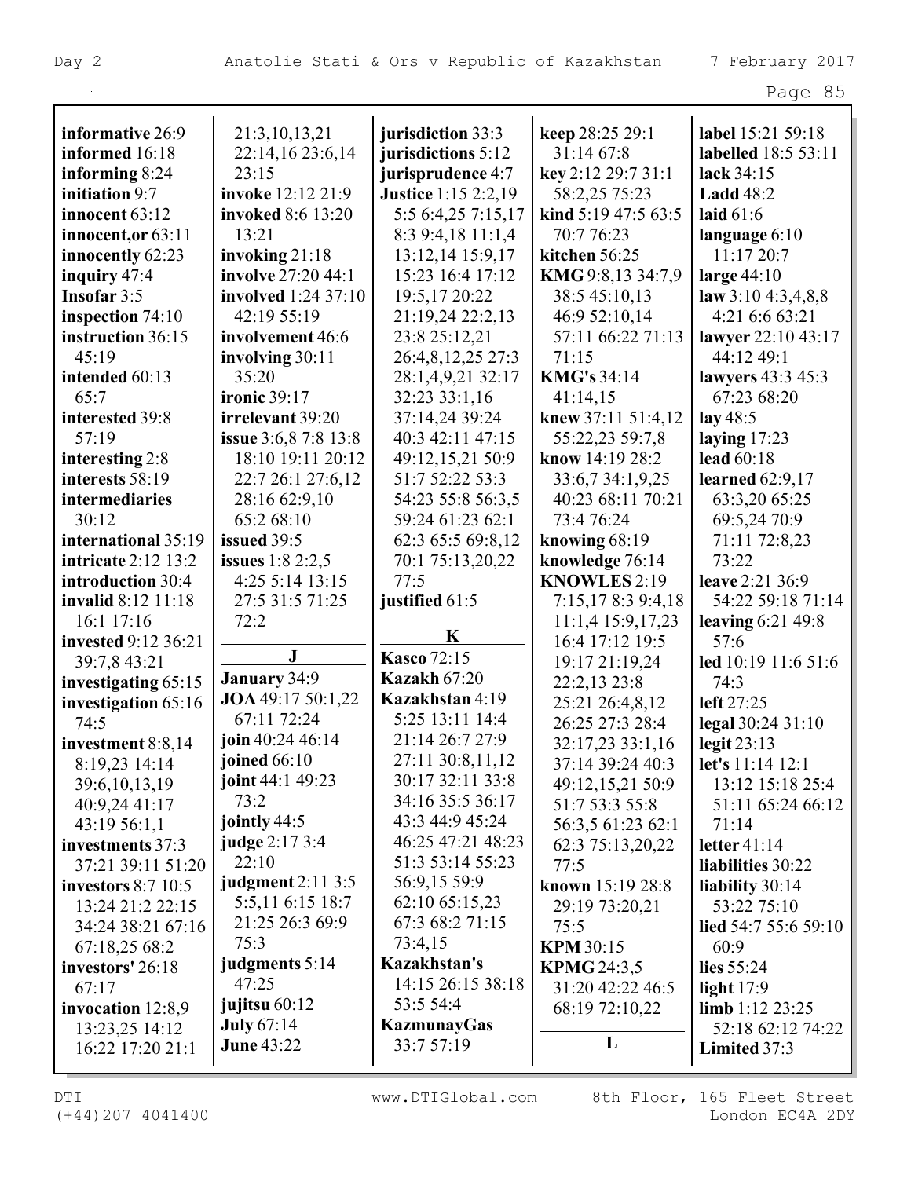**informative** 26:9
**informed** 16:18
**informing** 8:24
**initiation** 9:7
**innocent** 63:12
**innocent,or** 63:11
**innocently** 62:23
**inquiry** 47:4
**Insofar** 3:5
**inspection** 74:10
**instruction** 36:15 45:19
**intended** 60:13 65:7
**interested** 39:8 57:19
**interesting** 2:8
**interests** 58:19
**intermediaries** 30:12
**international** 35:19
**intricate** 2:12 13:2
**introduction** 30:4
**invalid** 8:12 11:18 16:1 17:16
**invested** 9:12 36:21 39:7,8 43:21
**investigating** 65:15
**investigation** 65:16 74:5
**investment** 8:8,14 8:19,23 14:14 39:6,10,13,19 40:9,24 41:17 43:19 56:1,1
**investments** 37:3 37:21 39:11 51:20
**investors** 8:7 10:5 13:24 21:2 22:15 34:24 38:21 67:16 67:18,25 68:2
**investors'** 26:18 67:17
**invocation** 12:8,9 13:23,25 14:12 16:22 17:20 21:1 21:3,10,13,21 22:14,16 23:6,14 23:15
**invoke** 12:12 21:9
**invoked** 8:6 13:20 13:21
**invoking** 21:18
**involve** 27:20 44:1
**involved** 1:24 37:10 42:19 55:19
**involvement** 46:6
**involving** 30:11 35:20
**ironic** 39:17
**irrelevant** 39:20
**issue** 3:6,8 7:8 13:8 18:10 19:11 20:12 22:7 26:1 27:6,12 28:16 62:9,10 65:2 68:10
**issued** 39:5
**issues** 1:8 2:2,5 4:25 5:14 13:15 27:5 31:5 71:25 72:2

**J**

**January** 34:9
**JOA** 49:17 50:1,22 67:11 72:24
**join** 40:24 46:14
**joined** 66:10
**joint** 44:1 49:23 73:2
**jointly** 44:5
**judge** 2:17 3:4 22:10
**judgment** 2:11 3:5 5:5,11 6:15 18:7 21:25 26:3 69:9 75:3
**judgments** 5:14 47:25
**jujitsu** 60:12
**July** 67:14
**June** 43:22
**jurisdiction** 33:3
**jurisdictions** 5:12
**jurisprudence** 4:7
**Justice** 1:15 2:2,19 5:5 6:4,25 7:15,17 8:3 9:4,18 11:1,4 13:12,14 15:9,17 15:23 16:4 17:12 19:5,17 20:22 21:19,24 22:2,13 23:8 25:12,21 26:4,8,12,25 27:3 28:1,4,9,21 32:17 32:23 33:1,16 37:14,24 39:24 40:3 42:11 47:15 49:12,15,21 50:9 51:7 52:22 53:3 54:23 55:8 56:3,5 59:24 61:23 62:1 62:3 65:5 69:8,12 70:1 75:13,20,22 77:5
**justified** 61:5

**K**

**Kasco** 72:15
**Kazakh** 67:20
**Kazakhstan** 4:19 5:25 13:11 14:4 21:14 26:7 27:9 27:11 30:8,11,12 30:17 32:11 33:8 34:16 35:5 36:17 43:3 44:9 45:24 46:25 47:21 48:23 51:3 53:14 55:23 56:9,15 59:9 62:10 65:15,23 67:3 68:2 71:15 73:4,15
**Kazakhstan's** 14:15 26:15 38:18 53:5 54:4
**KazmunayGas** 33:7 57:19
**keep** 28:25 29:1 31:14 67:8
**key** 2:12 29:7 31:1 58:2,25 75:23
**kind** 5:19 47:5 63:5 70:7 76:23
**kitchen** 56:25
**KMG** 9:8,13 34:7,9 38:5 45:10,13 46:9 52:10,14 57:11 66:22 71:13 71:15
**KMG's** 34:14 41:14,15
**knew** 37:11 51:4,12 55:22,23 59:7,8
**know** 14:19 28:2 33:6,7 34:1,9,25 40:23 68:11 70:21 73:4 76:24
**knowing** 68:19
**knowledge** 76:14
**KNOWLES** 2:19 7:15,17 8:3 9:4,18 11:1,4 15:9,17,23 16:4 17:12 19:5 19:17 21:19,24 22:2,13 23:8 25:21 26:4,8,12 26:25 27:3 28:4 32:17,23 33:1,16 37:14 39:24 40:3 49:12,15,21 50:9 51:7 53:3 55:8 56:3,5 61:23 62:1 62:3 75:13,20,22 77:5
**known** 15:19 28:8 29:19 73:20,21 75:5
**KPM** 30:15
**KPMG** 24:3,5 31:20 42:22 46:5 68:19 72:10,22

**L**

**label** 15:21 59:18
**labelled** 18:5 53:11
**lack** 34:15
**Ladd** 48:2
**laid** 61:6
**language** 6:10 11:17 20:7
**large** 44:10
**law** 3:10 4:3,4,8,8 4:21 6:6 63:21
**lawyer** 22:10 43:17 44:12 49:1
**lawyers** 43:3 45:3 67:23 68:20
**lay** 48:5
**laying** 17:23
**lead** 60:18
**learned** 62:9,17 63:3,20 65:25 69:5,24 70:9 71:11 72:8,23 73:22
**leave** 2:21 36:9 54:22 59:18 71:14
**leaving** 6:21 49:8 57:6
**led** 10:19 11:6 51:6 74:3
**left** 27:25
**legal** 30:24 31:10
**legit** 23:13
**let's** 11:14 12:1 13:12 15:18 25:4 51:11 65:24 66:12 71:14
**letter** 41:14
**liabilities** 30:22
**liability** 30:14 53:22 75:10
**lied** 54:7 55:6 59:10 60:9
**lies** 55:24
**light** 17:9
**limb** 1:12 23:25 52:18 62:12 74:22
**Limited** 37:3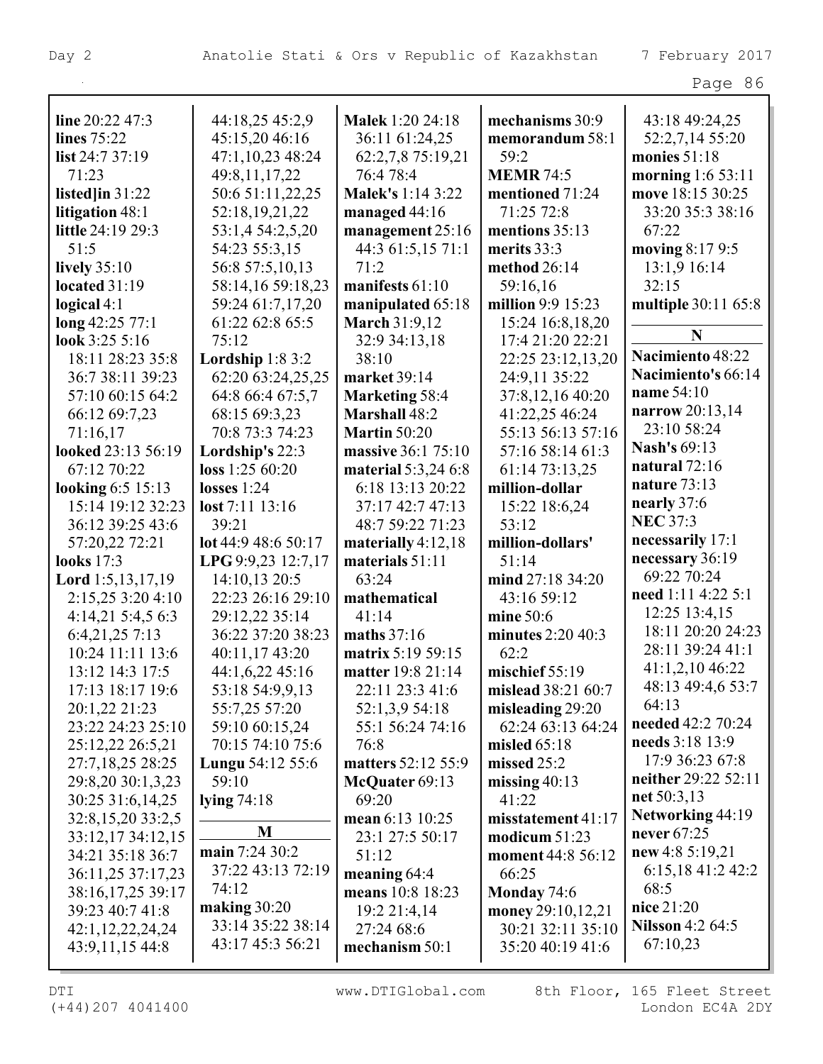**line** 20:22 47:3
**lines** 75:22
**list** 24:7 37:19 71:23
**listed]in** 31:22
**litigation** 48:1
**little** 24:19 29:3 51:5
**lively** 35:10
**located** 31:19
**logical** 4:1
**long** 42:25 77:1
**look** 3:25 5:16 18:11 28:23 35:8 36:7 38:11 39:23 57:10 60:15 64:2 66:12 69:7,23 71:16,17
**looked** 23:13 56:19 67:12 70:22
**looking** 6:5 15:13 15:14 19:12 32:23 36:12 39:25 43:6 57:20,22 72:21
**looks** 17:3
**Lord** 1:5,13,17,19 2:15,25 3:20 4:10 4:14,21 5:4,5 6:3 6:4,21,25 7:13 10:24 11:11 13:6 13:12 14:3 17:5 17:13 18:17 19:6 20:1,22 21:23 23:22 24:23 25:10 25:12,22 26:5,21 27:7,18,25 28:25 29:8,20 30:1,3,23 30:25 31:6,14,25 32:8,15,20 33:2,5 33:12,17 34:12,15 34:21 35:18 36:7 36:11,25 37:17,23 38:16,17,25 39:17 39:23 40:7 41:8 42:1,12,22,24,24 43:9,11,15 44:8 44:18,25 45:2,9 45:15,20 46:16 47:1,10,23 48:24 49:8,11,17,22 50:6 51:11,22,25 52:18,19,21,22 53:1,4 54:2,5,20 54:23 55:3,15 56:8 57:5,10,13 58:14,16 59:18,23 59:24 61:7,17,20 61:22 62:8 65:5 75:12
**Lordship** 1:8 3:2 62:20 63:24,25,25 64:8 66:4 67:5,7 68:15 69:3,23 70:8 73:3 74:23
**Lordship's** 22:3
**loss** 1:25 60:20
**losses** 1:24
**lost** 7:11 13:16 39:21
**lot** 44:9 48:6 50:17
**LPG** 9:9,23 12:7,17 14:10,13 20:5 22:23 26:16 29:10 29:12,22 35:14 36:22 37:20 38:23 40:11,17 43:20 44:1,6,22 45:16 53:18 54:9,9,13 55:7,25 57:20 59:10 60:15,24 70:15 74:10 75:6
**Lungu** 54:12 55:6 59:10
**lying** 74:18

**M**

**main** 7:24 30:2 37:22 43:13 72:19 74:12
**making** 30:20 33:14 35:22 38:14 43:17 45:3 56:21
**Malek** 1:20 24:18 36:11 61:24,25 62:2,7,8 75:19,21 76:4 78:4
**Malek's** 1:14 3:22
**managed** 44:16
**management** 25:16 44:3 61:5,15 71:1 71:2
**manifests** 61:10
**manipulated** 65:18
**March** 31:9,12 32:9 34:13,18 38:10
**market** 39:14
**Marketing** 58:4
**Marshall** 48:2
**Martin** 50:20
**massive** 36:1 75:10
**material** 5:3,24 6:8 6:18 13:13 20:22 37:17 42:7 47:13 48:7 59:22 71:23
**materially** 4:12,18
**materials** 51:11 63:24
**mathematical** 41:14
**maths** 37:16
**matrix** 5:19 59:15
**matter** 19:8 21:14 22:11 23:3 41:6 52:1,3,9 54:18 55:1 56:24 74:16 76:8
**matters** 52:12 55:9
**McQuater** 69:13 69:20
**mean** 6:13 10:25 23:1 27:5 50:17 51:12
**meaning** 64:4
**means** 10:8 18:23 19:2 21:4,14 27:24 68:6
**mechanism** 50:1
**mechanisms** 30:9
**memorandum** 58:1 59:2
**MEMR** 74:5
**mentioned** 71:24 71:25 72:8
**mentions** 35:13
**merits** 33:3
**method** 26:14 59:16,16
**million** 9:9 15:23 15:24 16:8,18,20 17:4 21:20 22:21 22:25 23:12,13,20 24:9,11 35:22 37:8,12,16 40:20 41:22,25 46:24 55:13 56:13 57:16 57:16 58:14 61:3 61:14 73:13,25
**million-dollar** 15:22 18:6,24 53:12
**million-dollars'** 51:14
**mind** 27:18 34:20 43:16 59:12
**mine** 50:6
**minutes** 2:20 40:3 62:2
**mischief** 55:19
**mislead** 38:21 60:7
**misleading** 29:20 62:24 63:13 64:24
**misled** 65:18
**missed** 25:2
**missing** 40:13 41:22
**misstatement** 41:17
**modicum** 51:23
**moment** 44:8 56:12 66:25
**Monday** 74:6
**money** 29:10,12,21 30:21 32:11 35:10 35:20 40:19 41:6 43:18 49:24,25 52:2,7,14 55:20
**monies** 51:18
**morning** 1:6 53:11
**move** 18:15 30:25 33:20 35:3 38:16 67:22
**moving** 8:17 9:5 13:1,9 16:14 32:15
**multiple** 30:11 65:8

**N**

**Nacimiento** 48:22
**Nacimiento's** 66:14
**name** 54:10
**narrow** 20:13,14 23:10 58:24
**Nash's** 69:13
**natural** 72:16
**nature** 73:13
**nearly** 37:6
**NEC** 37:3
**necessarily** 17:1
**necessary** 36:19 69:22 70:24
**need** 1:11 4:22 5:1 12:25 13:4,15 18:11 20:20 24:23 28:11 39:24 41:1 41:1,2,10 46:22 48:13 49:4,6 53:7 64:13
**needed** 42:2 70:24
**needs** 3:18 13:9 17:9 36:23 67:8
**neither** 29:22 52:11
**net** 50:3,13
**Networking** 44:19
**never** 67:25
**new** 4:8 5:19,21 6:15,18 41:2 42:2 68:5
**nice** 21:20
**Nilsson** 4:2 64:5 67:10,23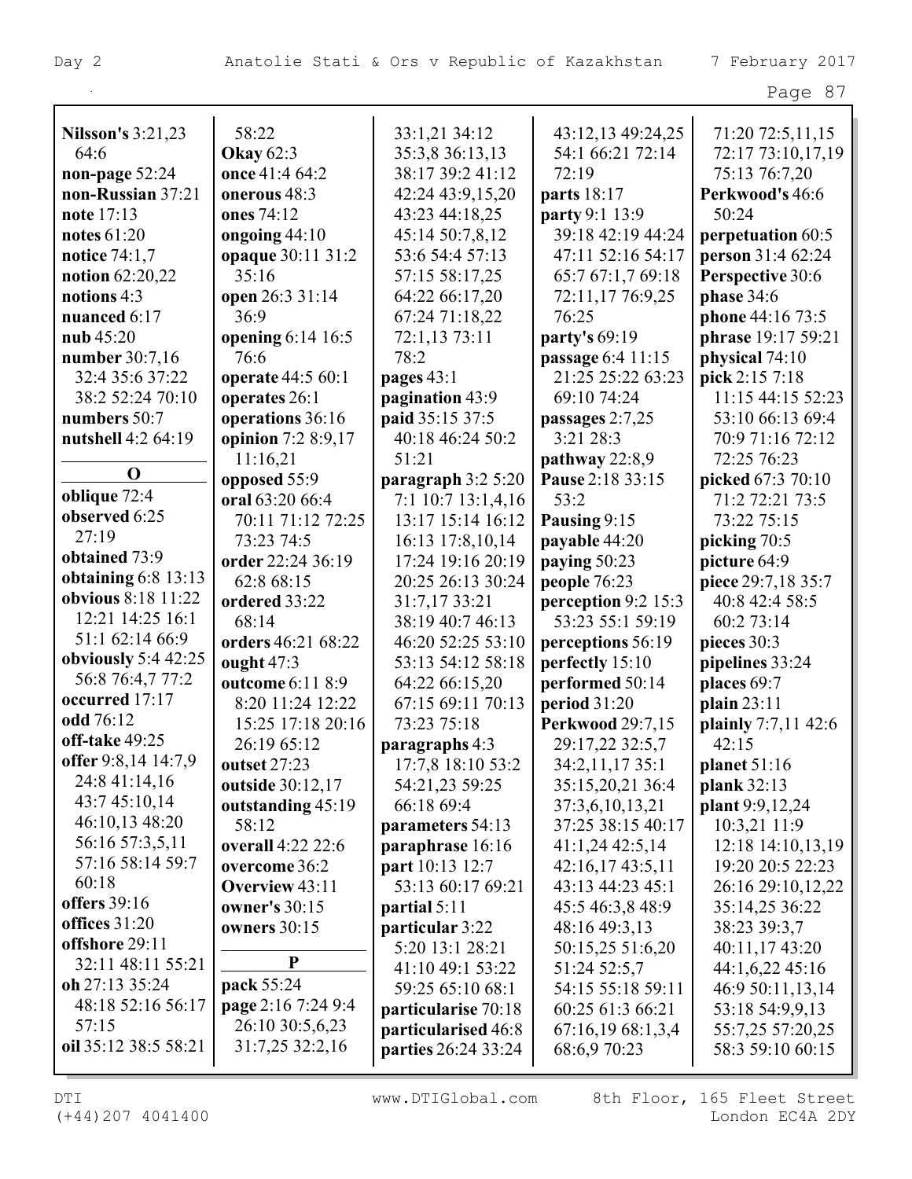**Nilsson's** 3:21,23 64:6
**non-page** 52:24
**non-Russian** 37:21
**note** 17:13
**notes** 61:20
**notice** 74:1,7
**notion** 62:20,22
**notions** 4:3
**nuanced** 6:17
**nub** 45:20
**number** 30:7,16 32:4 35:6 37:22 38:2 52:24 70:10
**numbers** 50:7
**nutshell** 4:2 64:19

**O**

**oblique** 72:4
**observed** 6:25 27:19
**obtained** 73:9
**obtaining** 6:8 13:13
**obvious** 8:18 11:22 12:21 14:25 16:1 51:1 62:14 66:9
**obviously** 5:4 42:25 56:8 76:4,7 77:2
**occurred** 17:17
**odd** 76:12
**off-take** 49:25
**offer** 9:8,14 14:7,9 24:8 41:14,16 43:7 45:10,14 46:10,13 48:20 56:16 57:3,5,11 57:16 58:14 59:7 60:18
**offers** 39:16
**offices** 31:20
**offshore** 29:11 32:11 48:11 55:21
**oh** 27:13 35:24 48:18 52:16 56:17 57:15
**oil** 35:12 38:5 58:21 58:22
**Okay** 62:3
**once** 41:4 64:2
**onerous** 48:3
**ones** 74:12
**ongoing** 44:10
**opaque** 30:11 31:2 35:16
**open** 26:3 31:14 36:9
**opening** 6:14 16:5 76:6
**operate** 44:5 60:1
**operates** 26:1
**operations** 36:16
**opinion** 7:2 8:9,17 11:16,21
**opposed** 55:9
**oral** 63:20 66:4 70:11 71:12 72:25 73:23 74:5
**order** 22:24 36:19 62:8 68:15
**ordered** 33:22 68:14
**orders** 46:21 68:22
**ought** 47:3
**outcome** 6:11 8:9 8:20 11:24 12:22 15:25 17:18 20:16 26:19 65:12
**outset** 27:23
**outside** 30:12,17
**outstanding** 45:19 58:12
**overall** 4:22 22:6
**overcome** 36:2
**Overview** 43:11
**owner's** 30:15
**owners** 30:15

**P**

**pack** 55:24
**page** 2:16 7:24 9:4 26:10 30:5,6,23 31:7,25 32:2,16 33:1,21 34:12 35:3,8 36:13,13 38:17 39:2 41:12 42:24 43:9,15,20 43:23 44:18,25 45:14 50:7,8,12 53:6 54:4 57:13 57:15 58:17,25 64:22 66:17,20 67:24 71:18,22 72:1,13 73:11 78:2
**pages** 43:1
**pagination** 43:9
**paid** 35:15 37:5 40:18 46:24 50:2 51:21
**paragraph** 3:2 5:20 7:1 10:7 13:1,4,16 13:17 15:14 16:12 16:13 17:8,10,14 17:24 19:16 20:19 20:25 26:13 30:24 31:7,17 33:21 38:19 40:7 46:13 46:20 52:25 53:10 53:13 54:12 58:18 64:22 66:15,20 67:15 69:11 70:13 73:23 75:18
**paragraphs** 4:3 17:7,8 18:10 53:2 54:21,23 59:25 66:18 69:4
**parameters** 54:13
**paraphrase** 16:16
**part** 10:13 12:7 53:13 60:17 69:21
**partial** 5:11
**particular** 3:22 5:20 13:1 28:21 41:10 49:1 53:22 59:25 65:10 68:1
**particularise** 70:18
**particularised** 46:8
**parties** 26:24 33:24 43:12,13 49:24,25 54:1 66:21 72:14 72:19
**parts** 18:17
**party** 9:1 13:9 39:18 42:19 44:24 47:11 52:16 54:17 65:7 67:1,7 69:18 72:11,17 76:9,25 76:25
**party's** 69:19
**passage** 6:4 11:15 21:25 25:22 63:23 69:10 74:24
**passages** 2:7,25 3:21 28:3
**pathway** 22:8,9
**Pause** 2:18 33:15 53:2
**Pausing** 9:15
**payable** 44:20
**paying** 50:23
**people** 76:23
**perception** 9:2 15:3 53:23 55:1 59:19
**perceptions** 56:19
**perfectly** 15:10
**performed** 50:14
**period** 31:20
**Perkwood** 29:7,15 29:17,22 32:5,7 34:2,11,17 35:1 35:15,20,21 36:4 37:3,6,10,13,21 37:25 38:15 40:17 41:1,24 42:5,14 42:16,17 43:5,11 43:13 44:23 45:1 45:5 46:3,8 48:9 48:16 49:3,13 50:15,25 51:6,20 51:24 52:5,7 54:15 55:18 59:11 60:25 61:3 66:21 67:16,19 68:1,3,4 68:6,9 70:23 71:20 72:5,11,15 72:17 73:10,17,19 75:13 76:7,20
**Perkwood's** 46:6 50:24
**perpetuation** 60:5
**person** 31:4 62:24
**Perspective** 30:6
**phase** 34:6
**phone** 44:16 73:5
**phrase** 19:17 59:21
**physical** 74:10
**pick** 2:15 7:18 11:15 44:15 52:23 53:10 66:13 69:4 70:9 71:16 72:12 72:25 76:23
**picked** 67:3 70:10 71:2 72:21 73:5 73:22 75:15
**picking** 70:5
**picture** 64:9
**piece** 29:7,18 35:7 40:8 42:4 58:5 60:2 73:14
**pieces** 30:3
**pipelines** 33:24
**places** 69:7
**plain** 23:11
**plainly** 7:7,11 42:6 42:15
**planet** 51:16
**plank** 32:13
**plant** 9:9,12,24 10:3,21 11:9 12:18 14:10,13,19 19:20 20:5 22:23 26:16 29:10,12,22 35:14,25 36:22 38:23 39:3,7 40:11,17 43:20 44:1,6,22 45:16 46:9 50:11,13,14 53:18 54:9,9,13 55:7,25 57:20,25 58:3 59:10 60:15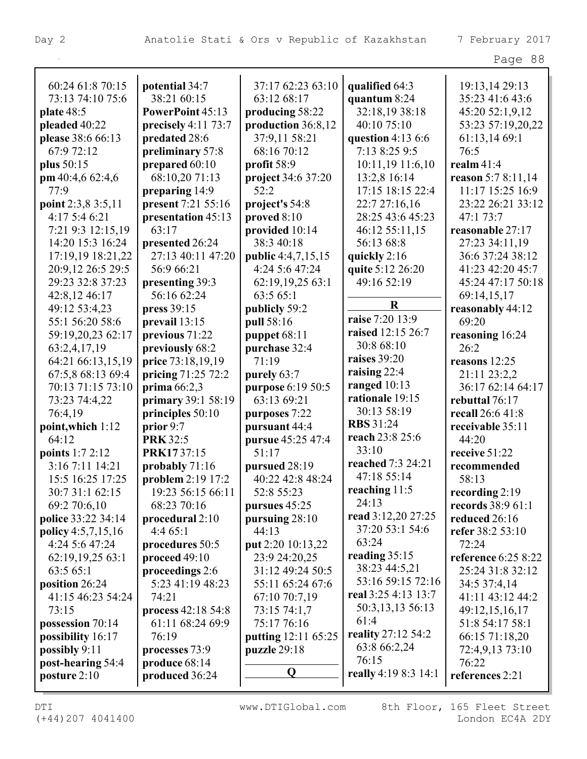60:24 61:8 70:15 73:13 74:10 75:6
**plate** 48:5
**pleaded** 40:22
**please** 38:6 66:13 67:9 72:12
**plus** 50:15
**pm** 40:4,6 62:4,6 77:9
**point** 2:3,8 3:5,11 4:17 5:4 6:21 7:21 9:3 12:15,19 14:20 15:3 16:24 17:19,19 18:21,22 20:9,12 26:5 29:5 29:23 32:8 37:23 42:8,12 46:17 49:12 53:4,23 55:1 56:20 58:6 59:19,20,23 62:17 63:2,4,17,19 64:21 66:13,15,19 67:5,8 68:13 69:4 70:13 71:15 73:10 73:23 74:4,22 76:4,19
**point,which** 1:12 64:12
**points** 1:7 2:12 3:16 7:11 14:21 15:5 16:25 17:25 30:7 31:1 62:15 69:2 70:6,10
**police** 33:22 34:14
**policy** 4:5,7,15,16 4:24 5:6 47:24 62:19,19,25 63:1 63:5 65:1
**position** 26:24 41:15 46:23 54:24 73:15
**possession** 70:14
**possibility** 16:17
**possibly** 9:11
**post-hearing** 54:4
**posture** 2:10
**potential** 34:7 38:21 60:15
**PowerPoint** 45:13
**precisely** 4:11 73:7
**predated** 28:6
**preliminary** 57:8
**prepared** 60:10 68:10,20 71:13
**preparing** 14:9
**present** 7:21 55:16
**presentation** 45:13 63:17
**presented** 26:24 27:13 40:11 47:20 56:9 66:21
**presenting** 39:3 56:16 62:24
**press** 39:15
**prevail** 13:15
**previous** 71:22
**previously** 68:2
**price** 73:18,19,19
**pricing** 71:25 72:2
**prima** 66:2,3
**primary** 39:1 58:19
**principles** 50:10
**prior** 9:7
**PRK** 32:5
**PRK17** 37:15
**probably** 71:16
**problem** 2:19 17:2 19:23 56:15 66:11 68:23 70:16
**procedural** 2:10 4:4 65:1
**procedures** 50:5
**proceed** 49:10
**proceedings** 2:6 5:23 41:19 48:23 74:21
**process** 42:18 54:8 61:11 68:24 69:9 76:19
**processes** 73:9
**produce** 68:14
**produced** 36:24 37:17 62:23 63:10 63:12 68:17
**producing** 58:22
**production** 36:8,12 37:9,11 58:21 68:16 70:12
**profit** 58:9
**project** 34:6 37:20 52:2
**project's** 54:8
**proved** 8:10
**provided** 10:14 38:3 40:18
**public** 4:4,7,15,15 4:24 5:6 47:24 62:19,19,25 63:1 63:5 65:1
**publicly** 59:2
**pull** 58:16
**puppet** 68:11
**purchase** 32:4 71:19
**purely** 63:7
**purpose** 6:19 50:5 63:13 69:21
**purposes** 7:22
**pursuant** 44:4
**pursue** 45:25 47:4 51:17
**pursued** 28:19 40:22 42:8 48:24 52:8 55:23
**pursues** 45:25
**pursuing** 28:10 44:13
**put** 2:20 10:13,22 23:9 24:20,25 31:12 49:24 50:5 55:11 65:24 67:6 67:10 70:7,19 73:15 74:1,7 75:17 76:16
**putting** 12:11 65:25
**puzzle** 29:18

## Q

**qualified** 64:3
**quantum** 8:24 32:18,19 38:18 40:10 75:10
**question** 4:13 6:6 7:13 8:25 9:5 10:11,19 11:6,10 13:2,8 16:14 17:15 18:15 22:4 22:7 27:16,16 28:25 43:6 45:23 46:12 55:11,15 56:13 68:8
**quickly** 2:16
**quite** 5:12 26:20 49:16 52:19

## R

**raise** 7:20 13:9
**raised** 12:15 26:7 30:8 68:10
**raises** 39:20
**raising** 22:4
**ranged** 10:13
**rationale** 19:15 30:13 58:19
**RBS** 31:24
**reach** 23:8 25:6 33:10
**reached** 7:3 24:21 47:18 55:14
**reaching** 11:5 24:13
**read** 3:12,20 27:25 37:20 53:1 54:6 63:24
**reading** 35:15 38:23 44:5,21 53:16 59:15 72:16
**real** 3:25 4:13 13:7 50:3,13,13 56:13 61:4
**reality** 27:12 54:2 63:8 66:2,24 76:15
**really** 4:19 8:3 14:1 19:13,14 29:13 35:23 41:6 43:6 45:20 52:1,9,12 53:23 57:19,20,22 61:13,14 69:1 76:5
**realm** 41:4
**reason** 5:7 8:11,14 11:17 15:25 16:9 23:22 26:21 33:12 47:1 73:7
**reasonable** 27:17 27:23 34:11,19 36:6 37:24 38:12 41:23 42:20 45:7 45:24 47:17 50:18 69:14,15,17
**reasonably** 44:12 69:20
**reasoning** 16:24 26:2
**reasons** 12:25 21:11 23:2,2 36:17 62:14 64:17
**rebuttal** 76:17
**recall** 26:6 41:8
**receivable** 35:11 44:20
**receive** 51:22
**recommended** 58:13
**recording** 2:19
**records** 38:9 61:1
**reduced** 26:16
**refer** 38:2 53:10 72:24
**reference** 6:25 8:22 25:24 31:8 32:12 34:5 37:4,14 41:11 43:12 44:2 49:12,15,16,17 51:8 54:17 58:1 66:15 71:18,20 72:4,9,13 73:10 76:22
**references** 2:21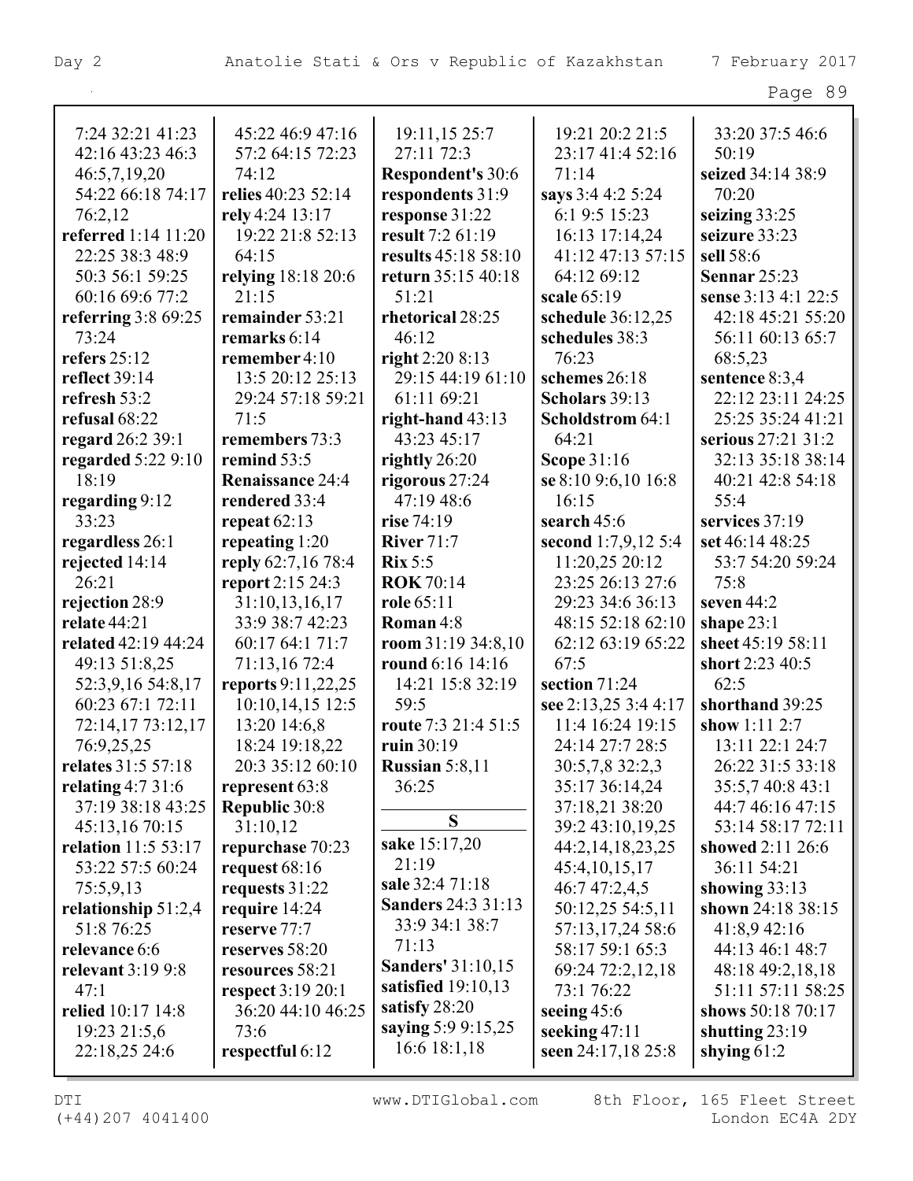7:24 32:21 41:23 42:16 43:23 46:3 46:5,7,19,20 54:22 66:18 74:17 76:2,12
**referred** 1:14 11:20 22:25 38:3 48:9 50:3 56:1 59:25 60:16 69:6 77:2
**referring** 3:8 69:25 73:24
**refers** 25:12
**reflect** 39:14
**refresh** 53:2
**refusal** 68:22
**regard** 26:2 39:1
**regarded** 5:22 9:10 18:19
**regarding** 9:12 33:23
**regardless** 26:1
**rejected** 14:14 26:21
**rejection** 28:9
**relate** 44:21
**related** 42:19 44:24 49:13 51:8,25 52:3,9,16 54:8,17 60:23 67:1 72:11 72:14,17 73:12,17 76:9,25,25
**relates** 31:5 57:18
**relating** 4:7 31:6 37:19 38:18 43:25 45:13,16 70:15
**relation** 11:5 53:17 53:22 57:5 60:24 75:5,9,13
**relationship** 51:2,4 51:8 76:25
**relevance** 6:6
**relevant** 3:19 9:8 47:1
**relied** 10:17 14:8 19:23 21:5,6 22:18,25 24:6 45:22 46:9 47:16 57:2 64:15 72:23 74:12
**relies** 40:23 52:14
**rely** 4:24 13:17 19:22 21:8 52:13 64:15
**relying** 18:18 20:6 21:15
**remainder** 53:21
**remarks** 6:14
**remember** 4:10 13:5 20:12 25:13 29:24 57:18 59:21 71:5
**remembers** 73:3
**remind** 53:5
**Renaissance** 24:4
**rendered** 33:4
**repeat** 62:13
**repeating** 1:20
**reply** 62:7,16 78:4
**report** 2:15 24:3 31:10,13,16,17 33:9 38:7 42:23 60:17 64:1 71:7 71:13,16 72:4
**reports** 9:11,22,25 10:10,14,15 12:5 13:20 14:6,8 18:24 19:18,22 20:3 35:12 60:10
**represent** 63:8
**Republic** 30:8 31:10,12
**repurchase** 70:23
**request** 68:16
**requests** 31:22
**require** 14:24
**reserve** 77:7
**reserves** 58:20
**resources** 58:21
**respect** 3:19 20:1 36:20 44:10 46:25 73:6
**respectful** 6:12
19:11,15 25:7 27:11 72:3
**Respondent's** 30:6
**respondents** 31:9
**response** 31:22
**result** 7:2 61:19
**results** 45:18 58:10
**return** 35:15 40:18 51:21
**rhetorical** 28:25 46:12
**right** 2:20 8:13 29:15 44:19 61:10 61:11 69:21
**right-hand** 43:13 43:23 45:17
**rightly** 26:20
**rigorous** 27:24 47:19 48:6
**rise** 74:19
**River** 71:7
**Rix** 5:5
**ROK** 70:14
**role** 65:11
**Roman** 4:8
**room** 31:19 34:8,10
**round** 6:16 14:16 14:21 15:8 32:19 59:5
**route** 7:3 21:4 51:5
**ruin** 30:19
**Russian** 5:8,11 36:25

## S

**sake** 15:17,20 21:19
**sale** 32:4 71:18
**Sanders** 24:3 31:13 33:9 34:1 38:7 71:13
**Sanders'** 31:10,15
**satisfied** 19:10,13
**satisfy** 28:20
**saying** 5:9 9:15,25 16:6 18:1,18
19:21 20:2 21:5 23:17 41:4 52:16 71:14
**says** 3:4 4:2 5:24 6:1 9:5 15:23 16:13 17:14,24 41:12 47:13 57:15 64:12 69:12
**scale** 65:19
**schedule** 36:12,25
**schedules** 38:3 76:23
**schemes** 26:18
**Scholars** 39:13
**Scholdstrom** 64:1 64:21
**Scope** 31:16
**se** 8:10 9:6,10 16:8 16:15
**search** 45:6
**second** 1:7,9,12 5:4 11:20,25 20:12 23:25 26:13 27:6 29:23 34:6 36:13 48:15 52:18 62:10 62:12 63:19 65:22 67:5
**section** 71:24
**see** 2:13,25 3:4 4:17 11:4 16:24 19:15 24:14 27:7 28:5 30:5,7,8 32:2,3 35:17 36:14,24 37:18,21 38:20 39:2 43:10,19,25 44:2,14,18,23,25 45:4,10,15,17 46:7 47:2,4,5 50:12,25 54:5,11 57:13,17,24 58:6 58:17 59:1 65:3 69:24 72:2,12,18 73:1 76:22
**seeing** 45:6
**seeking** 47:11
**seen** 24:17,18 25:8
33:20 37:5 46:6 50:19
**seized** 34:14 38:9 70:20
**seizing** 33:25
**seizure** 33:23
**sell** 58:6
**Sennar** 25:23
**sense** 3:13 4:1 22:5 42:18 45:21 55:20 56:11 60:13 65:7 68:5,23
**sentence** 8:3,4 22:12 23:11 24:25 25:25 35:24 41:21
**serious** 27:21 31:2 32:13 35:18 38:14 40:21 42:8 54:18 55:4
**services** 37:19
**set** 46:14 48:25 53:7 54:20 59:24 75:8
**seven** 44:2
**shape** 23:1
**sheet** 45:19 58:11
**short** 2:23 40:5 62:5
**shorthand** 39:25
**show** 1:11 2:7 13:11 22:1 24:7 26:22 31:5 33:18 35:5,7 40:8 43:1 44:7 46:16 47:15 53:14 58:17 72:11
**showed** 2:11 26:6 36:11 54:21
**showing** 33:13
**shown** 24:18 38:15 41:8,9 42:16 44:13 46:1 48:7 48:18 49:2,18,18 51:11 57:11 58:25
**shows** 50:18 70:17
**shutting** 23:19
**shying** 61:2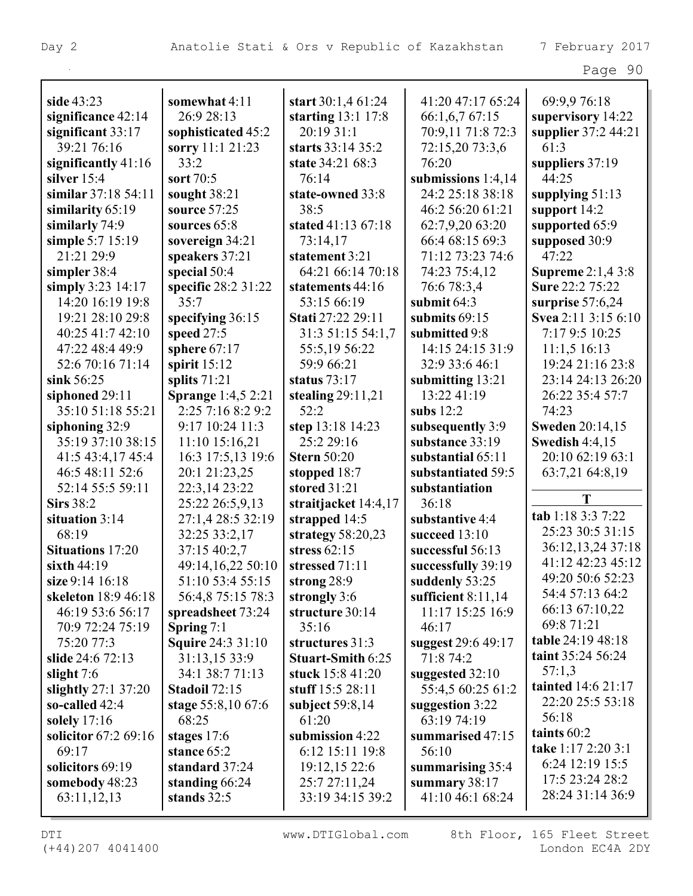**side** 43:23
**significance** 42:14
**significant** 33:17 39:21 76:16
**significantly** 41:16
**silver** 15:4
**similar** 37:18 54:11
**similarity** 65:19
**similarly** 74:9
**simple** 5:7 15:19 21:21 29:9
**simpler** 38:4
**simply** 3:23 14:17 14:20 16:19 19:8 19:21 28:10 29:8 40:25 41:7 42:10 47:22 48:4 49:9 52:6 70:16 71:14
**sink** 56:25
**siphoned** 29:11 35:10 51:18 55:21
**siphoning** 32:9 35:19 37:10 38:15 41:5 43:4,17 45:4 46:5 48:11 52:6 52:14 55:5 59:11
**Sirs** 38:2
**situation** 3:14 68:19
**Situations** 17:20
**sixth** 44:19
**size** 9:14 16:18
**skeleton** 18:9 46:18 46:19 53:6 56:17 70:9 72:24 75:19 75:20 77:3
**slide** 24:6 72:13
**slight** 7:6
**slightly** 27:1 37:20
**so-called** 42:4
**solely** 17:16
**solicitor** 67:2 69:16 69:17
**solicitors** 69:19
**somebody** 48:23 63:11,12,13
**somewhat** 4:11 26:9 28:13
**sophisticated** 45:2
**sorry** 11:1 21:23 33:2
**sort** 70:5
**sought** 38:21
**source** 57:25
**sources** 65:8
**sovereign** 34:21
**speakers** 37:21
**special** 50:4
**specific** 28:2 31:22 35:7
**specifying** 36:15
**speed** 27:5
**sphere** 67:17
**spirit** 15:12
**splits** 71:21
**Sprange** 1:4,5 2:21 2:25 7:16 8:2 9:2 9:17 10:24 11:3 11:10 15:16,21 16:3 17:5,13 19:6 20:1 21:23,25 22:3,14 23:22 25:22 26:5,9,13 27:1,4 28:5 32:19 32:25 33:2,17 37:15 40:2,7 49:14,16,22 50:10 51:10 53:4 55:15 56:4,8 75:15 78:3
**spreadsheet** 73:24
**Spring** 7:1
**Squire** 24:3 31:10 31:13,15 33:9 34:1 38:7 71:13
**Stadoil** 72:15
**stage** 55:8,10 67:6 68:25
**stages** 17:6
**stance** 65:2
**standard** 37:24
**standing** 66:24
**stands** 32:5
**start** 30:1,4 61:24
**starting** 13:1 17:8 20:19 31:1
**starts** 33:14 35:2
**state** 34:21 68:3 76:14
**state-owned** 33:8 38:5
**stated** 41:13 67:18 73:14,17
**statement** 3:21 64:21 66:14 70:18
**statements** 44:16 53:15 66:19
**Stati** 27:22 29:11 31:3 51:15 54:1,7 55:5,19 56:22 59:9 66:21
**status** 73:17
**stealing** 29:11,21 52:2
**step** 13:18 14:23 25:2 29:16
**Stern** 50:20
**stopped** 18:7
**stored** 31:21
**straitjacket** 14:4,17
**strapped** 14:5
**strategy** 58:20,23
**stress** 62:15
**stressed** 71:11
**strong** 28:9
**strongly** 3:6
**structure** 30:14 35:16
**structures** 31:3
**Stuart-Smith** 6:25
**stuck** 15:8 41:20
**stuff** 15:5 28:11
**subject** 59:8,14 61:20
**submission** 4:22 6:12 15:11 19:8 19:12,15 22:6 25:7 27:11,24 33:19 34:15 39:2 41:20 47:17 65:24 66:1,6,7 67:15 70:9,11 71:8 72:3 72:15,20 73:3,6 76:20
**submissions** 1:4,14 24:2 25:18 38:18 46:2 56:20 61:21 62:7,9,20 63:20 66:4 68:15 69:3 71:12 73:23 74:6 74:23 75:4,12 76:6 78:3,4
**submit** 64:3
**submits** 69:15
**submitted** 9:8 14:15 24:15 31:9 32:9 33:6 46:1
**submitting** 13:21 13:22 41:19
**subs** 12:2
**subsequently** 3:9
**substance** 33:19
**substantial** 65:11
**substantiated** 59:5
**substantiation** 36:18
**substantive** 4:4
**succeed** 13:10
**successful** 56:13
**successfully** 39:19
**suddenly** 53:25
**sufficient** 8:11,14 11:17 15:25 16:9 46:17
**suggest** 29:6 49:17 71:8 74:2
**suggested** 32:10 55:4,5 60:25 61:2
**suggestion** 3:22 63:19 74:19
**summarised** 47:15 56:10
**summarising** 35:4
**summary** 38:17 41:10 46:1 68:24 69:9,9 76:18
**supervisory** 14:22
**supplier** 37:2 44:21 61:3
**suppliers** 37:19 44:25
**supplying** 51:13
**support** 14:2
**supported** 65:9
**supposed** 30:9 47:22
**Supreme** 2:1,4 3:8
**Sure** 22:2 75:22
**surprise** 57:6,24
**Svea** 2:11 3:15 6:10 7:17 9:5 10:25 11:1,5 16:13 19:24 21:16 23:8 23:14 24:13 26:20 26:22 35:4 57:7 74:23
**Sweden** 20:14,15
**Swedish** 4:4,15 20:10 62:19 63:1 63:7,21 64:8,19

## T

**tab** 1:18 3:3 7:22 25:23 30:5 31:15 36:12,13,24 37:18 41:12 42:23 45:12 49:20 50:6 52:23 54:4 57:13 64:2 66:13 67:10,22 69:8 71:21
**table** 24:19 48:18
**taint** 35:24 56:24 57:1,3
**tainted** 14:6 21:17 22:20 25:5 53:18 56:18
**taints** 60:2
**take** 1:17 2:20 3:1 6:24 12:19 15:5 17:5 23:24 28:2 28:24 31:14 36:9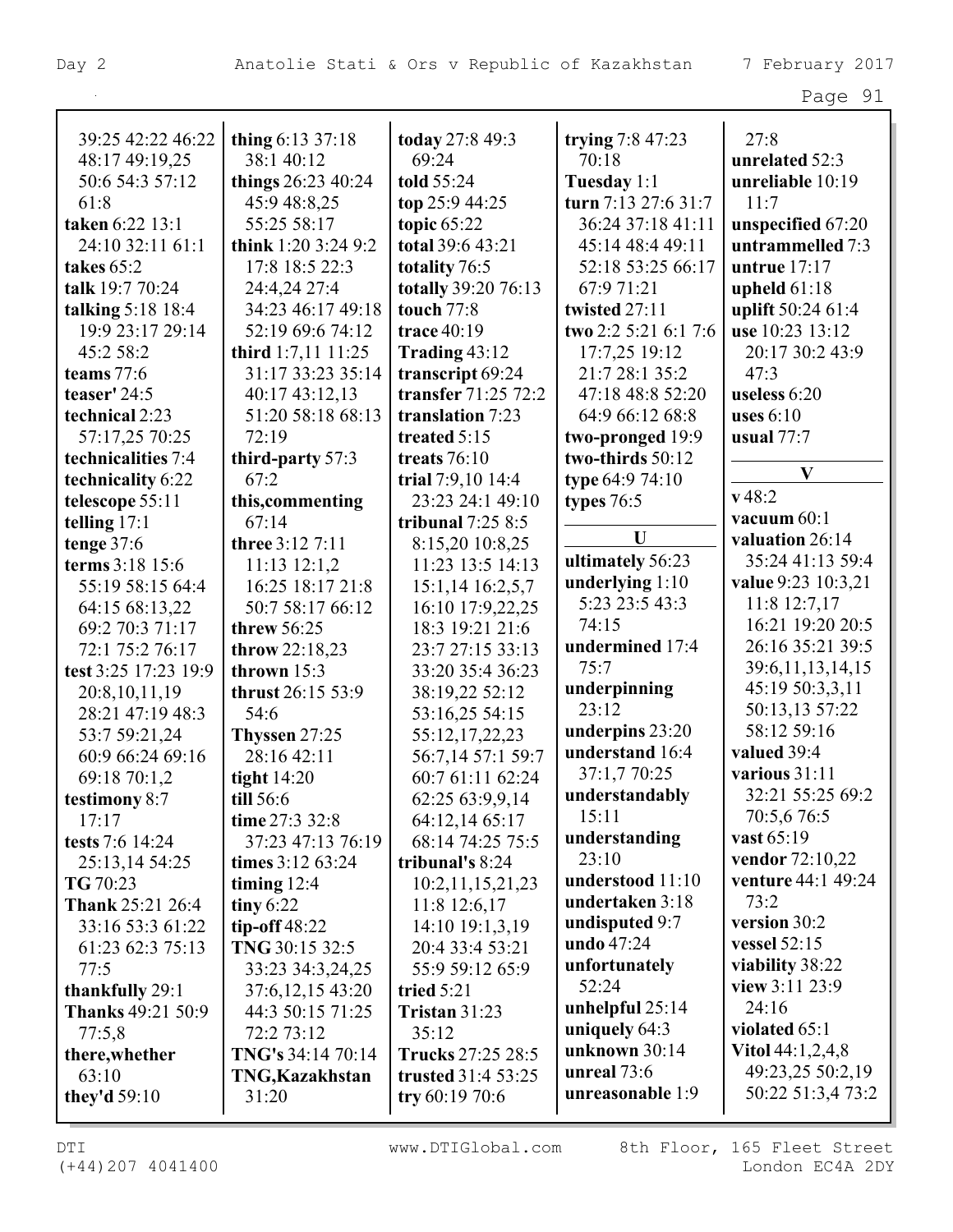39:25 42:22 46:22 48:17 49:19,25 50:6 54:3 57:12 61:8
**taken** 6:22 13:1 24:10 32:11 61:1
**takes** 65:2
**talk** 19:7 70:24
**talking** 5:18 18:4 19:9 23:17 29:14 45:2 58:2
**teams** 77:6
**teaser'** 24:5
**technical** 2:23 57:17,25 70:25
**technicalities** 7:4
**technicality** 6:22
**telescope** 55:11
**telling** 17:1
**tenge** 37:6
**terms** 3:18 15:6 55:19 58:15 64:4 64:15 68:13,22 69:2 70:3 71:17 72:1 75:2 76:17
**test** 3:25 17:23 19:9 20:8,10,11,19 28:21 47:19 48:3 53:7 59:21,24 60:9 66:24 69:16 69:18 70:1,2
**testimony** 8:7 17:17
**tests** 7:6 14:24 25:13,14 54:25
**TG** 70:23
**Thank** 25:21 26:4 33:16 53:3 61:22 61:23 62:3 75:13 77:5
**thankfully** 29:1
**Thanks** 49:21 50:9 77:5,8
**there,whether** 63:10
**they'd** 59:10
**thing** 6:13 37:18 38:1 40:12
**things** 26:23 40:24 45:9 48:8,25 55:25 58:17
**think** 1:20 3:24 9:2 17:8 18:5 22:3 24:4,24 27:4 34:23 46:17 49:18 52:19 69:6 74:12
**third** 1:7,11 11:25 31:17 33:23 35:14 40:17 43:12,13 51:20 58:18 68:13 72:19
**third-party** 57:3 67:2
**this,commenting** 67:14
**three** 3:12 7:11 11:13 12:1,2 16:25 18:17 21:8 50:7 58:17 66:12
**threw** 56:25
**throw** 22:18,23
**thrown** 15:3
**thrust** 26:15 53:9 54:6
**Thyssen** 27:25 28:16 42:11
**tight** 14:20
**till** 56:6
**time** 27:3 32:8 37:23 47:13 76:19
**times** 3:12 63:24
**timing** 12:4
**tiny** 6:22
**tip-off** 48:22
**TNG** 30:15 32:5 33:23 34:3,24,25 37:6,12,15 43:20 44:3 50:15 71:25 72:2 73:12
**TNG's** 34:14 70:14
**TNG,Kazakhstan** 31:20
**today** 27:8 49:3 69:24
**told** 55:24
**top** 25:9 44:25
**topic** 65:22
**total** 39:6 43:21
**totality** 76:5
**totally** 39:20 76:13
**touch** 77:8
**trace** 40:19
**Trading** 43:12
**transcript** 69:24
**transfer** 71:25 72:2
**translation** 7:23
**treated** 5:15
**treats** 76:10
**trial** 7:9,10 14:4 23:23 24:1 49:10
**tribunal** 7:25 8:5 8:15,20 10:8,25 11:23 13:5 14:13 15:1,14 16:2,5,7 16:10 17:9,22,25 18:3 19:21 21:6 23:7 27:15 33:13 33:20 35:4 36:23 38:19,22 52:12 53:16,25 54:15 55:12,17,22,23 56:7,14 57:1 59:7 60:7 61:11 62:24 62:25 63:9,9,14 64:12,14 65:17 68:14 74:25 75:5
**tribunal's** 8:24 10:2,11,15,21,23 11:8 12:6,17 14:10 19:1,3,19 20:4 33:4 53:21 55:9 59:12 65:9
**tried** 5:21
**Tristan** 31:23 35:12
**Trucks** 27:25 28:5
**trusted** 31:4 53:25
**try** 60:19 70:6
**trying** 7:8 47:23 70:18
**Tuesday** 1:1
**turn** 7:13 27:6 31:7 36:24 37:18 41:11 45:14 48:4 49:11 52:18 53:25 66:17 67:9 71:21
**twisted** 27:11
**two** 2:2 5:21 6:1 7:6 17:7,25 19:12 21:7 28:1 35:2 47:18 48:8 52:20 64:9 66:12 68:8
**two-pronged** 19:9
**two-thirds** 50:12
**type** 64:9 74:10
**types** 76:5

**U**

**ultimately** 56:23
**underlying** 1:10 5:23 23:5 43:3 74:15
**undermined** 17:4 75:7
**underpinning** 23:12
**underpins** 23:20
**understand** 16:4 37:1,7 70:25
**understandably** 15:11
**understanding** 23:10
**understood** 11:10
**undertaken** 3:18
**undisputed** 9:7
**undo** 47:24
**unfortunately** 52:24
**unhelpful** 25:14
**uniquely** 64:3
**unknown** 30:14
**unreal** 73:6
**unreasonable** 1:9 27:8
**unrelated** 52:3
**unreliable** 10:19 11:7
**unspecified** 67:20
**untrammelled** 7:3
**untrue** 17:17
**upheld** 61:18
**uplift** 50:24 61:4
**use** 10:23 13:12 20:17 30:2 43:9 47:3
**useless** 6:20
**uses** 6:10
**usual** 77:7

**V**

**v** 48:2
**vacuum** 60:1
**valuation** 26:14 35:24 41:13 59:4
**value** 9:23 10:3,21 11:8 12:7,17 16:21 19:20 20:5 26:16 35:21 39:5 39:6,11,13,14,15 45:19 50:3,3,11 50:13,13 57:22 58:12 59:16
**valued** 39:4
**various** 31:11 32:21 55:25 69:2 70:5,6 76:5
**vast** 65:19
**vendor** 72:10,22
**venture** 44:1 49:24 73:2
**version** 30:2
**vessel** 52:15
**viability** 38:22
**view** 3:11 23:9 24:16
**violated** 65:1
**Vitol** 44:1,2,4,8 49:23,25 50:2,19 50:22 51:3,4 73:2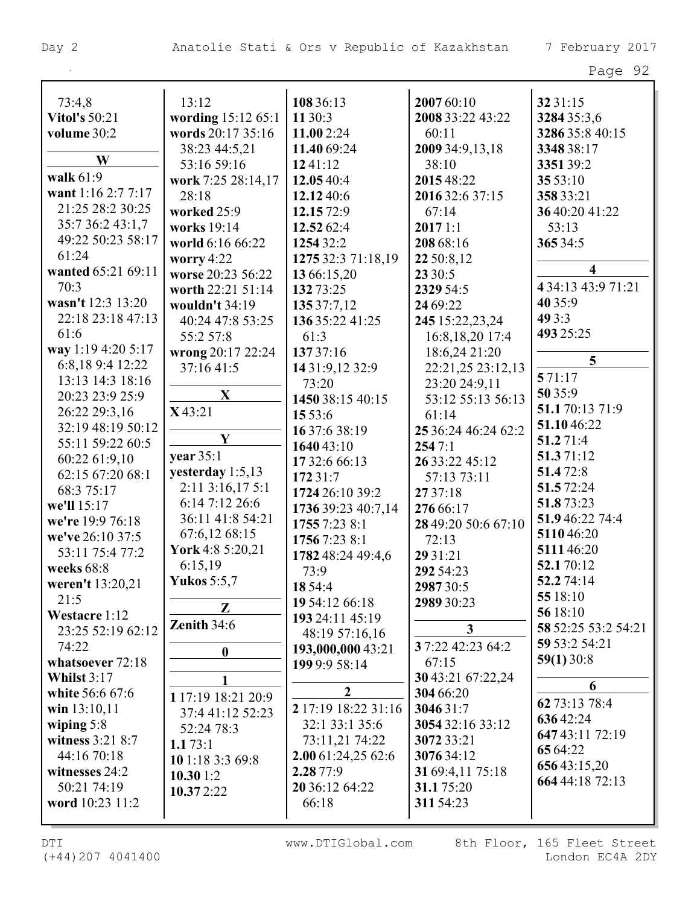73:4,8
**Vitol's** 50:21
**volume** 30:2

**W**

**walk** 61:9
**want** 1:16 2:7 7:17 21:25 28:2 30:25 35:7 36:2 43:1,7 49:22 50:23 58:17 61:24
**wanted** 65:21 69:11 70:3
**wasn't** 12:3 13:20 22:18 23:18 47:13 61:6
**way** 1:19 4:20 5:17 6:8,18 9:4 12:22 13:13 14:3 18:16 20:23 23:9 25:9 26:22 29:3,16 32:19 48:19 50:12 55:11 59:22 60:5 60:22 61:9,10 62:15 67:20 68:1 68:3 75:17
**we'll** 15:17
**we're** 19:9 76:18
**we've** 26:10 37:5 53:11 75:4 77:2
**weeks** 68:8
**weren't** 13:20,21 21:5
**Westacre** 1:12 23:25 52:19 62:12 74:22
**whatsoever** 72:18
**Whilst** 3:17
**white** 56:6 67:6
**win** 13:10,11
**wiping** 5:8
**witness** 3:21 8:7 44:16 70:18
**witnesses** 24:2 50:21 74:19
**word** 10:23 11:2 13:12
**wording** 15:12 65:1
**words** 20:17 35:16 38:23 44:5,21 53:16 59:16
**work** 7:25 28:14,17 28:18
**worked** 25:9
**works** 19:14
**world** 6:16 66:22
**worry** 4:22
**worse** 20:23 56:22
**worth** 22:21 51:14
**wouldn't** 34:19 40:24 47:8 53:25 55:2 57:8
**wrong** 20:17 22:24 37:16 41:5

**X**

**X** 43:21

**Y**

**year** 35:1
**yesterday** 1:5,13 2:11 3:16,17 5:1 6:14 7:12 26:6 36:11 41:8 54:21 67:6,12 68:15
**York** 4:8 5:20,21 6:15,19
**Yukos** 5:5,7

**Z**

**Zenith** 34:6

**0**

**1**

**1** 17:19 18:21 20:9 37:4 41:12 52:23 52:24 78:3
**1.1** 73:1
**10** 1:18 3:3 69:8
**10.30** 1:2
**10.37** 2:22
**108** 36:13
**11** 30:3
**11.00** 2:24
**11.40** 69:24
**12** 41:12
**12.05** 40:4
**12.12** 40:6
**12.15** 72:9
**12.52** 62:4
**1254** 32:2
**1275** 32:3 71:18,19
**13** 66:15,20
**132** 73:25
**135** 37:7,12
**136** 35:22 41:25 61:3
**137** 37:16
**14** 31:9,12 32:9 73:20
**1450** 38:15 40:15
**15** 53:6
**16** 37:6 38:19
**1640** 43:10
**17** 32:6 66:13
**172** 31:7
**1724** 26:10 39:2
**1736** 39:23 40:7,14
**1755** 7:23 8:1
**1756** 7:23 8:1
**1782** 48:24 49:4,6 73:9
**18** 54:4
**19** 54:12 66:18
**193** 24:11 45:19 48:19 57:16,16
**193,000,000** 43:21
**199** 9:9 58:14

**2**

**2** 17:19 18:22 31:16 32:1 33:1 35:6 73:11,21 74:22
**2.00** 61:24,25 62:6
**2.28** 77:9
**20** 36:12 64:22 66:18
**2007** 60:10
**2008** 33:22 43:22 60:11
**2009** 34:9,13,18 38:10
**2015** 48:22
**2016** 32:6 37:15 67:14
**2017** 1:1
**208** 68:16
**22** 50:8,12
**23** 30:5
**2329** 54:5
**24** 69:22
**245** 15:22,23,24 16:8,18,20 17:4 18:6,24 21:20 22:21,25 23:12,13 23:20 24:9,11 53:12 55:13 56:13 61:14
**25** 36:24 46:24 62:2
**254** 7:1
**26** 33:22 45:12 57:13 73:11
**27** 37:18
**276** 66:17
**28** 49:20 50:6 67:10 72:13
**29** 31:21
**292** 54:23
**2987** 30:5
**2989** 30:23

**3**

**3** 7:22 42:23 64:2 67:15
**30** 43:21 67:22,24
**304** 66:20
**3046** 31:7
**3054** 32:16 33:12
**3072** 33:21
**3076** 34:12
**31** 69:4,11 75:18
**31.1** 75:20
**311** 54:23
**32** 31:15
**3284** 35:3,6
**3286** 35:8 40:15
**3348** 38:17
**3351** 39:2
**35** 53:10
**358** 33:21
**36** 40:20 41:22 53:13
**365** 34:5

**4**

**4** 34:13 43:9 71:21
**40** 35:9
**49** 3:3
**493** 25:25

**5**

**5** 71:17
**50** 35:9
**51.1** 70:13 71:9
**51.10** 46:22
**51.2** 71:4
**51.3** 71:12
**51.4** 72:8
**51.5** 72:24
**51.8** 73:23
**51.9** 46:22 74:4
**5110** 46:20
**5111** 46:20
**52.1** 70:12
**52.2** 74:14
**55** 18:10
**56** 18:10
**58** 52:25 53:2 54:21
**59** 53:2 54:21
**59(1)** 30:8

**6**

**62** 73:13 78:4
**636** 42:24
**647** 43:11 72:19
**65** 64:22
**656** 43:15,20
**664** 44:18 72:13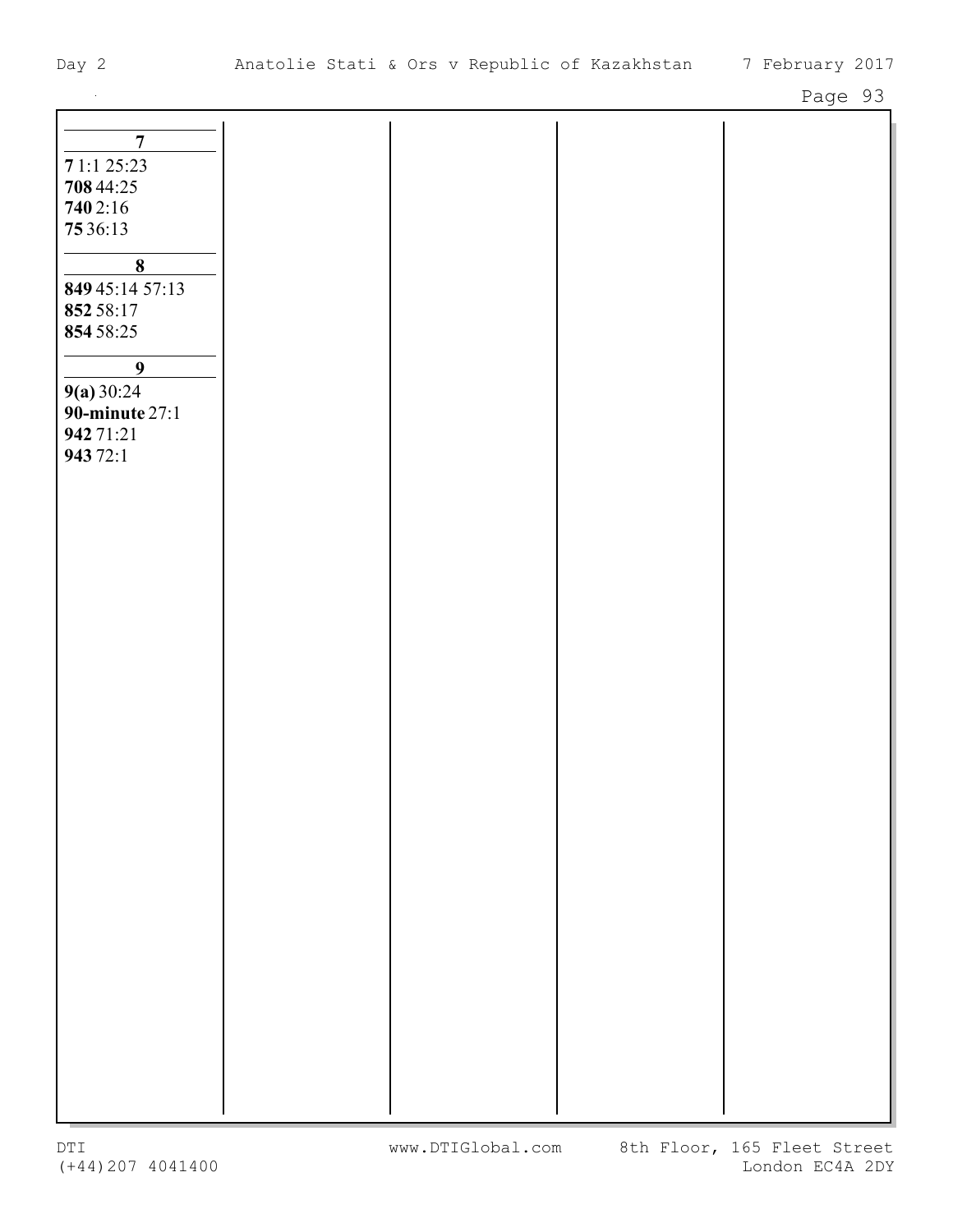**7**

**7** 1:1 25:23
**708** 44:25
**740** 2:16
**75** 36:13

**8**

**849** 45:14 57:13
**852** 58:17
**854** 58:25

**9**

**9(a)** 30:24
**90-minute** 27:1
**942** 71:21
**943** 72:1